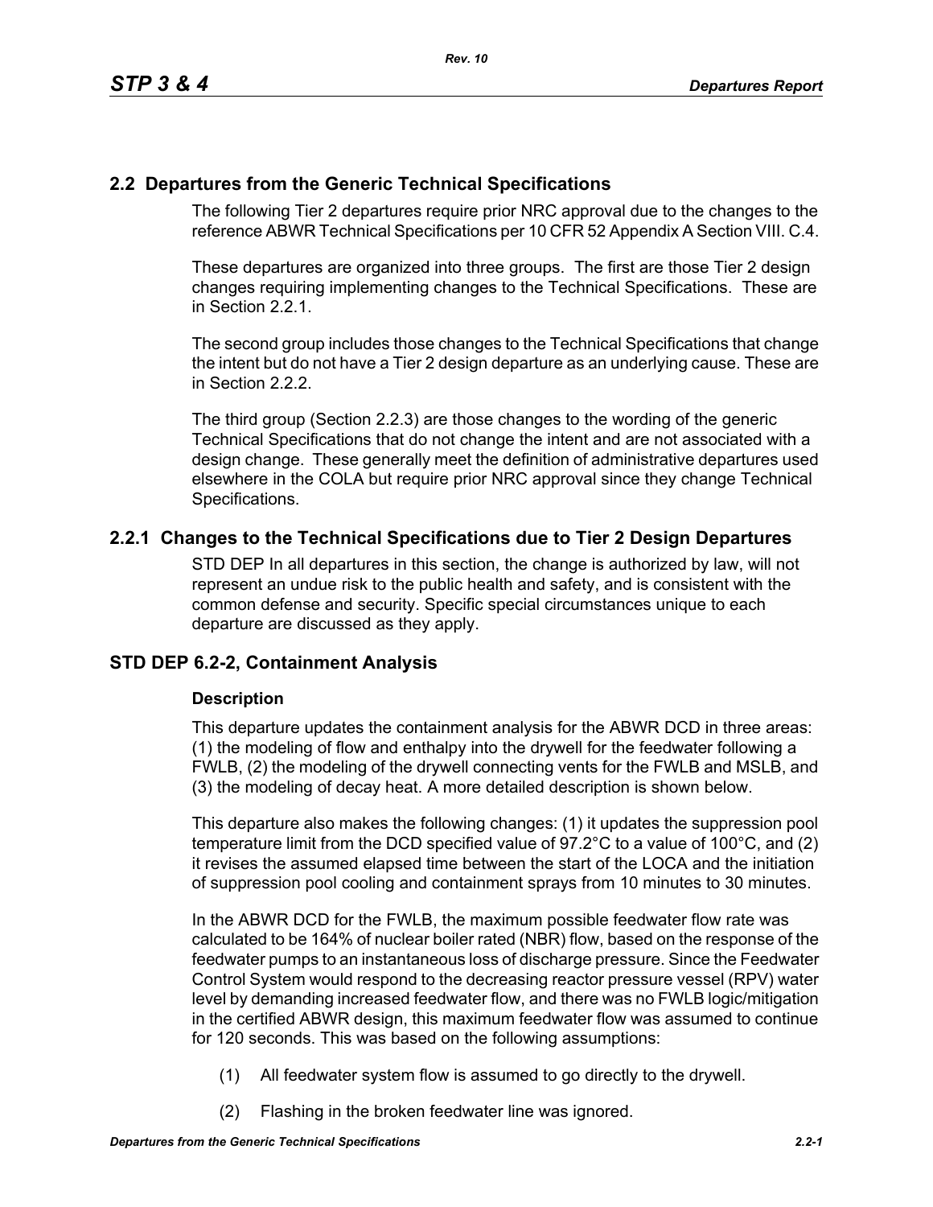## 2.2 Departures from the Generic Technical Specifications

The following Tier 2 departures require prior NRC approval due to the changes to the reference ABWR Technical Specifications per 10 CFR 52 Appendix A Section VIII. C.4.

These departures are organized into three groups. The first are those Tier 2 design changes requiring implementing changes to the Technical Specifications. These are in Section 2.2.1.

The second group includes those changes to the Technical Specifications that change the intent but do not have a Tier 2 design departure as an underlying cause. These are in Section 2.2.2.

The third group (Section 2.2.3) are those changes to the wording of the generic Technical Specifications that do not change the intent and are not associated with a design change. These generally meet the definition of administrative departures used elsewhere in the COLA but require prior NRC approval since they change Technical Specifications.

### 2.2.1 Changes to the Technical Specifications due to Tier 2 Design Departures

STD DEP In all departures in this section, the change is authorized by law, will not represent an undue risk to the public health and safety, and is consistent with the common defense and security. Specific special circumstances unique to each departure are discussed as they apply.

### STD DEP 6.2-2, Containment Analysis

**Description**

This departure updates the containment analysis for the ABWR DCD in three areas: (1) the modeling of flow and enthalpy into the drywell for the feedwater following a FWLB, (2) the modeling of the drywell connecting vents for the FWLB and MSLB, and (3) the modeling of decay heat. A more detailed description is shown below.

This departure also makes the following changes: (1) it updates the suppression pool temperature limit from the DCD specified value of 97.2°C to a value of 100°C, and (2) it revises the assumed elapsed time between the start of the LOCA and the initiation of suppression pool cooling and containment sprays from 10 minutes to 30 minutes.

In the ABWR DCD for the FWLB, the maximum possible feedwater flow rate was calculated to be 164% of nuclear boiler rated (NBR) flow, based on the response of the feedwater pumps to an instantaneous loss of discharge pressure. Since the Feedwater Control System would respond to the decreasing reactor pressure vessel (RPV) water level by demanding increased feedwater flow, and there was no FWLB logic/mitigation in the certified ABWR design, this maximum feedwater flow was assumed to continue for 120 seconds. This was based on the following assumptions:

(1) All feedwater system flow is assumed to go directly to the drywell.

(2) Flashing in the broken feedwater line was ignored.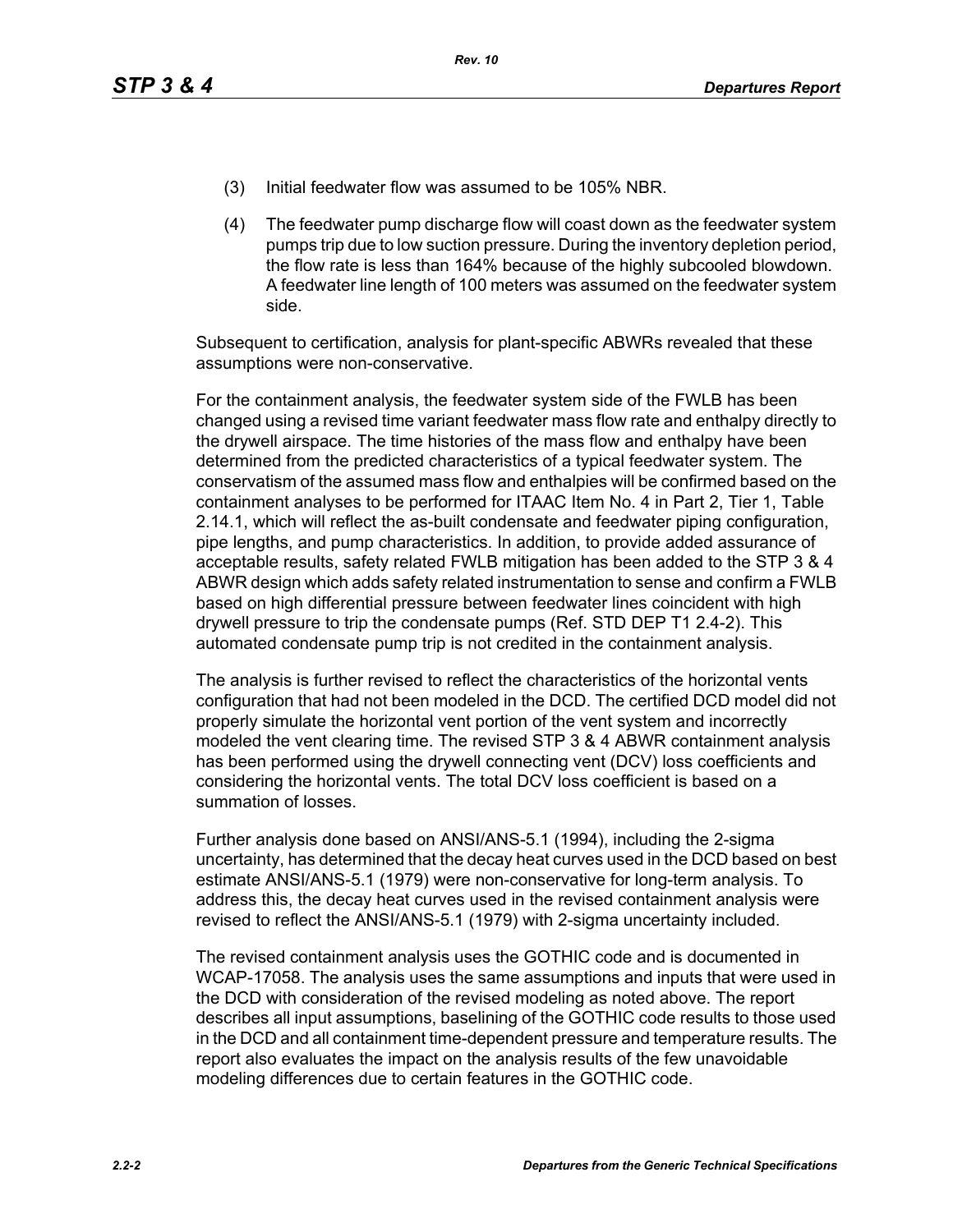(3) Initial feedwater flow was assumed to be 105% NBR.

(4) The feedwater pump discharge flow will coast down as the feedwater system pumps trip due to low suction pressure. During the inventory depletion period, the flow rate is less than 164% because of the highly subcooled blowdown. A feedwater line length of 100 meters was assumed on the feedwater system side.

Subsequent to certification, analysis for plant-specific ABWRs revealed that these assumptions were non-conservative.

For the containment analysis, the feedwater system side of the FWLB has been changed using a revised time variant feedwater mass flow rate and enthalpy directly to the drywell airspace. The time histories of the mass flow and enthalpy have been determined from the predicted characteristics of a typical feedwater system. The conservatism of the assumed mass flow and enthalpies will be confirmed based on the containment analyses to be performed for ITAAC Item No. 4 in Part 2, Tier 1, Table 2.14.1, which will reflect the as-built condensate and feedwater piping configuration, pipe lengths, and pump characteristics. In addition, to provide added assurance of acceptable results, safety related FWLB mitigation has been added to the STP 3 & 4 ABWR design which adds safety related instrumentation to sense and confirm a FWLB based on high differential pressure between feedwater lines coincident with high drywell pressure to trip the condensate pumps (Ref. STD DEP T1 2.4-2). This automated condensate pump trip is not credited in the containment analysis.

The analysis is further revised to reflect the characteristics of the horizontal vents configuration that had not been modeled in the DCD. The certified DCD model did not properly simulate the horizontal vent portion of the vent system and incorrectly modeled the vent clearing time. The revised STP 3 & 4 ABWR containment analysis has been performed using the drywell connecting vent (DCV) loss coefficients and considering the horizontal vents. The total DCV loss coefficient is based on a summation of losses.

Further analysis done based on ANSI/ANS-5.1 (1994), including the 2-sigma uncertainty, has determined that the decay heat curves used in the DCD based on best estimate ANSI/ANS-5.1 (1979) were non-conservative for long-term analysis. To address this, the decay heat curves used in the revised containment analysis were revised to reflect the ANSI/ANS-5.1 (1979) with 2-sigma uncertainty included.

The revised containment analysis uses the GOTHIC code and is documented in WCAP-17058. The analysis uses the same assumptions and inputs that were used in the DCD with consideration of the revised modeling as noted above. The report describes all input assumptions, baselining of the GOTHIC code results to those used in the DCD and all containment time-dependent pressure and temperature results. The report also evaluates the impact on the analysis results of the few unavoidable modeling differences due to certain features in the GOTHIC code.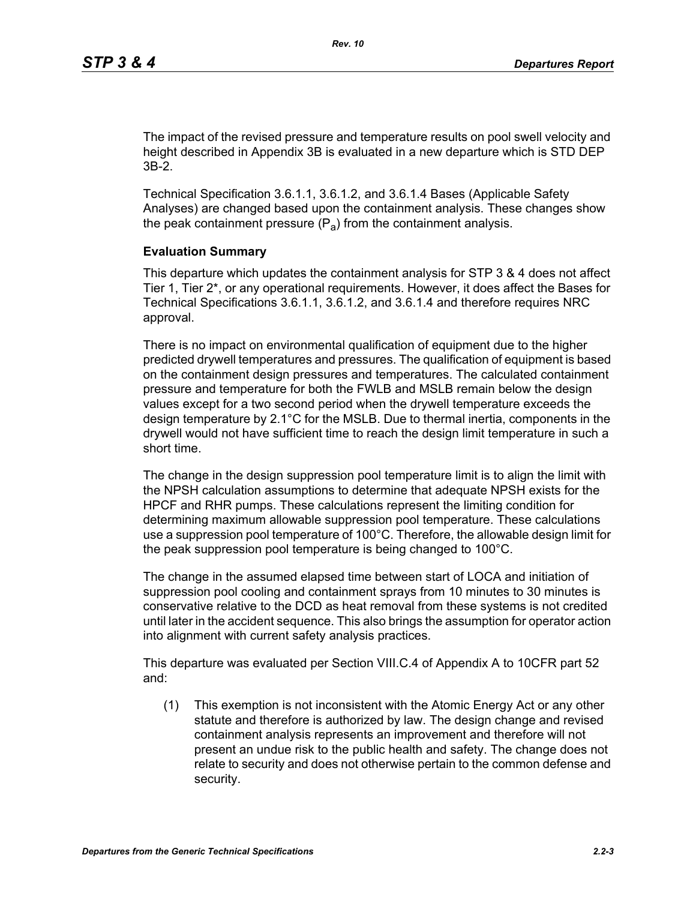The impact of the revised pressure and temperature results on pool swell velocity and height described in Appendix 3B is evaluated in a new departure which is STD DEP 3B-2.

Technical Specification 3.6.1.1, 3.6.1.2, and 3.6.1.4 Bases (Applicable Safety Analyses) are changed based upon the containment analysis. These changes show the peak containment pressure ($P_a$) from the containment analysis.

**Evaluation Summary**

This departure which updates the containment analysis for STP 3 & 4 does not affect Tier 1, Tier 2*, or any operational requirements. However, it does affect the Bases for Technical Specifications 3.6.1.1, 3.6.1.2, and 3.6.1.4 and therefore requires NRC approval.

There is no impact on environmental qualification of equipment due to the higher predicted drywell temperatures and pressures. The qualification of equipment is based on the containment design pressures and temperatures. The calculated containment pressure and temperature for both the FWLB and MSLB remain below the design values except for a two second period when the drywell temperature exceeds the design temperature by 2.1°C for the MSLB. Due to thermal inertia, components in the drywell would not have sufficient time to reach the design limit temperature in such a short time.

The change in the design suppression pool temperature limit is to align the limit with the NPSH calculation assumptions to determine that adequate NPSH exists for the HPCF and RHR pumps. These calculations represent the limiting condition for determining maximum allowable suppression pool temperature. These calculations use a suppression pool temperature of 100°C. Therefore, the allowable design limit for the peak suppression pool temperature is being changed to 100°C.

The change in the assumed elapsed time between start of LOCA and initiation of suppression pool cooling and containment sprays from 10 minutes to 30 minutes is conservative relative to the DCD as heat removal from these systems is not credited until later in the accident sequence. This also brings the assumption for operator action into alignment with current safety analysis practices.

This departure was evaluated per Section VIII.C.4 of Appendix A to 10CFR part 52 and:

(1) This exemption is not inconsistent with the Atomic Energy Act or any other statute and therefore is authorized by law. The design change and revised containment analysis represents an improvement and therefore will not present an undue risk to the public health and safety. The change does not relate to security and does not otherwise pertain to the common defense and security.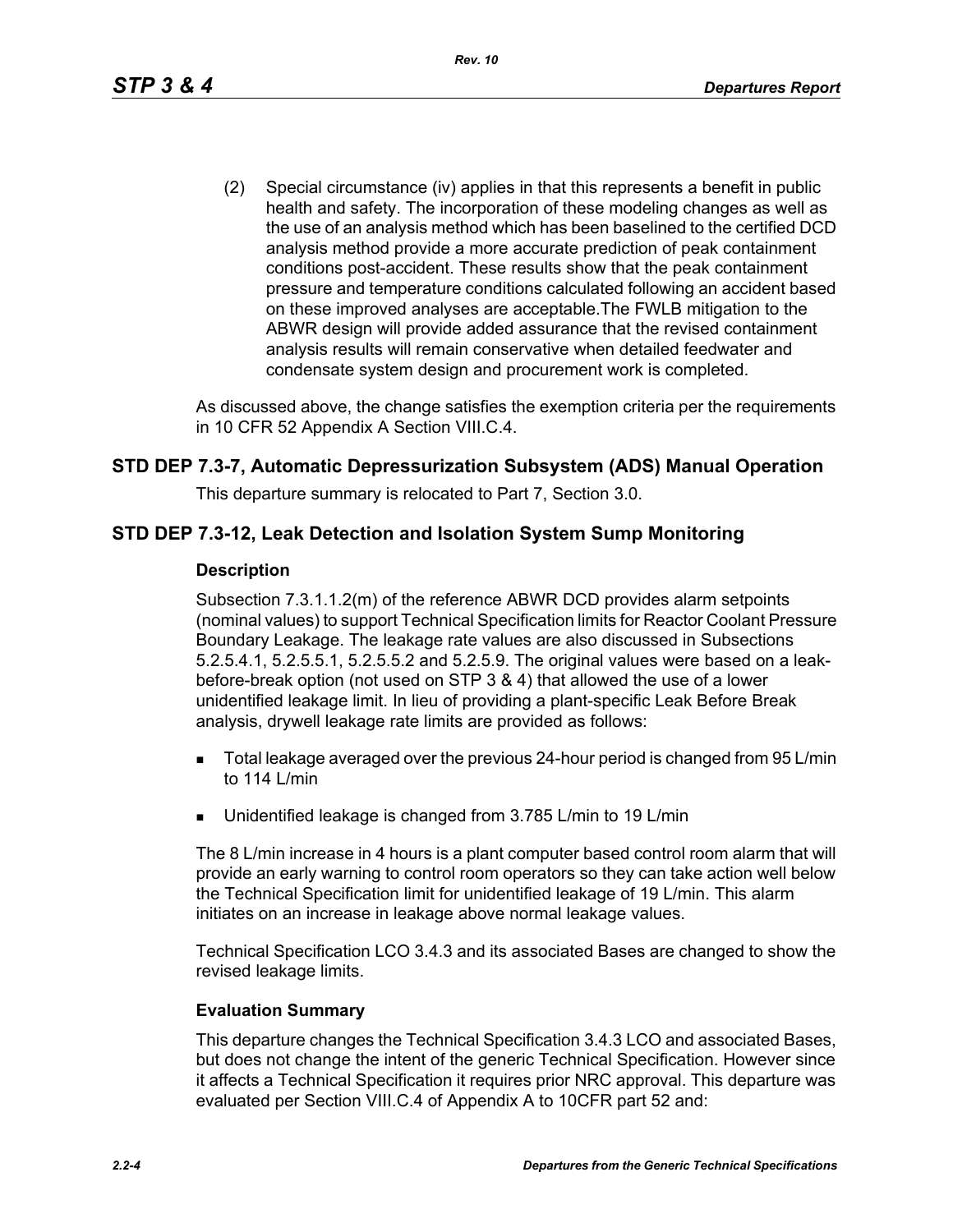(2) Special circumstance (iv) applies in that this represents a benefit in public health and safety. The incorporation of these modeling changes as well as the use of an analysis method which has been baselined to the certified DCD analysis method provide a more accurate prediction of peak containment conditions post-accident. These results show that the peak containment pressure and temperature conditions calculated following an accident based on these improved analyses are acceptable.The FWLB mitigation to the ABWR design will provide added assurance that the revised containment analysis results will remain conservative when detailed feedwater and condensate system design and procurement work is completed.

As discussed above, the change satisfies the exemption criteria per the requirements in 10 CFR 52 Appendix A Section VIII.C.4.

## STD DEP 7.3-7, Automatic Depressurization Subsystem (ADS) Manual Operation

This departure summary is relocated to Part 7, Section 3.0.

## STD DEP 7.3-12, Leak Detection and Isolation System Sump Monitoring

### Description

Subsection 7.3.1.1.2(m) of the reference ABWR DCD provides alarm setpoints (nominal values) to support Technical Specification limits for Reactor Coolant Pressure Boundary Leakage. The leakage rate values are also discussed in Subsections 5.2.5.4.1, 5.2.5.5.1, 5.2.5.5.2 and 5.2.5.9. The original values were based on a leak-before-break option (not used on STP 3 & 4) that allowed the use of a lower unidentified leakage limit. In lieu of providing a plant-specific Leak Before Break analysis, drywell leakage rate limits are provided as follows:

- Total leakage averaged over the previous 24-hour period is changed from 95 L/min to 114 L/min
- Unidentified leakage is changed from 3.785 L/min to 19 L/min

The 8 L/min increase in 4 hours is a plant computer based control room alarm that will provide an early warning to control room operators so they can take action well below the Technical Specification limit for unidentified leakage of 19 L/min. This alarm initiates on an increase in leakage above normal leakage values.

Technical Specification LCO 3.4.3 and its associated Bases are changed to show the revised leakage limits.

### Evaluation Summary

This departure changes the Technical Specification 3.4.3 LCO and associated Bases, but does not change the intent of the generic Technical Specification. However since it affects a Technical Specification it requires prior NRC approval. This departure was evaluated per Section VIII.C.4 of Appendix A to 10CFR part 52 and: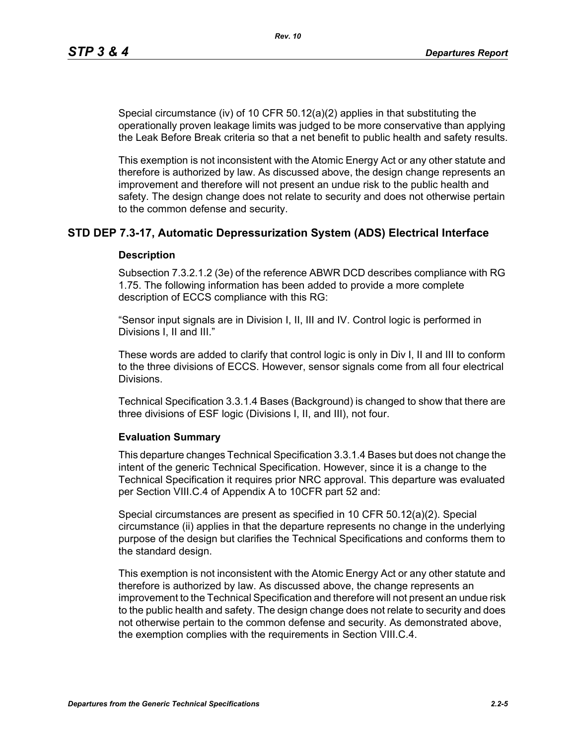Special circumstance (iv) of 10 CFR 50.12(a)(2) applies in that substituting the operationally proven leakage limits was judged to be more conservative than applying the Leak Before Break criteria so that a net benefit to public health and safety results.

This exemption is not inconsistent with the Atomic Energy Act or any other statute and therefore is authorized by law. As discussed above, the design change represents an improvement and therefore will not present an undue risk to the public health and safety. The design change does not relate to security and does not otherwise pertain to the common defense and security.

## STD DEP 7.3-17, Automatic Depressurization System (ADS) Electrical Interface

### Description

Subsection 7.3.2.1.2 (3e) of the reference ABWR DCD describes compliance with RG 1.75. The following information has been added to provide a more complete description of ECCS compliance with this RG:

"Sensor input signals are in Division I, II, III and IV. Control logic is performed in Divisions I, II and III."

These words are added to clarify that control logic is only in Div I, II and III to conform to the three divisions of ECCS. However, sensor signals come from all four electrical Divisions.

Technical Specification 3.3.1.4 Bases (Background) is changed to show that there are three divisions of ESF logic (Divisions I, II, and III), not four.

### Evaluation Summary

This departure changes Technical Specification 3.3.1.4 Bases but does not change the intent of the generic Technical Specification. However, since it is a change to the Technical Specification it requires prior NRC approval. This departure was evaluated per Section VIII.C.4 of Appendix A to 10CFR part 52 and:

Special circumstances are present as specified in 10 CFR 50.12(a)(2). Special circumstance (ii) applies in that the departure represents no change in the underlying purpose of the design but clarifies the Technical Specifications and conforms them to the standard design.

This exemption is not inconsistent with the Atomic Energy Act or any other statute and therefore is authorized by law. As discussed above, the change represents an improvement to the Technical Specification and therefore will not present an undue risk to the public health and safety. The design change does not relate to security and does not otherwise pertain to the common defense and security. As demonstrated above, the exemption complies with the requirements in Section VIII.C.4.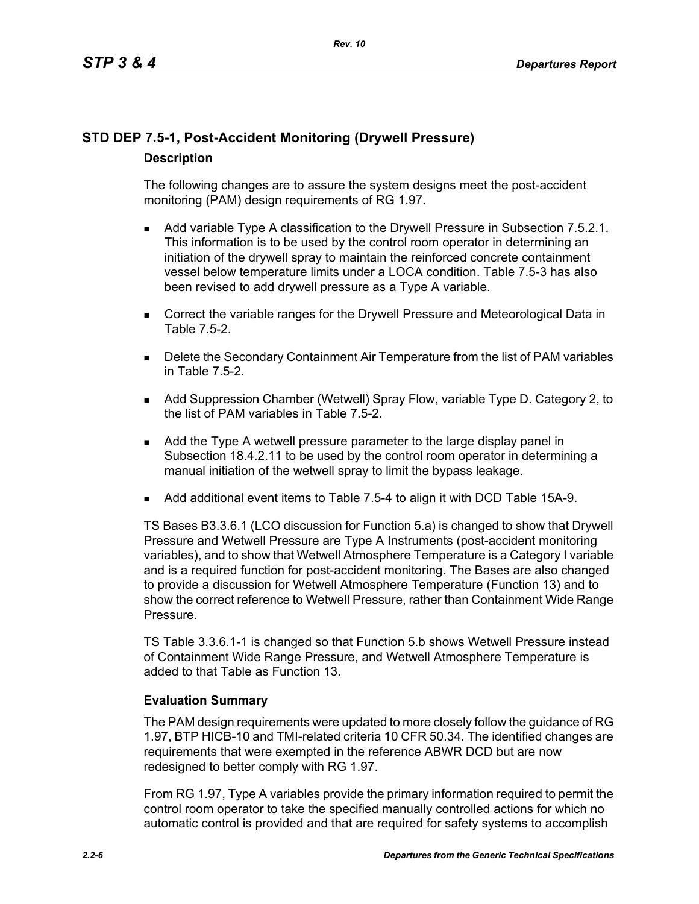## STD DEP 7.5-1, Post-Accident Monitoring (Drywell Pressure)

### Description

The following changes are to assure the system designs meet the post-accident monitoring (PAM) design requirements of RG 1.97.

- Add variable Type A classification to the Drywell Pressure in Subsection 7.5.2.1. This information is to be used by the control room operator in determining an initiation of the drywell spray to maintain the reinforced concrete containment vessel below temperature limits under a LOCA condition. Table 7.5-3 has also been revised to add drywell pressure as a Type A variable.
- Correct the variable ranges for the Drywell Pressure and Meteorological Data in Table 7.5-2.
- Delete the Secondary Containment Air Temperature from the list of PAM variables in Table 7.5-2.
- Add Suppression Chamber (Wetwell) Spray Flow, variable Type D. Category 2, to the list of PAM variables in Table 7.5-2.
- Add the Type A wetwell pressure parameter to the large display panel in Subsection 18.4.2.11 to be used by the control room operator in determining a manual initiation of the wetwell spray to limit the bypass leakage.
- Add additional event items to Table 7.5-4 to align it with DCD Table 15A-9.

TS Bases B3.3.6.1 (LCO discussion for Function 5.a) is changed to show that Drywell Pressure and Wetwell Pressure are Type A Instruments (post-accident monitoring variables), and to show that Wetwell Atmosphere Temperature is a Category I variable and is a required function for post-accident monitoring. The Bases are also changed to provide a discussion for Wetwell Atmosphere Temperature (Function 13) and to show the correct reference to Wetwell Pressure, rather than Containment Wide Range Pressure.

TS Table 3.3.6.1-1 is changed so that Function 5.b shows Wetwell Pressure instead of Containment Wide Range Pressure, and Wetwell Atmosphere Temperature is added to that Table as Function 13.

### Evaluation Summary

The PAM design requirements were updated to more closely follow the guidance of RG 1.97, BTP HICB-10 and TMI-related criteria 10 CFR 50.34. The identified changes are requirements that were exempted in the reference ABWR DCD but are now redesigned to better comply with RG 1.97.

From RG 1.97, Type A variables provide the primary information required to permit the control room operator to take the specified manually controlled actions for which no automatic control is provided and that are required for safety systems to accomplish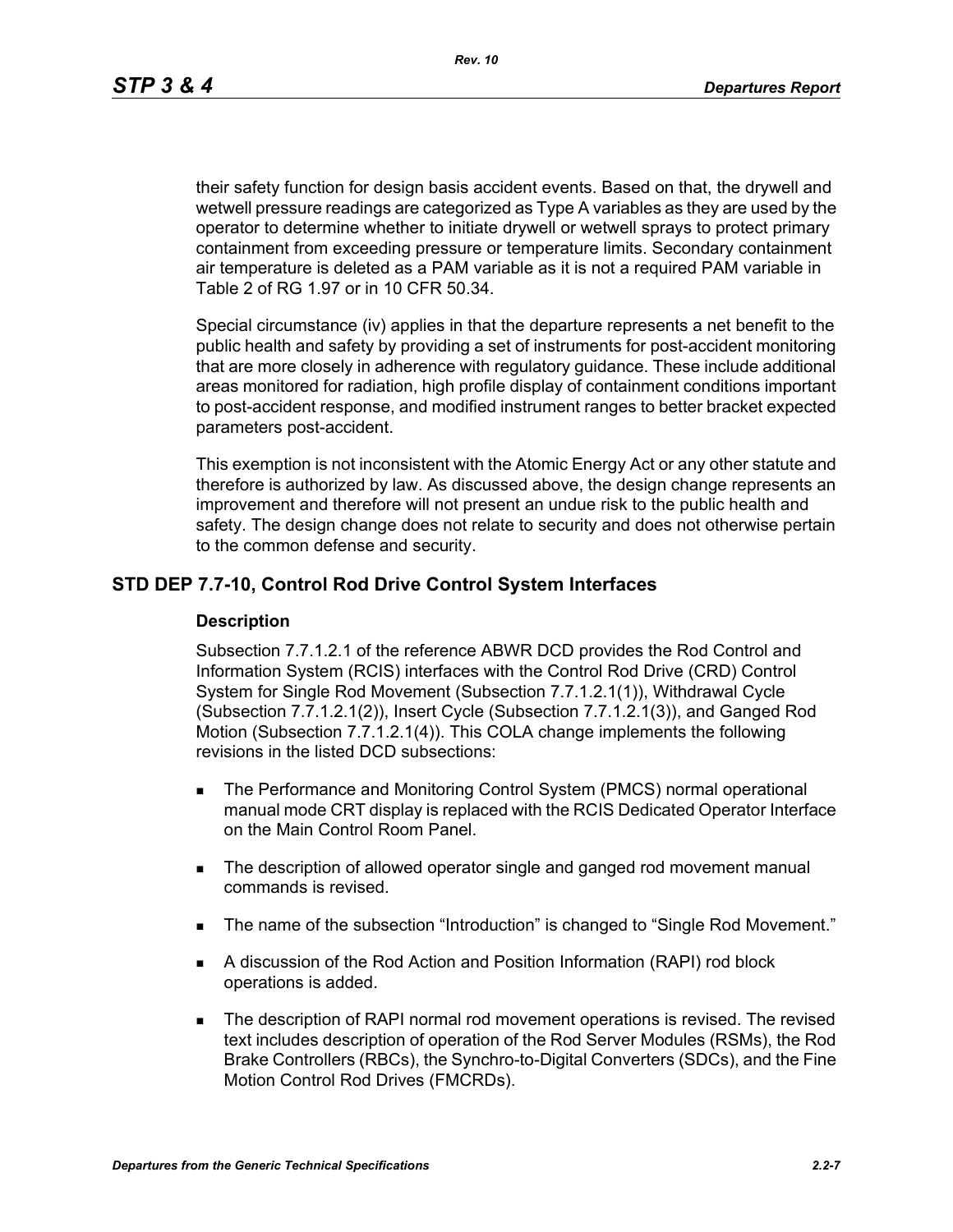their safety function for design basis accident events. Based on that, the drywell and wetwell pressure readings are categorized as Type A variables as they are used by the operator to determine whether to initiate drywell or wetwell sprays to protect primary containment from exceeding pressure or temperature limits. Secondary containment air temperature is deleted as a PAM variable as it is not a required PAM variable in Table 2 of RG 1.97 or in 10 CFR 50.34.

Special circumstance (iv) applies in that the departure represents a net benefit to the public health and safety by providing a set of instruments for post-accident monitoring that are more closely in adherence with regulatory guidance. These include additional areas monitored for radiation, high profile display of containment conditions important to post-accident response, and modified instrument ranges to better bracket expected parameters post-accident.

This exemption is not inconsistent with the Atomic Energy Act or any other statute and therefore is authorized by law. As discussed above, the design change represents an improvement and therefore will not present an undue risk to the public health and safety. The design change does not relate to security and does not otherwise pertain to the common defense and security.

## STD DEP 7.7-10, Control Rod Drive Control System Interfaces

### Description

Subsection 7.7.1.2.1 of the reference ABWR DCD provides the Rod Control and Information System (RCIS) interfaces with the Control Rod Drive (CRD) Control System for Single Rod Movement (Subsection 7.7.1.2.1(1)), Withdrawal Cycle (Subsection 7.7.1.2.1(2)), Insert Cycle (Subsection 7.7.1.2.1(3)), and Ganged Rod Motion (Subsection 7.7.1.2.1(4)). This COLA change implements the following revisions in the listed DCD subsections:

- The Performance and Monitoring Control System (PMCS) normal operational manual mode CRT display is replaced with the RCIS Dedicated Operator Interface on the Main Control Room Panel.
- The description of allowed operator single and ganged rod movement manual commands is revised.
- The name of the subsection “Introduction” is changed to “Single Rod Movement.”
- A discussion of the Rod Action and Position Information (RAPI) rod block operations is added.
- The description of RAPI normal rod movement operations is revised. The revised text includes description of operation of the Rod Server Modules (RSMs), the Rod Brake Controllers (RBCs), the Synchro-to-Digital Converters (SDCs), and the Fine Motion Control Rod Drives (FMCRDs).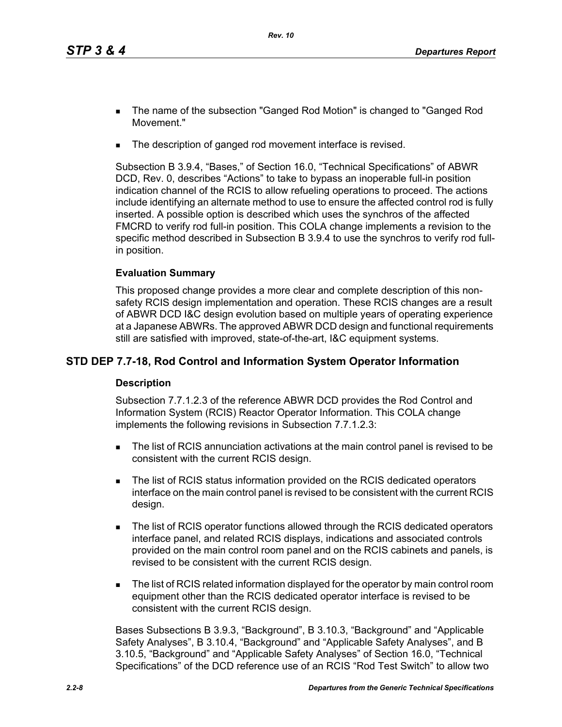- The name of the subsection "Ganged Rod Motion" is changed to "Ganged Rod Movement."
- The description of ganged rod movement interface is revised.

Subsection B 3.9.4, "Bases," of Section 16.0, "Technical Specifications" of ABWR DCD, Rev. 0, describes "Actions" to take to bypass an inoperable full-in position indication channel of the RCIS to allow refueling operations to proceed. The actions include identifying an alternate method to use to ensure the affected control rod is fully inserted. A possible option is described which uses the synchros of the affected FMCRD to verify rod full-in position. This COLA change implements a revision to the specific method described in Subsection B 3.9.4 to use the synchros to verify rod full-in position.

### Evaluation Summary

This proposed change provides a more clear and complete description of this non-safety RCIS design implementation and operation. These RCIS changes are a result of ABWR DCD I&C design evolution based on multiple years of operating experience at a Japanese ABWRs. The approved ABWR DCD design and functional requirements still are satisfied with improved, state-of-the-art, I&C equipment systems.

## STD DEP 7.7-18, Rod Control and Information System Operator Information

### Description

Subsection 7.7.1.2.3 of the reference ABWR DCD provides the Rod Control and Information System (RCIS) Reactor Operator Information. This COLA change implements the following revisions in Subsection 7.7.1.2.3:

- The list of RCIS annunciation activations at the main control panel is revised to be consistent with the current RCIS design.
- The list of RCIS status information provided on the RCIS dedicated operators interface on the main control panel is revised to be consistent with the current RCIS design.
- The list of RCIS operator functions allowed through the RCIS dedicated operators interface panel, and related RCIS displays, indications and associated controls provided on the main control room panel and on the RCIS cabinets and panels, is revised to be consistent with the current RCIS design.
- The list of RCIS related information displayed for the operator by main control room equipment other than the RCIS dedicated operator interface is revised to be consistent with the current RCIS design.

Bases Subsections B 3.9.3, "Background", B 3.10.3, "Background" and "Applicable Safety Analyses", B 3.10.4, "Background" and "Applicable Safety Analyses", and B 3.10.5, "Background" and "Applicable Safety Analyses" of Section 16.0, "Technical Specifications" of the DCD reference use of an RCIS "Rod Test Switch" to allow two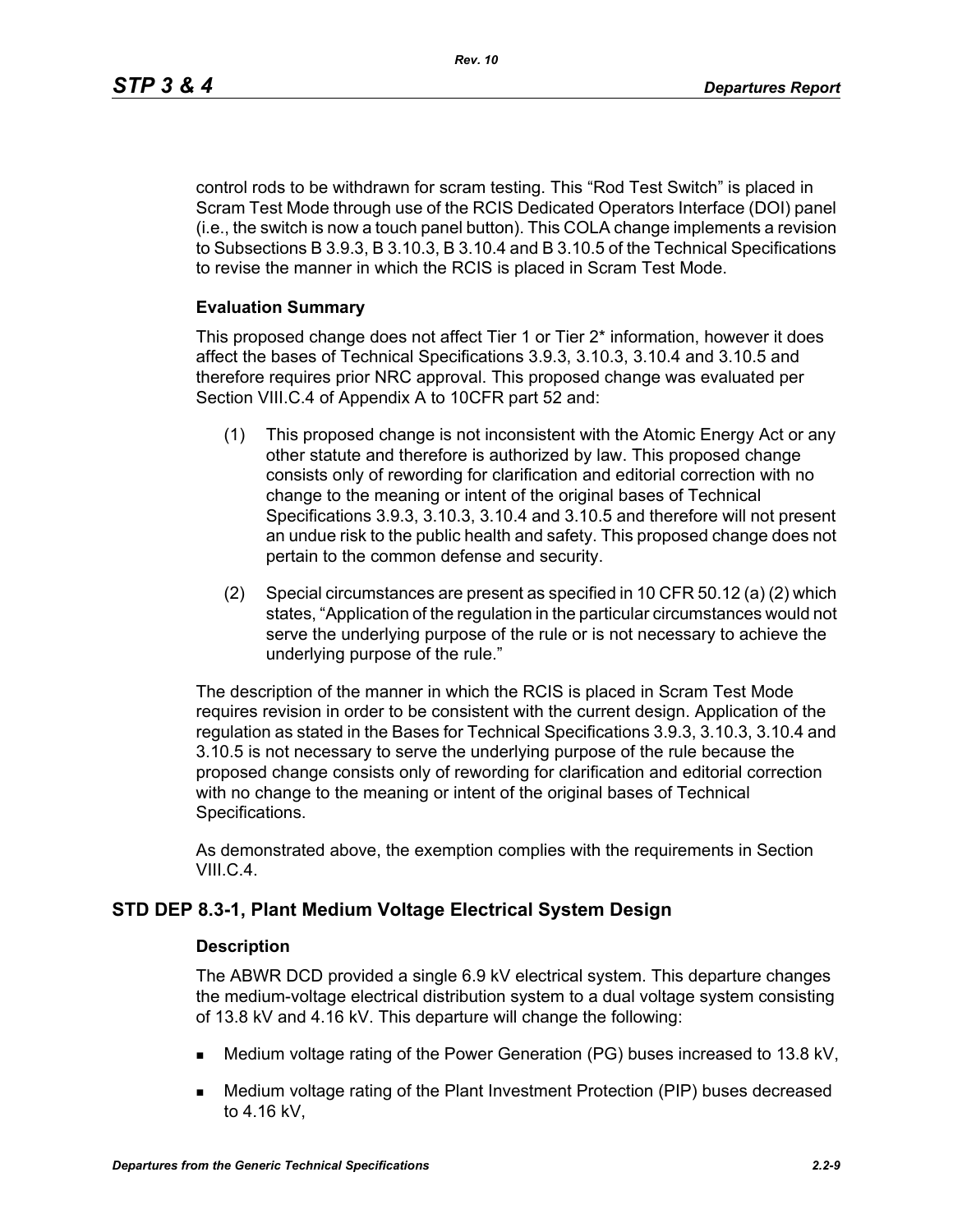control rods to be withdrawn for scram testing. This “Rod Test Switch” is placed in Scram Test Mode through use of the RCIS Dedicated Operators Interface (DOI) panel (i.e., the switch is now a touch panel button). This COLA change implements a revision to Subsections B 3.9.3, B 3.10.3, B 3.10.4 and B 3.10.5 of the Technical Specifications to revise the manner in which the RCIS is placed in Scram Test Mode.

**Evaluation Summary**

This proposed change does not affect Tier 1 or Tier 2* information, however it does affect the bases of Technical Specifications 3.9.3, 3.10.3, 3.10.4 and 3.10.5 and therefore requires prior NRC approval. This proposed change was evaluated per Section VIII.C.4 of Appendix A to 10CFR part 52 and:

(1) This proposed change is not inconsistent with the Atomic Energy Act or any other statute and therefore is authorized by law. This proposed change consists only of rewording for clarification and editorial correction with no change to the meaning or intent of the original bases of Technical Specifications 3.9.3, 3.10.3, 3.10.4 and 3.10.5 and therefore will not present an undue risk to the public health and safety. This proposed change does not pertain to the common defense and security.

(2) Special circumstances are present as specified in 10 CFR 50.12 (a) (2) which states, “Application of the regulation in the particular circumstances would not serve the underlying purpose of the rule or is not necessary to achieve the underlying purpose of the rule.”

The description of the manner in which the RCIS is placed in Scram Test Mode requires revision in order to be consistent with the current design. Application of the regulation as stated in the Bases for Technical Specifications 3.9.3, 3.10.3, 3.10.4 and 3.10.5 is not necessary to serve the underlying purpose of the rule because the proposed change consists only of rewording for clarification and editorial correction with no change to the meaning or intent of the original bases of Technical Specifications.

As demonstrated above, the exemption complies with the requirements in Section VIII.C.4.

## STD DEP 8.3-1, Plant Medium Voltage Electrical System Design

**Description**

The ABWR DCD provided a single 6.9 kV electrical system. This departure changes the medium-voltage electrical distribution system to a dual voltage system consisting of 13.8 kV and 4.16 kV. This departure will change the following:

- Medium voltage rating of the Power Generation (PG) buses increased to 13.8 kV,
- Medium voltage rating of the Plant Investment Protection (PIP) buses decreased to 4.16 kV,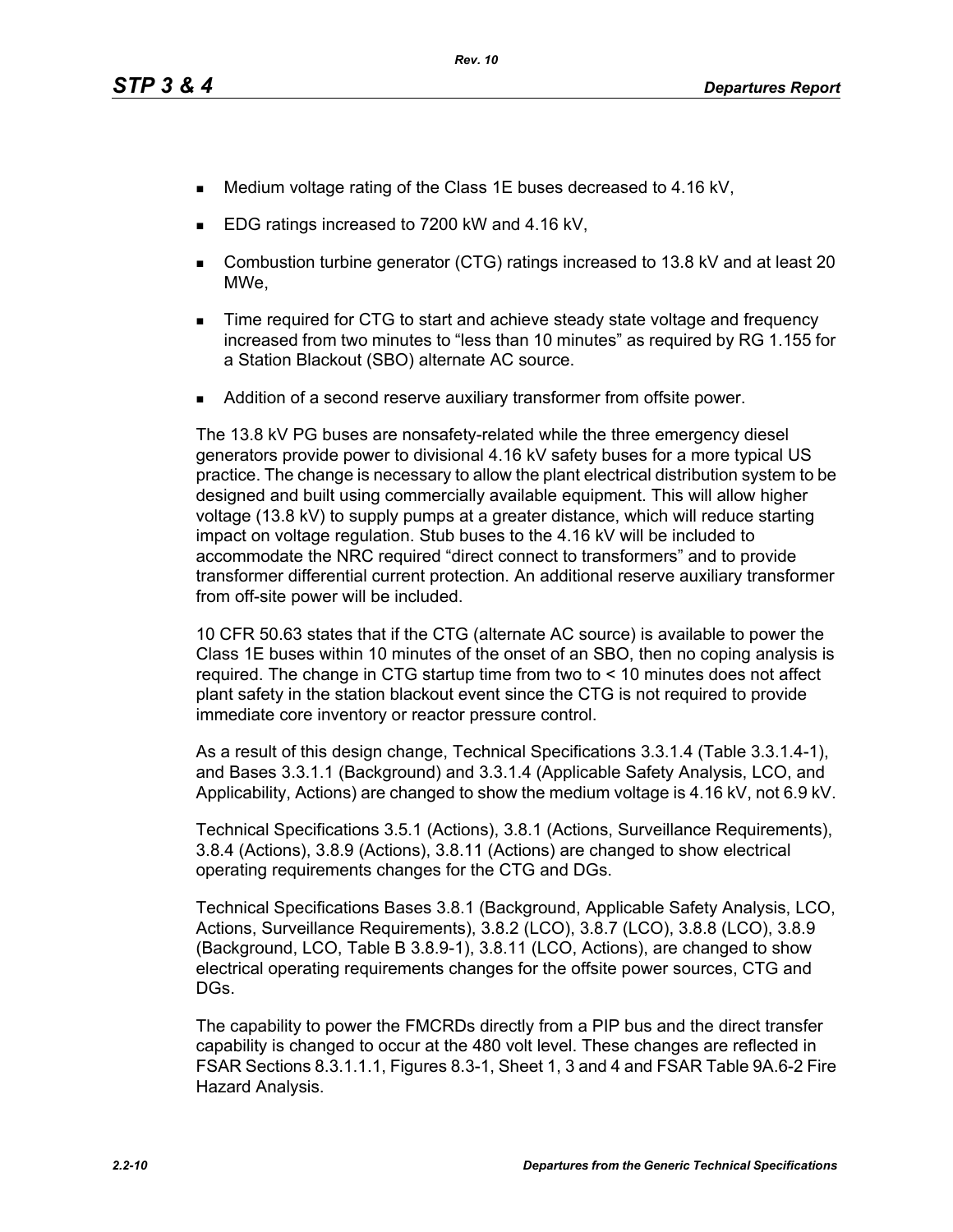- Medium voltage rating of the Class 1E buses decreased to 4.16 kV,
- EDG ratings increased to 7200 kW and 4.16 kV,
- Combustion turbine generator (CTG) ratings increased to 13.8 kV and at least 20 MWe,
- Time required for CTG to start and achieve steady state voltage and frequency increased from two minutes to “less than 10 minutes” as required by RG 1.155 for a Station Blackout (SBO) alternate AC source.
- Addition of a second reserve auxiliary transformer from offsite power.

The 13.8 kV PG buses are nonsafety-related while the three emergency diesel generators provide power to divisional 4.16 kV safety buses for a more typical US practice. The change is necessary to allow the plant electrical distribution system to be designed and built using commercially available equipment. This will allow higher voltage (13.8 kV) to supply pumps at a greater distance, which will reduce starting impact on voltage regulation. Stub buses to the 4.16 kV will be included to accommodate the NRC required “direct connect to transformers” and to provide transformer differential current protection. An additional reserve auxiliary transformer from off-site power will be included.

10 CFR 50.63 states that if the CTG (alternate AC source) is available to power the Class 1E buses within 10 minutes of the onset of an SBO, then no coping analysis is required. The change in CTG startup time from two to < 10 minutes does not affect plant safety in the station blackout event since the CTG is not required to provide immediate core inventory or reactor pressure control.

As a result of this design change, Technical Specifications 3.3.1.4 (Table 3.3.1.4-1), and Bases 3.3.1.1 (Background) and 3.3.1.4 (Applicable Safety Analysis, LCO, and Applicability, Actions) are changed to show the medium voltage is 4.16 kV, not 6.9 kV.

Technical Specifications 3.5.1 (Actions), 3.8.1 (Actions, Surveillance Requirements), 3.8.4 (Actions), 3.8.9 (Actions), 3.8.11 (Actions) are changed to show electrical operating requirements changes for the CTG and DGs.

Technical Specifications Bases 3.8.1 (Background, Applicable Safety Analysis, LCO, Actions, Surveillance Requirements), 3.8.2 (LCO), 3.8.7 (LCO), 3.8.8 (LCO), 3.8.9 (Background, LCO, Table B 3.8.9-1), 3.8.11 (LCO, Actions), are changed to show electrical operating requirements changes for the offsite power sources, CTG and DGs.

The capability to power the FMCRDs directly from a PIP bus and the direct transfer capability is changed to occur at the 480 volt level. These changes are reflected in FSAR Sections 8.3.1.1.1, Figures 8.3-1, Sheet 1, 3 and 4 and FSAR Table 9A.6-2 Fire Hazard Analysis.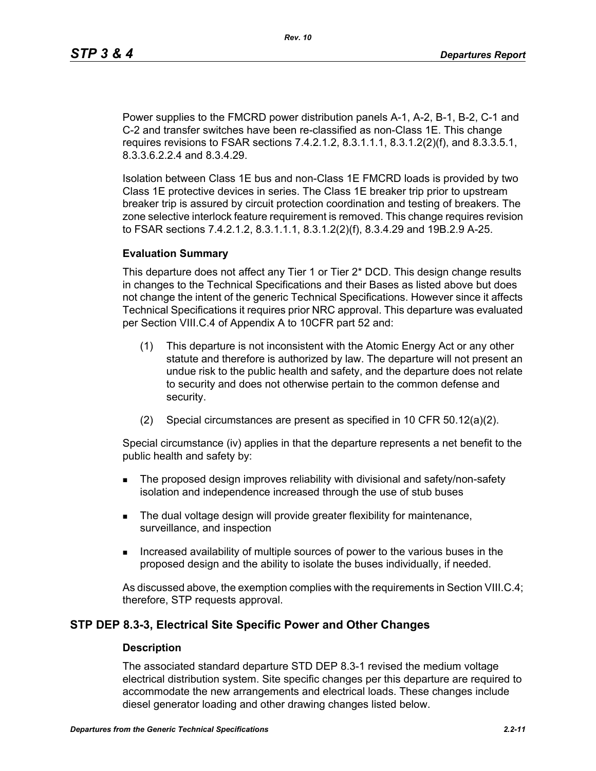Power supplies to the FMCRD power distribution panels A-1, A-2, B-1, B-2, C-1 and C-2 and transfer switches have been re-classified as non-Class 1E. This change requires revisions to FSAR sections 7.4.2.1.2, 8.3.1.1.1, 8.3.1.2(2)(f), and 8.3.3.5.1, 8.3.3.6.2.2.4 and 8.3.4.29.

Isolation between Class 1E bus and non-Class 1E FMCRD loads is provided by two Class 1E protective devices in series. The Class 1E breaker trip prior to upstream breaker trip is assured by circuit protection coordination and testing of breakers. The zone selective interlock feature requirement is removed. This change requires revision to FSAR sections 7.4.2.1.2, 8.3.1.1.1, 8.3.1.2(2)(f), 8.3.4.29 and 19B.2.9 A-25.

#### Evaluation Summary

This departure does not affect any Tier 1 or Tier 2* DCD. This design change results in changes to the Technical Specifications and their Bases as listed above but does not change the intent of the generic Technical Specifications. However since it affects Technical Specifications it requires prior NRC approval. This departure was evaluated per Section VIII.C.4 of Appendix A to 10CFR part 52 and:

(1) This departure is not inconsistent with the Atomic Energy Act or any other statute and therefore is authorized by law. The departure will not present an undue risk to the public health and safety, and the departure does not relate to security and does not otherwise pertain to the common defense and security.

(2) Special circumstances are present as specified in 10 CFR 50.12(a)(2).

Special circumstance (iv) applies in that the departure represents a net benefit to the public health and safety by:

- The proposed design improves reliability with divisional and safety/non-safety isolation and independence increased through the use of stub buses
- The dual voltage design will provide greater flexibility for maintenance, surveillance, and inspection
- Increased availability of multiple sources of power to the various buses in the proposed design and the ability to isolate the buses individually, if needed.

As discussed above, the exemption complies with the requirements in Section VIII.C.4; therefore, STP requests approval.

### STP DEP 8.3-3, Electrical Site Specific Power and Other Changes

#### Description

The associated standard departure STD DEP 8.3-1 revised the medium voltage electrical distribution system. Site specific changes per this departure are required to accommodate the new arrangements and electrical loads. These changes include diesel generator loading and other drawing changes listed below.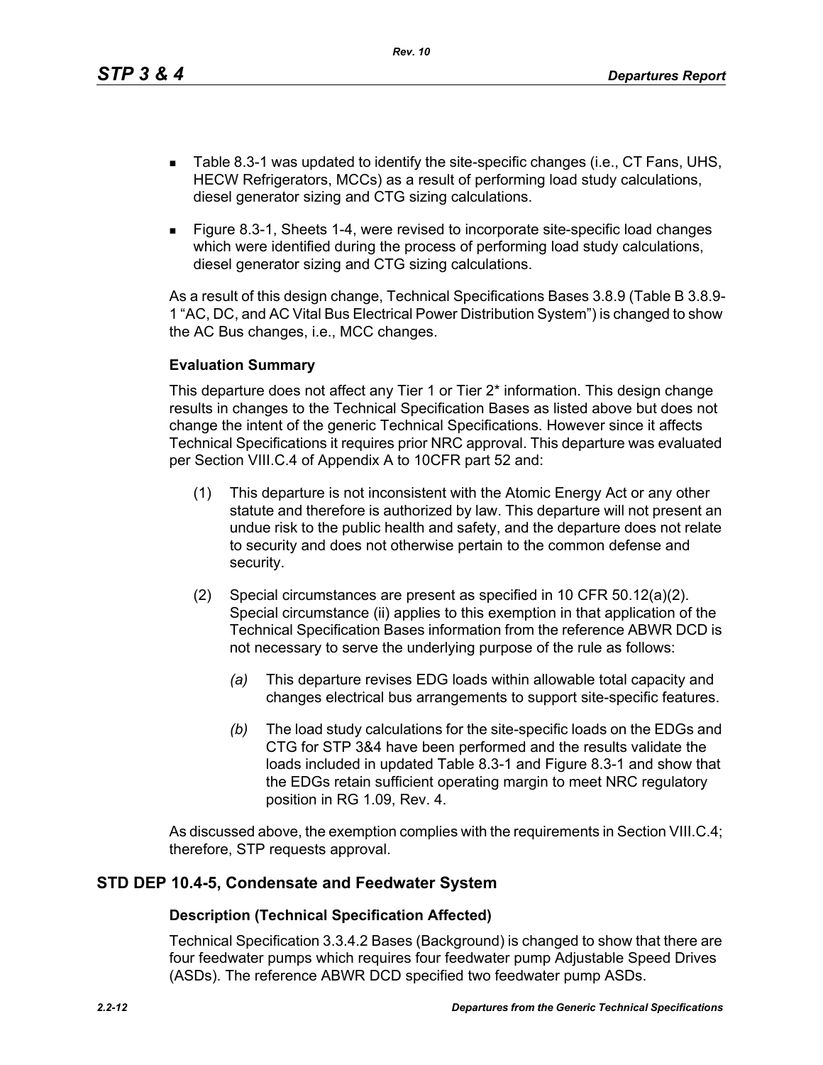- Table 8.3-1 was updated to identify the site-specific changes (i.e., CT Fans, UHS, HECW Refrigerators, MCCs) as a result of performing load study calculations, diesel generator sizing and CTG sizing calculations.
- Figure 8.3-1, Sheets 1-4, were revised to incorporate site-specific load changes which were identified during the process of performing load study calculations, diesel generator sizing and CTG sizing calculations.

As a result of this design change, Technical Specifications Bases 3.8.9 (Table B 3.8.9-1 "AC, DC, and AC Vital Bus Electrical Power Distribution System") is changed to show the AC Bus changes, i.e., MCC changes.

### Evaluation Summary

This departure does not affect any Tier 1 or Tier 2* information. This design change results in changes to the Technical Specification Bases as listed above but does not change the intent of the generic Technical Specifications. However since it affects Technical Specifications it requires prior NRC approval. This departure was evaluated per Section VIII.C.4 of Appendix A to 10CFR part 52 and:

(1) This departure is not inconsistent with the Atomic Energy Act or any other statute and therefore is authorized by law. This departure will not present an undue risk to the public health and safety, and the departure does not relate to security and does not otherwise pertain to the common defense and security.

(2) Special circumstances are present as specified in 10 CFR 50.12(a)(2). Special circumstance (ii) applies to this exemption in that application of the Technical Specification Bases information from the reference ABWR DCD is not necessary to serve the underlying purpose of the rule as follows:

*(a)* This departure revises EDG loads within allowable total capacity and changes electrical bus arrangements to support site-specific features.

*(b)* The load study calculations for the site-specific loads on the EDGs and CTG for STP 3&4 have been performed and the results validate the loads included in updated Table 8.3-1 and Figure 8.3-1 and show that the EDGs retain sufficient operating margin to meet NRC regulatory position in RG 1.09, Rev. 4.

As discussed above, the exemption complies with the requirements in Section VIII.C.4; therefore, STP requests approval.

## STD DEP 10.4-5, Condensate and Feedwater System

### Description (Technical Specification Affected)

Technical Specification 3.3.4.2 Bases (Background) is changed to show that there are four feedwater pumps which requires four feedwater pump Adjustable Speed Drives (ASDs). The reference ABWR DCD specified two feedwater pump ASDs.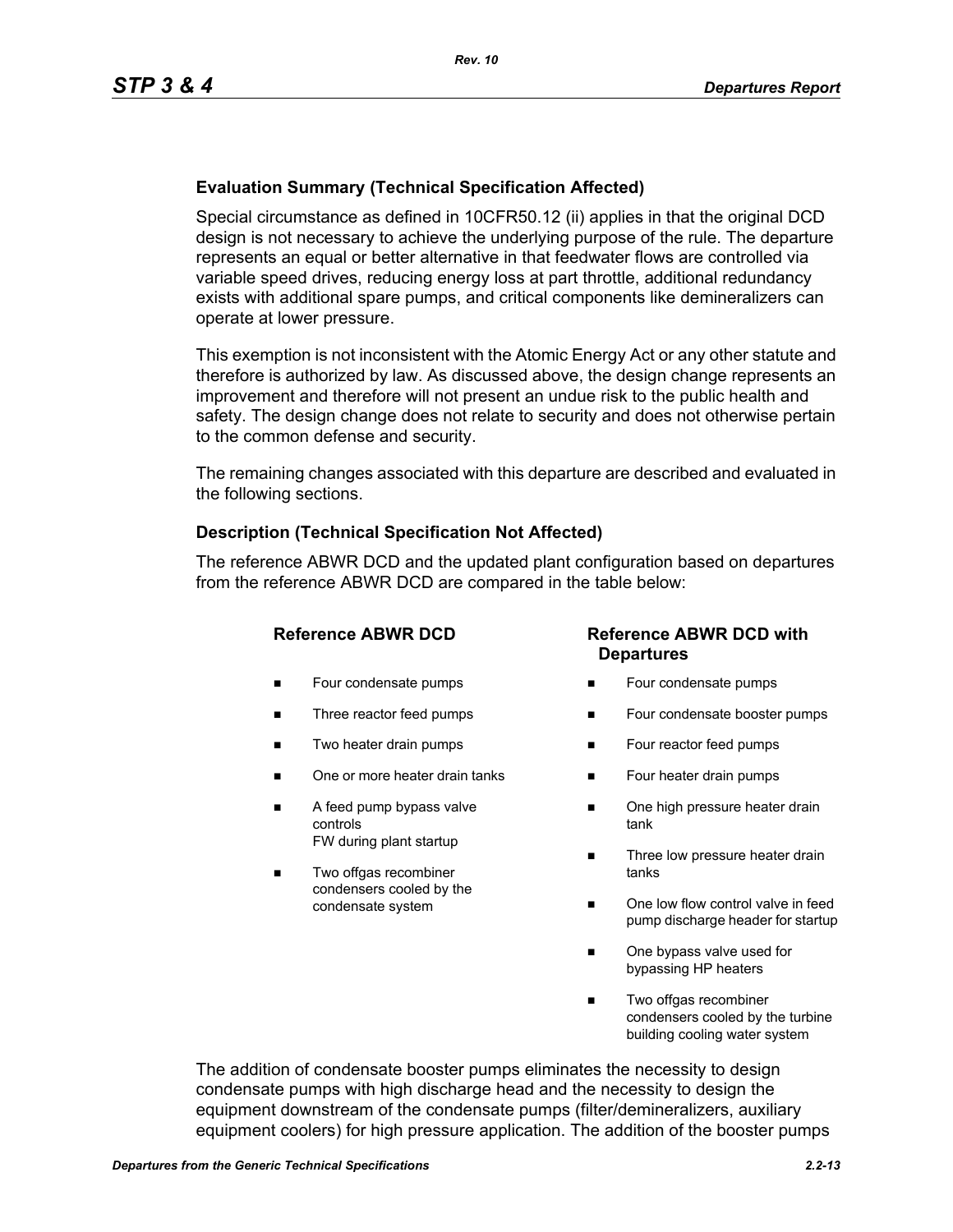**Evaluation Summary (Technical Specification Affected)**

Special circumstance as defined in 10CFR50.12 (ii) applies in that the original DCD design is not necessary to achieve the underlying purpose of the rule. The departure represents an equal or better alternative in that feedwater flows are controlled via variable speed drives, reducing energy loss at part throttle, additional redundancy exists with additional spare pumps, and critical components like demineralizers can operate at lower pressure.

This exemption is not inconsistent with the Atomic Energy Act or any other statute and therefore is authorized by law. As discussed above, the design change represents an improvement and therefore will not present an undue risk to the public health and safety. The design change does not relate to security and does not otherwise pertain to the common defense and security.

The remaining changes associated with this departure are described and evaluated in the following sections.

**Description (Technical Specification Not Affected)**

The reference ABWR DCD and the updated plant configuration based on departures from the reference ABWR DCD are compared in the table below:

| Reference ABWR DCD | Reference ABWR DCD with Departures |
|---|---|
| ■ Four condensate pumps | ■ Four condensate pumps |
| ■ Three reactor feed pumps | ■ Four condensate booster pumps |
| ■ Two heater drain pumps | ■ Four reactor feed pumps |
| ■ One or more heater drain tanks | ■ Four heater drain pumps |
| ■ A feed pump bypass valve controls FW during plant startup | ■ One high pressure heater drain tank |
| ■ Two offgas recombiner condensers cooled by the condensate system | ■ Three low pressure heater drain tanks |
| | ■ One low flow control valve in feed pump discharge header for startup |
| | ■ One bypass valve used for bypassing HP heaters |
| | ■ Two offgas recombiner condensers cooled by the turbine building cooling water system |

The addition of condensate booster pumps eliminates the necessity to design condensate pumps with high discharge head and the necessity to design the equipment downstream of the condensate pumps (filter/demineralizers, auxiliary equipment coolers) for high pressure application. The addition of the booster pumps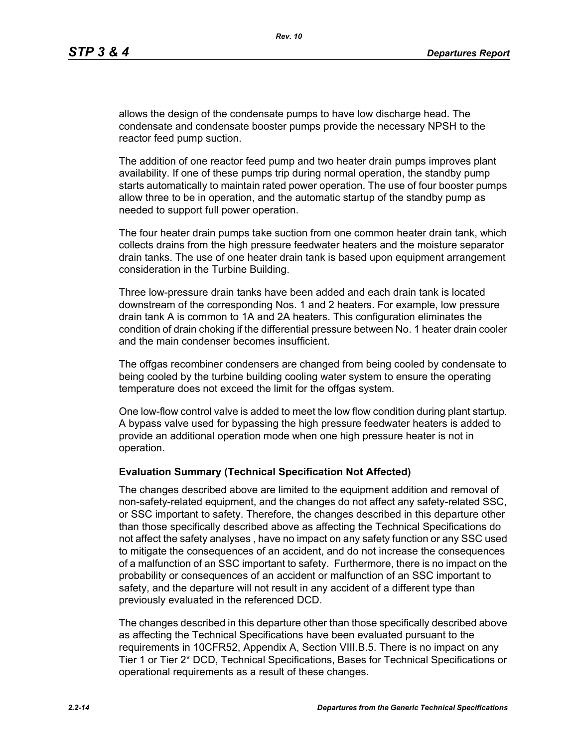allows the design of the condensate pumps to have low discharge head. The condensate and condensate booster pumps provide the necessary NPSH to the reactor feed pump suction.

The addition of one reactor feed pump and two heater drain pumps improves plant availability. If one of these pumps trip during normal operation, the standby pump starts automatically to maintain rated power operation. The use of four booster pumps allow three to be in operation, and the automatic startup of the standby pump as needed to support full power operation.

The four heater drain pumps take suction from one common heater drain tank, which collects drains from the high pressure feedwater heaters and the moisture separator drain tanks. The use of one heater drain tank is based upon equipment arrangement consideration in the Turbine Building.

Three low-pressure drain tanks have been added and each drain tank is located downstream of the corresponding Nos. 1 and 2 heaters. For example, low pressure drain tank A is common to 1A and 2A heaters. This configuration eliminates the condition of drain choking if the differential pressure between No. 1 heater drain cooler and the main condenser becomes insufficient.

The offgas recombiner condensers are changed from being cooled by condensate to being cooled by the turbine building cooling water system to ensure the operating temperature does not exceed the limit for the offgas system.

One low-flow control valve is added to meet the low flow condition during plant startup. A bypass valve used for bypassing the high pressure feedwater heaters is added to provide an additional operation mode when one high pressure heater is not in operation.

**Evaluation Summary (Technical Specification Not Affected)**

The changes described above are limited to the equipment addition and removal of non-safety-related equipment, and the changes do not affect any safety-related SSC, or SSC important to safety. Therefore, the changes described in this departure other than those specifically described above as affecting the Technical Specifications do not affect the safety analyses , have no impact on any safety function or any SSC used to mitigate the consequences of an accident, and do not increase the consequences of a malfunction of an SSC important to safety. Furthermore, there is no impact on the probability or consequences of an accident or malfunction of an SSC important to safety, and the departure will not result in any accident of a different type than previously evaluated in the referenced DCD.

The changes described in this departure other than those specifically described above as affecting the Technical Specifications have been evaluated pursuant to the requirements in 10CFR52, Appendix A, Section VIII.B.5. There is no impact on any Tier 1 or Tier 2* DCD, Technical Specifications, Bases for Technical Specifications or operational requirements as a result of these changes.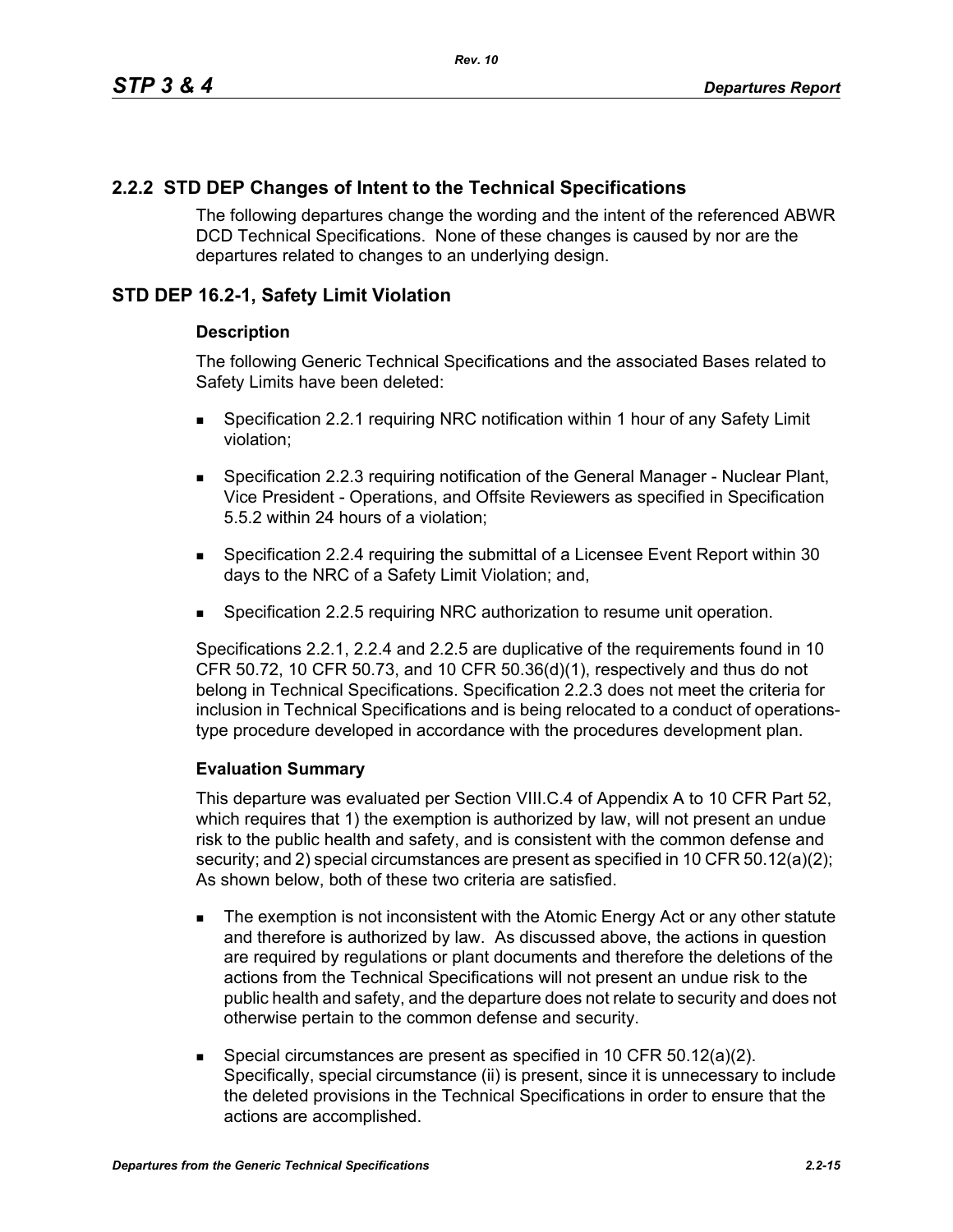## 2.2.2 STD DEP Changes of Intent to the Technical Specifications

The following departures change the wording and the intent of the referenced ABWR DCD Technical Specifications. None of these changes is caused by nor are the departures related to changes to an underlying design.

## STD DEP 16.2-1, Safety Limit Violation

### Description

The following Generic Technical Specifications and the associated Bases related to Safety Limits have been deleted:

- Specification 2.2.1 requiring NRC notification within 1 hour of any Safety Limit violation;
- Specification 2.2.3 requiring notification of the General Manager - Nuclear Plant, Vice President - Operations, and Offsite Reviewers as specified in Specification 5.5.2 within 24 hours of a violation;
- Specification 2.2.4 requiring the submittal of a Licensee Event Report within 30 days to the NRC of a Safety Limit Violation; and,
- Specification 2.2.5 requiring NRC authorization to resume unit operation.

Specifications 2.2.1, 2.2.4 and 2.2.5 are duplicative of the requirements found in 10 CFR 50.72, 10 CFR 50.73, and 10 CFR 50.36(d)(1), respectively and thus do not belong in Technical Specifications. Specification 2.2.3 does not meet the criteria for inclusion in Technical Specifications and is being relocated to a conduct of operations-type procedure developed in accordance with the procedures development plan.

### Evaluation Summary

This departure was evaluated per Section VIII.C.4 of Appendix A to 10 CFR Part 52, which requires that 1) the exemption is authorized by law, will not present an undue risk to the public health and safety, and is consistent with the common defense and security; and 2) special circumstances are present as specified in 10 CFR 50.12(a)(2); As shown below, both of these two criteria are satisfied.

- The exemption is not inconsistent with the Atomic Energy Act or any other statute and therefore is authorized by law. As discussed above, the actions in question are required by regulations or plant documents and therefore the deletions of the actions from the Technical Specifications will not present an undue risk to the public health and safety, and the departure does not relate to security and does not otherwise pertain to the common defense and security.
- Special circumstances are present as specified in 10 CFR 50.12(a)(2). Specifically, special circumstance (ii) is present, since it is unnecessary to include the deleted provisions in the Technical Specifications in order to ensure that the actions are accomplished.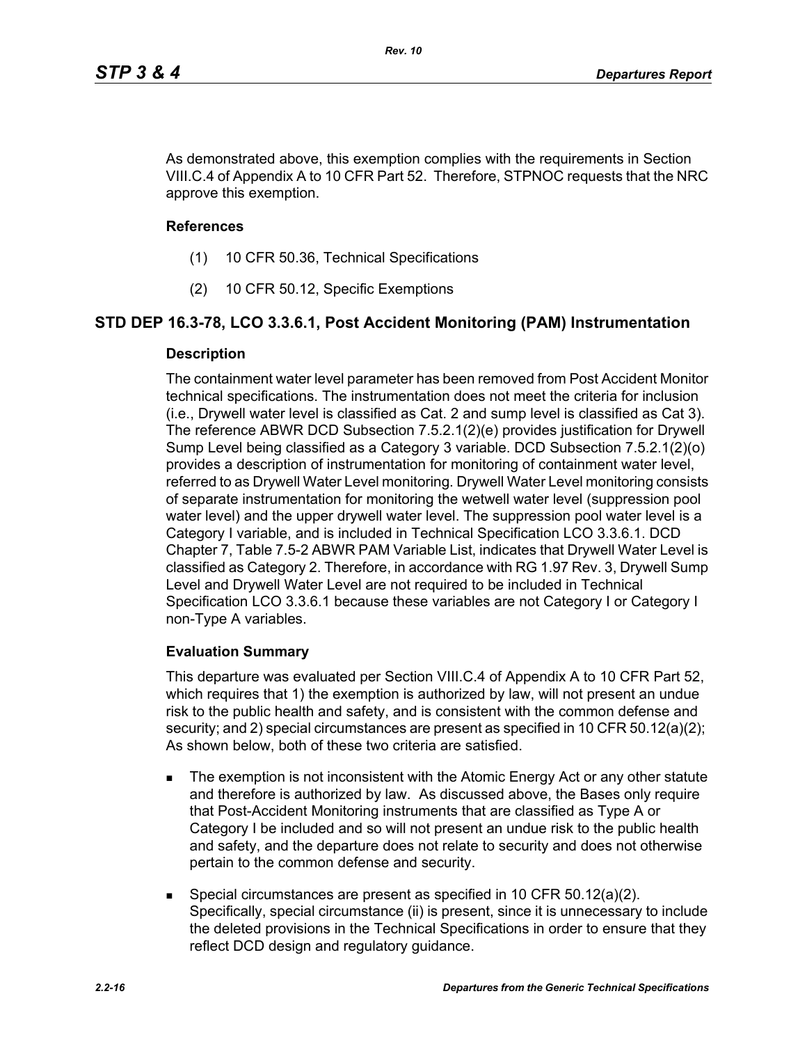As demonstrated above, this exemption complies with the requirements in Section VIII.C.4 of Appendix A to 10 CFR Part 52. Therefore, STPNOC requests that the NRC approve this exemption.

**References**

(1) 10 CFR 50.36, Technical Specifications

(2) 10 CFR 50.12, Specific Exemptions

## STD DEP 16.3-78, LCO 3.3.6.1, Post Accident Monitoring (PAM) Instrumentation

**Description**

The containment water level parameter has been removed from Post Accident Monitor technical specifications. The instrumentation does not meet the criteria for inclusion (i.e., Drywell water level is classified as Cat. 2 and sump level is classified as Cat 3). The reference ABWR DCD Subsection 7.5.2.1(2)(e) provides justification for Drywell Sump Level being classified as a Category 3 variable. DCD Subsection 7.5.2.1(2)(o) provides a description of instrumentation for monitoring of containment water level, referred to as Drywell Water Level monitoring. Drywell Water Level monitoring consists of separate instrumentation for monitoring the wetwell water level (suppression pool water level) and the upper drywell water level. The suppression pool water level is a Category I variable, and is included in Technical Specification LCO 3.3.6.1. DCD Chapter 7, Table 7.5-2 ABWR PAM Variable List, indicates that Drywell Water Level is classified as Category 2. Therefore, in accordance with RG 1.97 Rev. 3, Drywell Sump Level and Drywell Water Level are not required to be included in Technical Specification LCO 3.3.6.1 because these variables are not Category I or Category I non-Type A variables.

**Evaluation Summary**

This departure was evaluated per Section VIII.C.4 of Appendix A to 10 CFR Part 52, which requires that 1) the exemption is authorized by law, will not present an undue risk to the public health and safety, and is consistent with the common defense and security; and 2) special circumstances are present as specified in 10 CFR 50.12(a)(2); As shown below, both of these two criteria are satisfied.

- The exemption is not inconsistent with the Atomic Energy Act or any other statute and therefore is authorized by law. As discussed above, the Bases only require that Post-Accident Monitoring instruments that are classified as Type A or Category I be included and so will not present an undue risk to the public health and safety, and the departure does not relate to security and does not otherwise pertain to the common defense and security.
- Special circumstances are present as specified in 10 CFR 50.12(a)(2). Specifically, special circumstance (ii) is present, since it is unnecessary to include the deleted provisions in the Technical Specifications in order to ensure that they reflect DCD design and regulatory guidance.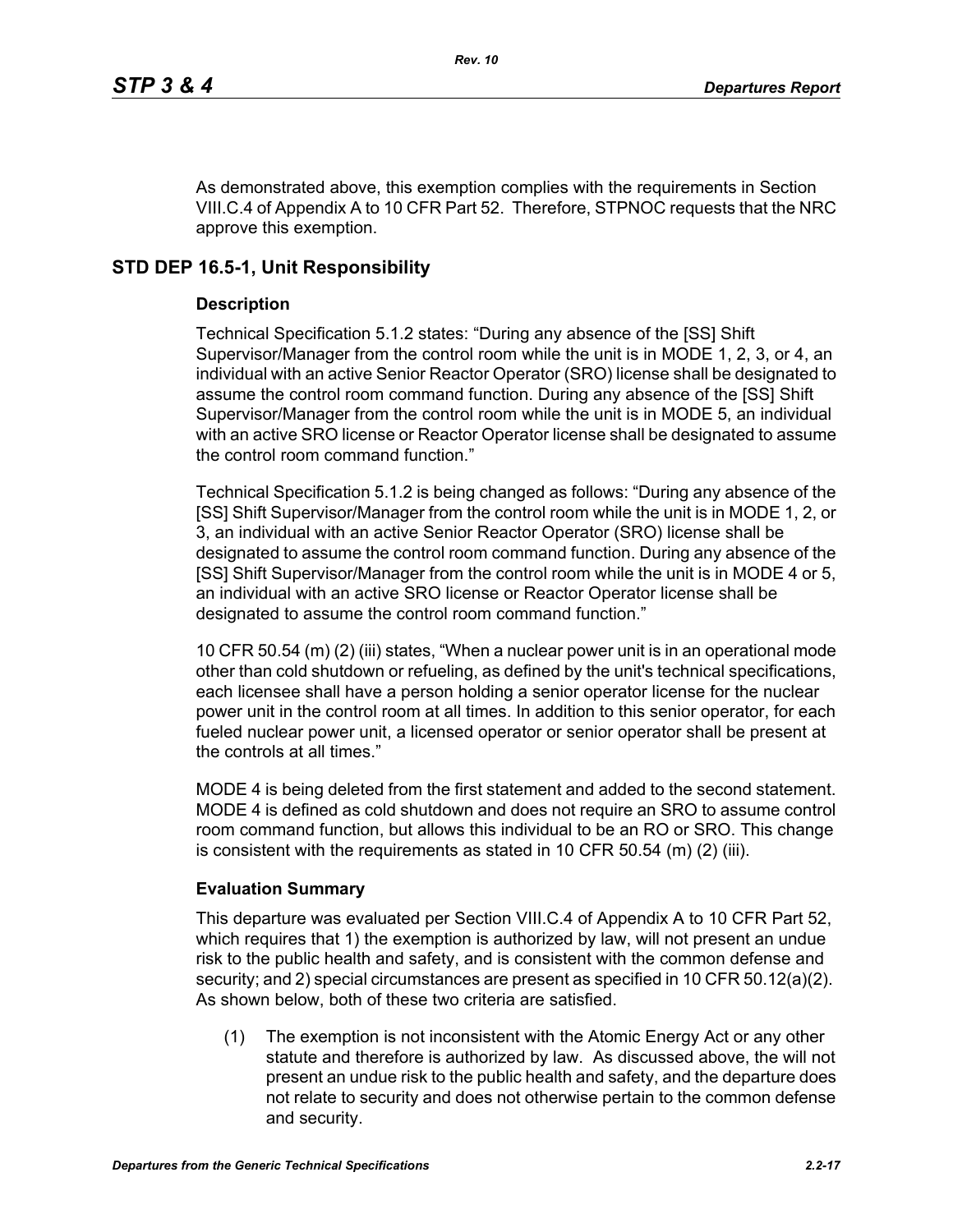As demonstrated above, this exemption complies with the requirements in Section VIII.C.4 of Appendix A to 10 CFR Part 52. Therefore, STPNOC requests that the NRC approve this exemption.

## STD DEP 16.5-1, Unit Responsibility

### Description

Technical Specification 5.1.2 states: “During any absence of the [SS] Shift Supervisor/Manager from the control room while the unit is in MODE 1, 2, 3, or 4, an individual with an active Senior Reactor Operator (SRO) license shall be designated to assume the control room command function. During any absence of the [SS] Shift Supervisor/Manager from the control room while the unit is in MODE 5, an individual with an active SRO license or Reactor Operator license shall be designated to assume the control room command function.”

Technical Specification 5.1.2 is being changed as follows: “During any absence of the [SS] Shift Supervisor/Manager from the control room while the unit is in MODE 1, 2, or 3, an individual with an active Senior Reactor Operator (SRO) license shall be designated to assume the control room command function. During any absence of the [SS] Shift Supervisor/Manager from the control room while the unit is in MODE 4 or 5, an individual with an active SRO license or Reactor Operator license shall be designated to assume the control room command function.”

10 CFR 50.54 (m) (2) (iii) states, “When a nuclear power unit is in an operational mode other than cold shutdown or refueling, as defined by the unit's technical specifications, each licensee shall have a person holding a senior operator license for the nuclear power unit in the control room at all times. In addition to this senior operator, for each fueled nuclear power unit, a licensed operator or senior operator shall be present at the controls at all times.”

MODE 4 is being deleted from the first statement and added to the second statement. MODE 4 is defined as cold shutdown and does not require an SRO to assume control room command function, but allows this individual to be an RO or SRO. This change is consistent with the requirements as stated in 10 CFR 50.54 (m) (2) (iii).

### Evaluation Summary

This departure was evaluated per Section VIII.C.4 of Appendix A to 10 CFR Part 52, which requires that 1) the exemption is authorized by law, will not present an undue risk to the public health and safety, and is consistent with the common defense and security; and 2) special circumstances are present as specified in 10 CFR 50.12(a)(2). As shown below, both of these two criteria are satisfied.

(1) The exemption is not inconsistent with the Atomic Energy Act or any other statute and therefore is authorized by law. As discussed above, the will not present an undue risk to the public health and safety, and the departure does not relate to security and does not otherwise pertain to the common defense and security.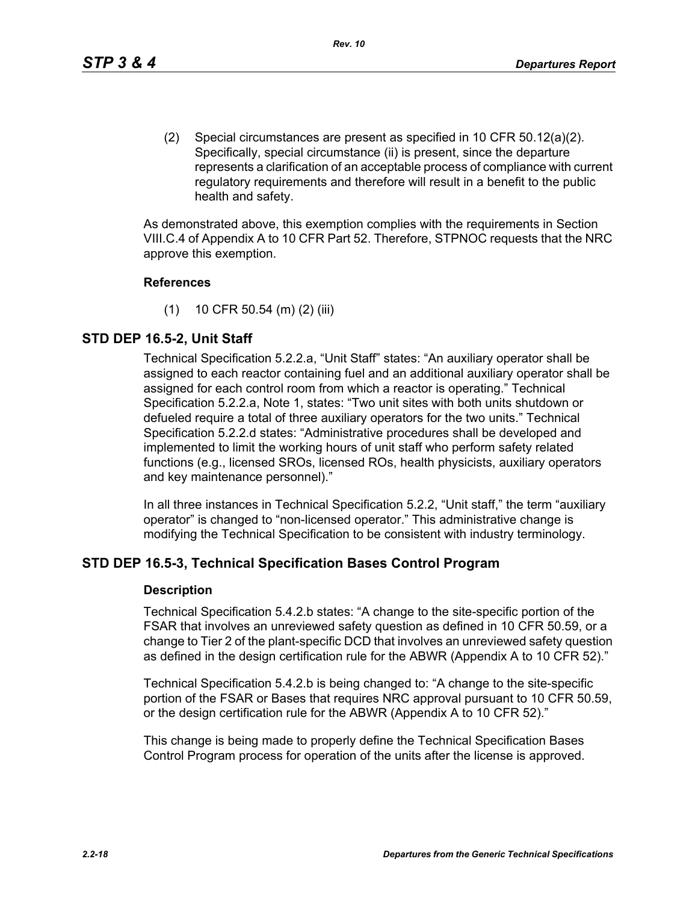(2) Special circumstances are present as specified in 10 CFR 50.12(a)(2). Specifically, special circumstance (ii) is present, since the departure represents a clarification of an acceptable process of compliance with current regulatory requirements and therefore will result in a benefit to the public health and safety.

As demonstrated above, this exemption complies with the requirements in Section VIII.C.4 of Appendix A to 10 CFR Part 52. Therefore, STPNOC requests that the NRC approve this exemption.

**References**

(1) 10 CFR 50.54 (m) (2) (iii)

## STD DEP 16.5-2, Unit Staff

Technical Specification 5.2.2.a, "Unit Staff" states: "An auxiliary operator shall be assigned to each reactor containing fuel and an additional auxiliary operator shall be assigned for each control room from which a reactor is operating." Technical Specification 5.2.2.a, Note 1, states: "Two unit sites with both units shutdown or defueled require a total of three auxiliary operators for the two units." Technical Specification 5.2.2.d states: "Administrative procedures shall be developed and implemented to limit the working hours of unit staff who perform safety related functions (e.g., licensed SROs, licensed ROs, health physicists, auxiliary operators and key maintenance personnel)."

In all three instances in Technical Specification 5.2.2, "Unit staff," the term "auxiliary operator" is changed to "non-licensed operator." This administrative change is modifying the Technical Specification to be consistent with industry terminology.

## STD DEP 16.5-3, Technical Specification Bases Control Program

**Description**

Technical Specification 5.4.2.b states: "A change to the site-specific portion of the FSAR that involves an unreviewed safety question as defined in 10 CFR 50.59, or a change to Tier 2 of the plant-specific DCD that involves an unreviewed safety question as defined in the design certification rule for the ABWR (Appendix A to 10 CFR 52)."

Technical Specification 5.4.2.b is being changed to: "A change to the site-specific portion of the FSAR or Bases that requires NRC approval pursuant to 10 CFR 50.59, or the design certification rule for the ABWR (Appendix A to 10 CFR 52)."

This change is being made to properly define the Technical Specification Bases Control Program process for operation of the units after the license is approved.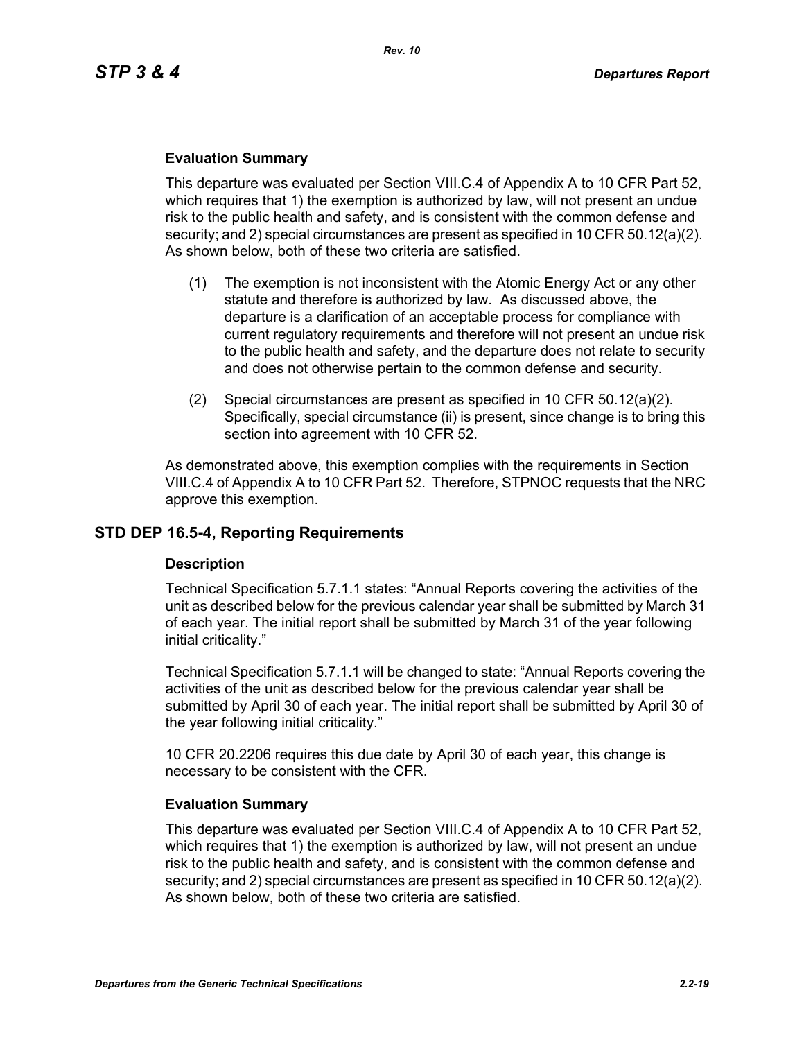### Evaluation Summary

This departure was evaluated per Section VIII.C.4 of Appendix A to 10 CFR Part 52, which requires that 1) the exemption is authorized by law, will not present an undue risk to the public health and safety, and is consistent with the common defense and security; and 2) special circumstances are present as specified in 10 CFR 50.12(a)(2). As shown below, both of these two criteria are satisfied.

(1) The exemption is not inconsistent with the Atomic Energy Act or any other statute and therefore is authorized by law. As discussed above, the departure is a clarification of an acceptable process for compliance with current regulatory requirements and therefore will not present an undue risk to the public health and safety, and the departure does not relate to security and does not otherwise pertain to the common defense and security.

(2) Special circumstances are present as specified in 10 CFR 50.12(a)(2). Specifically, special circumstance (ii) is present, since change is to bring this section into agreement with 10 CFR 52.

As demonstrated above, this exemption complies with the requirements in Section VIII.C.4 of Appendix A to 10 CFR Part 52. Therefore, STPNOC requests that the NRC approve this exemption.

## STD DEP 16.5-4, Reporting Requirements

### Description

Technical Specification 5.7.1.1 states: "Annual Reports covering the activities of the unit as described below for the previous calendar year shall be submitted by March 31 of each year. The initial report shall be submitted by March 31 of the year following initial criticality."

Technical Specification 5.7.1.1 will be changed to state: "Annual Reports covering the activities of the unit as described below for the previous calendar year shall be submitted by April 30 of each year. The initial report shall be submitted by April 30 of the year following initial criticality."

10 CFR 20.2206 requires this due date by April 30 of each year, this change is necessary to be consistent with the CFR.

### Evaluation Summary

This departure was evaluated per Section VIII.C.4 of Appendix A to 10 CFR Part 52, which requires that 1) the exemption is authorized by law, will not present an undue risk to the public health and safety, and is consistent with the common defense and security; and 2) special circumstances are present as specified in 10 CFR 50.12(a)(2). As shown below, both of these two criteria are satisfied.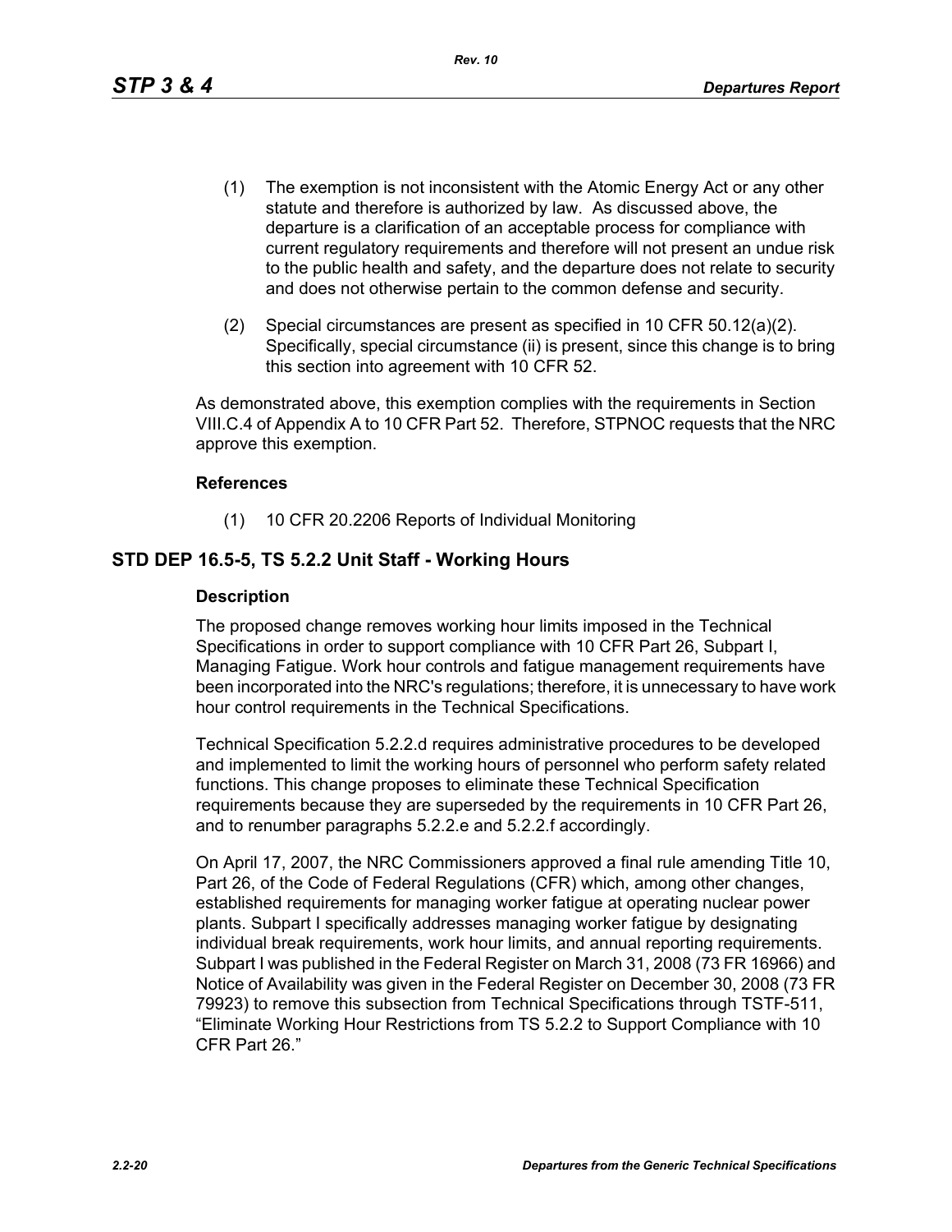(1) The exemption is not inconsistent with the Atomic Energy Act or any other statute and therefore is authorized by law. As discussed above, the departure is a clarification of an acceptable process for compliance with current regulatory requirements and therefore will not present an undue risk to the public health and safety, and the departure does not relate to security and does not otherwise pertain to the common defense and security.

(2) Special circumstances are present as specified in 10 CFR 50.12(a)(2). Specifically, special circumstance (ii) is present, since this change is to bring this section into agreement with 10 CFR 52.

As demonstrated above, this exemption complies with the requirements in Section VIII.C.4 of Appendix A to 10 CFR Part 52. Therefore, STPNOC requests that the NRC approve this exemption.

#### References

(1) 10 CFR 20.2206 Reports of Individual Monitoring

## STD DEP 16.5-5, TS 5.2.2 Unit Staff - Working Hours

#### Description

The proposed change removes working hour limits imposed in the Technical Specifications in order to support compliance with 10 CFR Part 26, Subpart I, Managing Fatigue. Work hour controls and fatigue management requirements have been incorporated into the NRC's regulations; therefore, it is unnecessary to have work hour control requirements in the Technical Specifications.

Technical Specification 5.2.2.d requires administrative procedures to be developed and implemented to limit the working hours of personnel who perform safety related functions. This change proposes to eliminate these Technical Specification requirements because they are superseded by the requirements in 10 CFR Part 26, and to renumber paragraphs 5.2.2.e and 5.2.2.f accordingly.

On April 17, 2007, the NRC Commissioners approved a final rule amending Title 10, Part 26, of the Code of Federal Regulations (CFR) which, among other changes, established requirements for managing worker fatigue at operating nuclear power plants. Subpart I specifically addresses managing worker fatigue by designating individual break requirements, work hour limits, and annual reporting requirements. Subpart I was published in the Federal Register on March 31, 2008 (73 FR 16966) and Notice of Availability was given in the Federal Register on December 30, 2008 (73 FR 79923) to remove this subsection from Technical Specifications through TSTF-511, "Eliminate Working Hour Restrictions from TS 5.2.2 to Support Compliance with 10 CFR Part 26."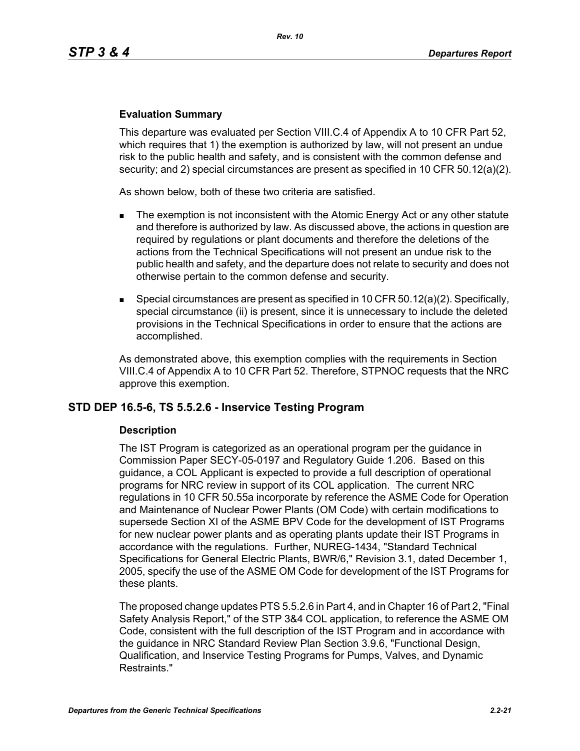### Evaluation Summary

This departure was evaluated per Section VIII.C.4 of Appendix A to 10 CFR Part 52, which requires that 1) the exemption is authorized by law, will not present an undue risk to the public health and safety, and is consistent with the common defense and security; and 2) special circumstances are present as specified in 10 CFR 50.12(a)(2).

As shown below, both of these two criteria are satisfied.

- The exemption is not inconsistent with the Atomic Energy Act or any other statute and therefore is authorized by law. As discussed above, the actions in question are required by regulations or plant documents and therefore the deletions of the actions from the Technical Specifications will not present an undue risk to the public health and safety, and the departure does not relate to security and does not otherwise pertain to the common defense and security.
- Special circumstances are present as specified in 10 CFR 50.12(a)(2). Specifically, special circumstance (ii) is present, since it is unnecessary to include the deleted provisions in the Technical Specifications in order to ensure that the actions are accomplished.

As demonstrated above, this exemption complies with the requirements in Section VIII.C.4 of Appendix A to 10 CFR Part 52. Therefore, STPNOC requests that the NRC approve this exemption.

## STD DEP 16.5-6, TS 5.5.2.6 - Inservice Testing Program

### Description

The IST Program is categorized as an operational program per the guidance in Commission Paper SECY-05-0197 and Regulatory Guide 1.206. Based on this guidance, a COL Applicant is expected to provide a full description of operational programs for NRC review in support of its COL application. The current NRC regulations in 10 CFR 50.55a incorporate by reference the ASME Code for Operation and Maintenance of Nuclear Power Plants (OM Code) with certain modifications to supersede Section XI of the ASME BPV Code for the development of IST Programs for new nuclear power plants and as operating plants update their IST Programs in accordance with the regulations. Further, NUREG-1434, "Standard Technical Specifications for General Electric Plants, BWR/6," Revision 3.1, dated December 1, 2005, specify the use of the ASME OM Code for development of the IST Programs for these plants.

The proposed change updates PTS 5.5.2.6 in Part 4, and in Chapter 16 of Part 2, "Final Safety Analysis Report," of the STP 3&4 COL application, to reference the ASME OM Code, consistent with the full description of the IST Program and in accordance with the guidance in NRC Standard Review Plan Section 3.9.6, "Functional Design, Qualification, and Inservice Testing Programs for Pumps, Valves, and Dynamic Restraints."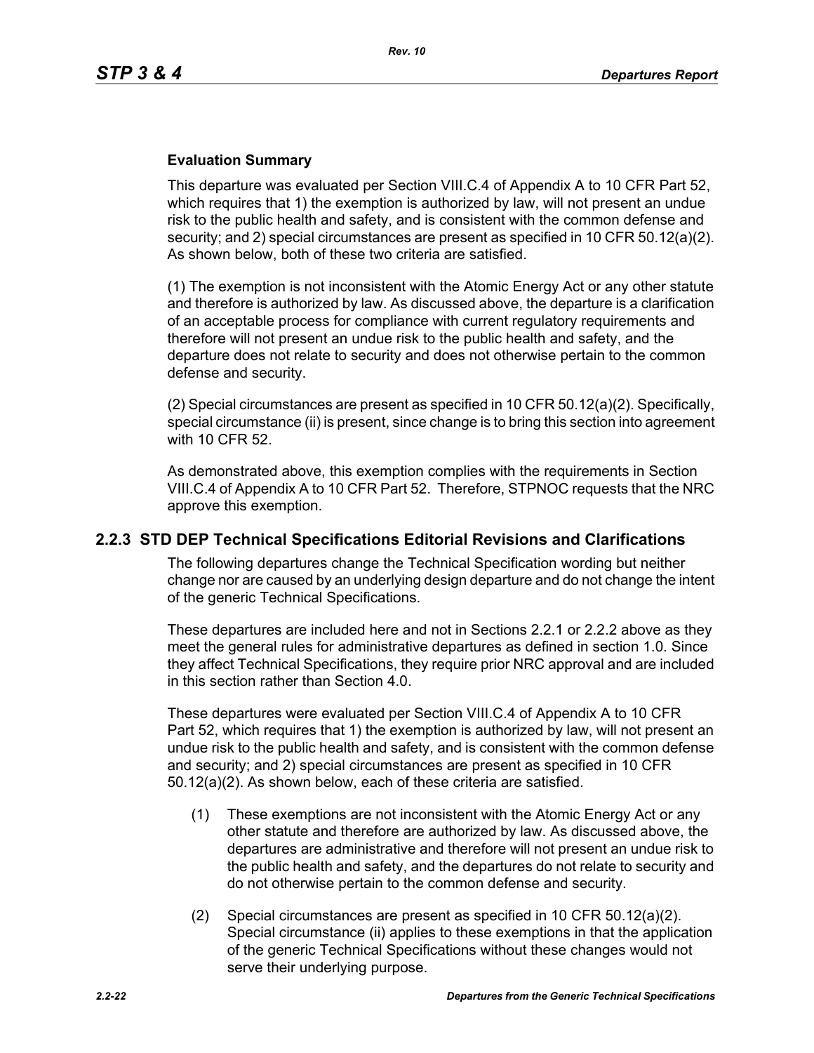**Evaluation Summary**

This departure was evaluated per Section VIII.C.4 of Appendix A to 10 CFR Part 52, which requires that 1) the exemption is authorized by law, will not present an undue risk to the public health and safety, and is consistent with the common defense and security; and 2) special circumstances are present as specified in 10 CFR 50.12(a)(2). As shown below, both of these two criteria are satisfied.

(1) The exemption is not inconsistent with the Atomic Energy Act or any other statute and therefore is authorized by law. As discussed above, the departure is a clarification of an acceptable process for compliance with current regulatory requirements and therefore will not present an undue risk to the public health and safety, and the departure does not relate to security and does not otherwise pertain to the common defense and security.

(2) Special circumstances are present as specified in 10 CFR 50.12(a)(2). Specifically, special circumstance (ii) is present, since change is to bring this section into agreement with 10 CFR 52.

As demonstrated above, this exemption complies with the requirements in Section VIII.C.4 of Appendix A to 10 CFR Part 52. Therefore, STPNOC requests that the NRC approve this exemption.

## 2.2.3 STD DEP Technical Specifications Editorial Revisions and Clarifications

The following departures change the Technical Specification wording but neither change nor are caused by an underlying design departure and do not change the intent of the generic Technical Specifications.

These departures are included here and not in Sections 2.2.1 or 2.2.2 above as they meet the general rules for administrative departures as defined in section 1.0. Since they affect Technical Specifications, they require prior NRC approval and are included in this section rather than Section 4.0.

These departures were evaluated per Section VIII.C.4 of Appendix A to 10 CFR Part 52, which requires that 1) the exemption is authorized by law, will not present an undue risk to the public health and safety, and is consistent with the common defense and security; and 2) special circumstances are present as specified in 10 CFR 50.12(a)(2). As shown below, each of these criteria are satisfied.

(1) These exemptions are not inconsistent with the Atomic Energy Act or any other statute and therefore are authorized by law. As discussed above, the departures are administrative and therefore will not present an undue risk to the public health and safety, and the departures do not relate to security and do not otherwise pertain to the common defense and security.

(2) Special circumstances are present as specified in 10 CFR 50.12(a)(2). Special circumstance (ii) applies to these exemptions in that the application of the generic Technical Specifications without these changes would not serve their underlying purpose.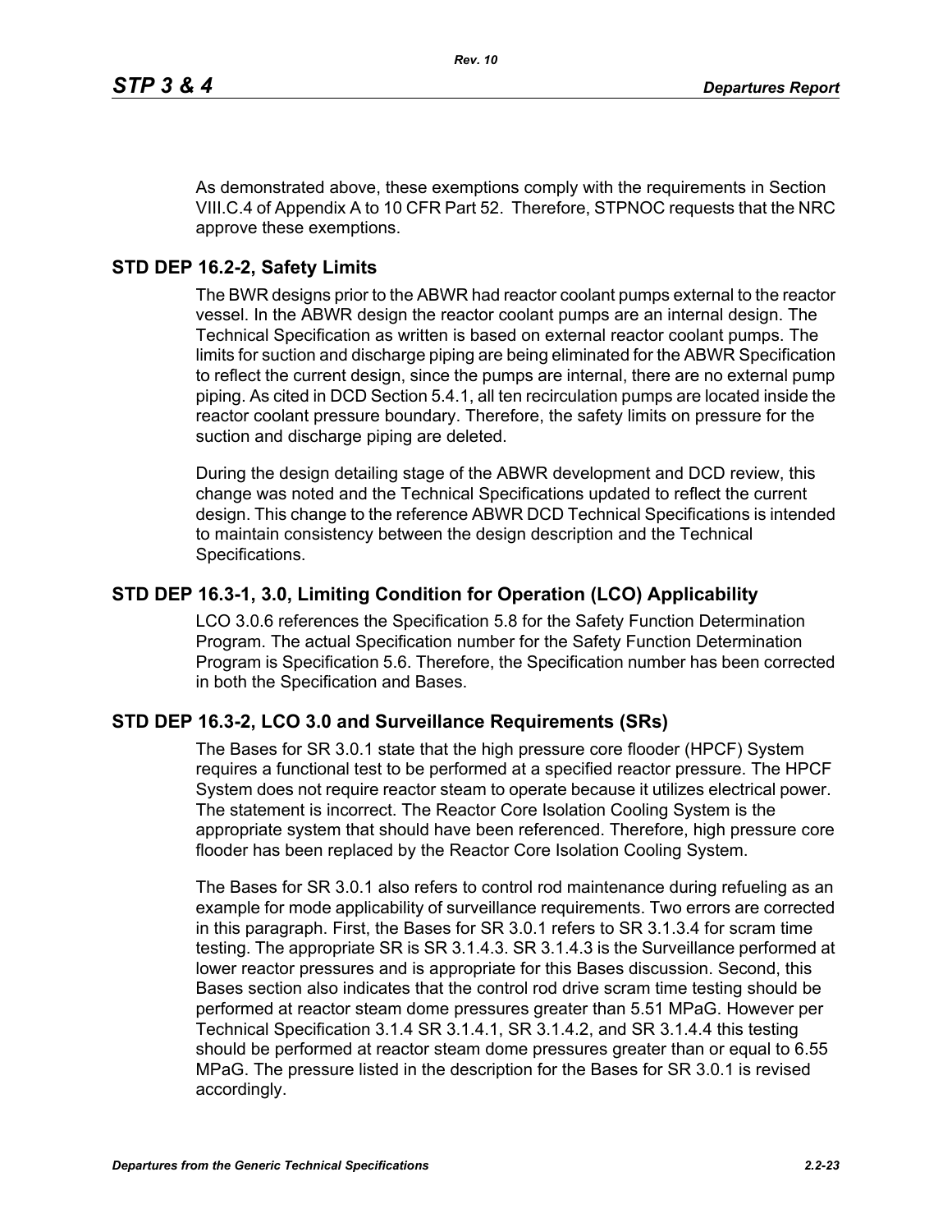As demonstrated above, these exemptions comply with the requirements in Section VIII.C.4 of Appendix A to 10 CFR Part 52. Therefore, STPNOC requests that the NRC approve these exemptions.

## STD DEP 16.2-2, Safety Limits

The BWR designs prior to the ABWR had reactor coolant pumps external to the reactor vessel. In the ABWR design the reactor coolant pumps are an internal design. The Technical Specification as written is based on external reactor coolant pumps. The limits for suction and discharge piping are being eliminated for the ABWR Specification to reflect the current design, since the pumps are internal, there are no external pump piping. As cited in DCD Section 5.4.1, all ten recirculation pumps are located inside the reactor coolant pressure boundary. Therefore, the safety limits on pressure for the suction and discharge piping are deleted.

During the design detailing stage of the ABWR development and DCD review, this change was noted and the Technical Specifications updated to reflect the current design. This change to the reference ABWR DCD Technical Specifications is intended to maintain consistency between the design description and the Technical Specifications.

## STD DEP 16.3-1, 3.0, Limiting Condition for Operation (LCO) Applicability

LCO 3.0.6 references the Specification 5.8 for the Safety Function Determination Program. The actual Specification number for the Safety Function Determination Program is Specification 5.6. Therefore, the Specification number has been corrected in both the Specification and Bases.

## STD DEP 16.3-2, LCO 3.0 and Surveillance Requirements (SRs)

The Bases for SR 3.0.1 state that the high pressure core flooder (HPCF) System requires a functional test to be performed at a specified reactor pressure. The HPCF System does not require reactor steam to operate because it utilizes electrical power. The statement is incorrect. The Reactor Core Isolation Cooling System is the appropriate system that should have been referenced. Therefore, high pressure core flooder has been replaced by the Reactor Core Isolation Cooling System.

The Bases for SR 3.0.1 also refers to control rod maintenance during refueling as an example for mode applicability of surveillance requirements. Two errors are corrected in this paragraph. First, the Bases for SR 3.0.1 refers to SR 3.1.3.4 for scram time testing. The appropriate SR is SR 3.1.4.3. SR 3.1.4.3 is the Surveillance performed at lower reactor pressures and is appropriate for this Bases discussion. Second, this Bases section also indicates that the control rod drive scram time testing should be performed at reactor steam dome pressures greater than 5.51 MPaG. However per Technical Specification 3.1.4 SR 3.1.4.1, SR 3.1.4.2, and SR 3.1.4.4 this testing should be performed at reactor steam dome pressures greater than or equal to 6.55 MPaG. The pressure listed in the description for the Bases for SR 3.0.1 is revised accordingly.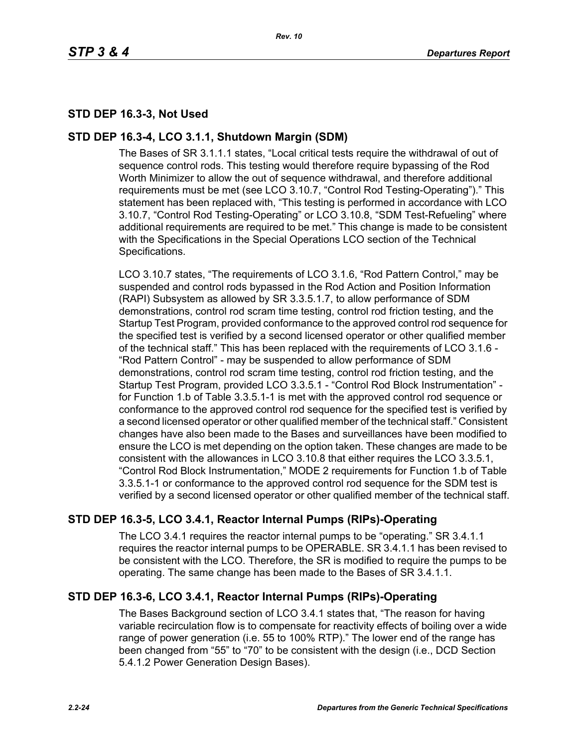## STD DEP 16.3-3, Not Used

## STD DEP 16.3-4, LCO 3.1.1, Shutdown Margin (SDM)

The Bases of SR 3.1.1.1 states, "Local critical tests require the withdrawal of out of sequence control rods. This testing would therefore require bypassing of the Rod Worth Minimizer to allow the out of sequence withdrawal, and therefore additional requirements must be met (see LCO 3.10.7, "Control Rod Testing-Operating")." This statement has been replaced with, "This testing is performed in accordance with LCO 3.10.7, "Control Rod Testing-Operating" or LCO 3.10.8, "SDM Test-Refueling" where additional requirements are required to be met." This change is made to be consistent with the Specifications in the Special Operations LCO section of the Technical Specifications.

LCO 3.10.7 states, "The requirements of LCO 3.1.6, "Rod Pattern Control," may be suspended and control rods bypassed in the Rod Action and Position Information (RAPI) Subsystem as allowed by SR 3.3.5.1.7, to allow performance of SDM demonstrations, control rod scram time testing, control rod friction testing, and the Startup Test Program, provided conformance to the approved control rod sequence for the specified test is verified by a second licensed operator or other qualified member of the technical staff." This has been replaced with the requirements of LCO 3.1.6 - "Rod Pattern Control" - may be suspended to allow performance of SDM demonstrations, control rod scram time testing, control rod friction testing, and the Startup Test Program, provided LCO 3.3.5.1 - "Control Rod Block Instrumentation" - for Function 1.b of Table 3.3.5.1-1 is met with the approved control rod sequence or conformance to the approved control rod sequence for the specified test is verified by a second licensed operator or other qualified member of the technical staff." Consistent changes have also been made to the Bases and surveillances have been modified to ensure the LCO is met depending on the option taken. These changes are made to be consistent with the allowances in LCO 3.10.8 that either requires the LCO 3.3.5.1, "Control Rod Block Instrumentation," MODE 2 requirements for Function 1.b of Table 3.3.5.1-1 or conformance to the approved control rod sequence for the SDM test is verified by a second licensed operator or other qualified member of the technical staff.

## STD DEP 16.3-5, LCO 3.4.1, Reactor Internal Pumps (RIPs)-Operating

The LCO 3.4.1 requires the reactor internal pumps to be "operating." SR 3.4.1.1 requires the reactor internal pumps to be OPERABLE. SR 3.4.1.1 has been revised to be consistent with the LCO. Therefore, the SR is modified to require the pumps to be operating. The same change has been made to the Bases of SR 3.4.1.1.

## STD DEP 16.3-6, LCO 3.4.1, Reactor Internal Pumps (RIPs)-Operating

The Bases Background section of LCO 3.4.1 states that, "The reason for having variable recirculation flow is to compensate for reactivity effects of boiling over a wide range of power generation (i.e. 55 to 100% RTP)." The lower end of the range has been changed from "55" to "70" to be consistent with the design (i.e., DCD Section 5.4.1.2 Power Generation Design Bases).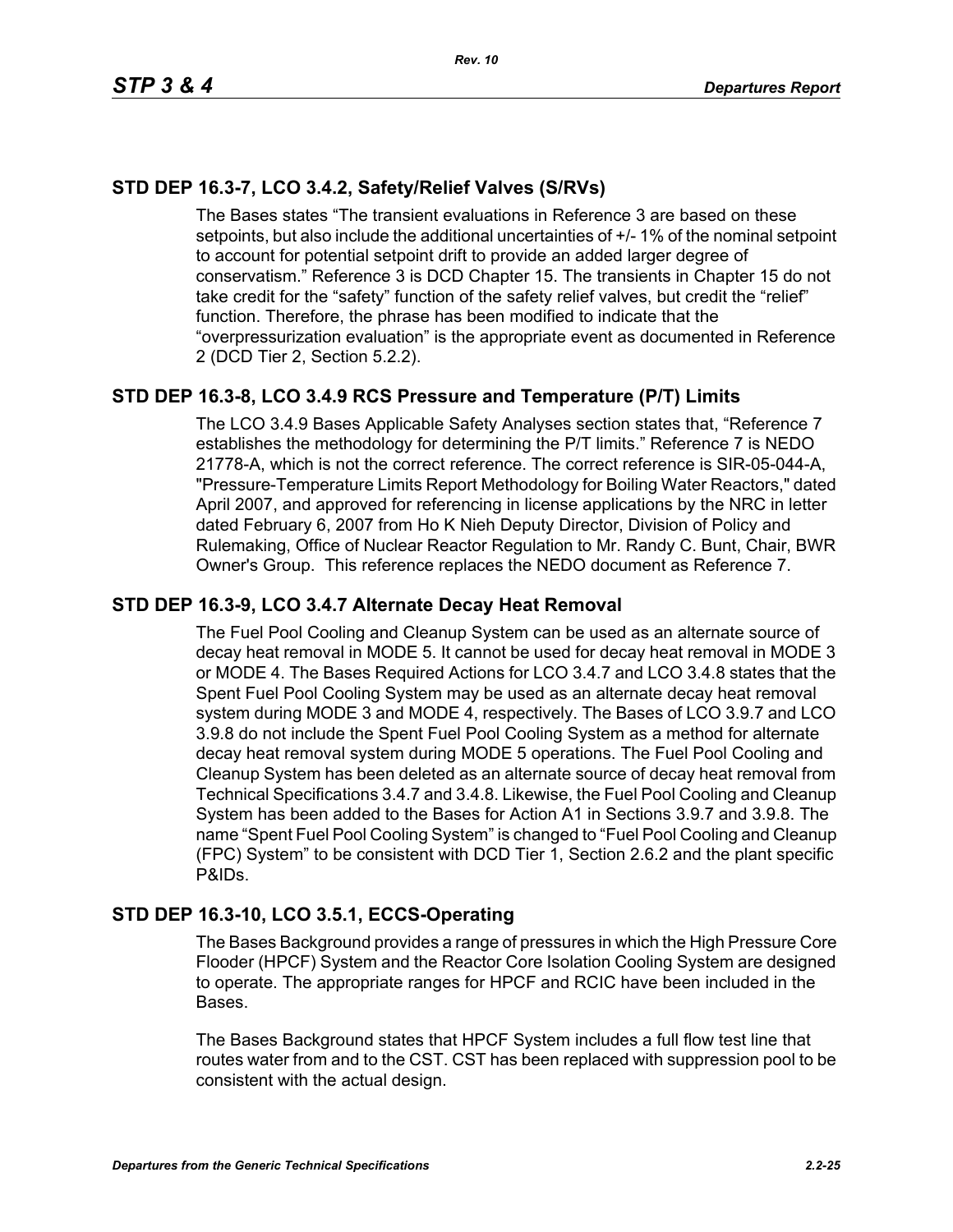## STD DEP 16.3-7, LCO 3.4.2, Safety/Relief Valves (S/RVs)

The Bases states “The transient evaluations in Reference 3 are based on these setpoints, but also include the additional uncertainties of +/- 1% of the nominal setpoint to account for potential setpoint drift to provide an added larger degree of conservatism.” Reference 3 is DCD Chapter 15. The transients in Chapter 15 do not take credit for the “safety” function of the safety relief valves, but credit the “relief” function. Therefore, the phrase has been modified to indicate that the “overpressurization evaluation” is the appropriate event as documented in Reference 2 (DCD Tier 2, Section 5.2.2).

## STD DEP 16.3-8, LCO 3.4.9 RCS Pressure and Temperature (P/T) Limits

The LCO 3.4.9 Bases Applicable Safety Analyses section states that, “Reference 7 establishes the methodology for determining the P/T limits.” Reference 7 is NEDO 21778-A, which is not the correct reference. The correct reference is SIR-05-044-A, "Pressure-Temperature Limits Report Methodology for Boiling Water Reactors," dated April 2007, and approved for referencing in license applications by the NRC in letter dated February 6, 2007 from Ho K Nieh Deputy Director, Division of Policy and Rulemaking, Office of Nuclear Reactor Regulation to Mr. Randy C. Bunt, Chair, BWR Owner's Group. This reference replaces the NEDO document as Reference 7.

## STD DEP 16.3-9, LCO 3.4.7 Alternate Decay Heat Removal

The Fuel Pool Cooling and Cleanup System can be used as an alternate source of decay heat removal in MODE 5. It cannot be used for decay heat removal in MODE 3 or MODE 4. The Bases Required Actions for LCO 3.4.7 and LCO 3.4.8 states that the Spent Fuel Pool Cooling System may be used as an alternate decay heat removal system during MODE 3 and MODE 4, respectively. The Bases of LCO 3.9.7 and LCO 3.9.8 do not include the Spent Fuel Pool Cooling System as a method for alternate decay heat removal system during MODE 5 operations. The Fuel Pool Cooling and Cleanup System has been deleted as an alternate source of decay heat removal from Technical Specifications 3.4.7 and 3.4.8. Likewise, the Fuel Pool Cooling and Cleanup System has been added to the Bases for Action A1 in Sections 3.9.7 and 3.9.8. The name “Spent Fuel Pool Cooling System” is changed to “Fuel Pool Cooling and Cleanup (FPC) System” to be consistent with DCD Tier 1, Section 2.6.2 and the plant specific P&IDs.

## STD DEP 16.3-10, LCO 3.5.1, ECCS-Operating

The Bases Background provides a range of pressures in which the High Pressure Core Flooder (HPCF) System and the Reactor Core Isolation Cooling System are designed to operate. The appropriate ranges for HPCF and RCIC have been included in the Bases.

The Bases Background states that HPCF System includes a full flow test line that routes water from and to the CST. CST has been replaced with suppression pool to be consistent with the actual design.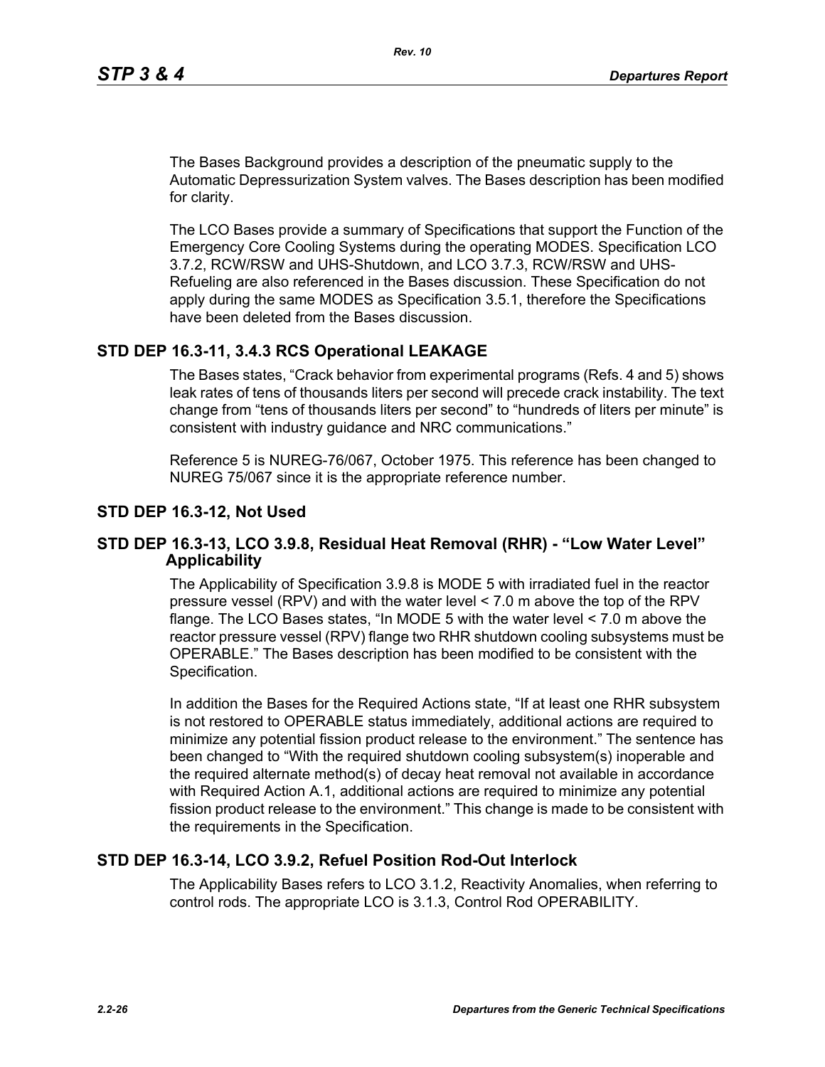The Bases Background provides a description of the pneumatic supply to the Automatic Depressurization System valves. The Bases description has been modified for clarity.

The LCO Bases provide a summary of Specifications that support the Function of the Emergency Core Cooling Systems during the operating MODES. Specification LCO 3.7.2, RCW/RSW and UHS-Shutdown, and LCO 3.7.3, RCW/RSW and UHS-Refueling are also referenced in the Bases discussion. These Specification do not apply during the same MODES as Specification 3.5.1, therefore the Specifications have been deleted from the Bases discussion.

## STD DEP 16.3-11, 3.4.3 RCS Operational LEAKAGE

The Bases states, "Crack behavior from experimental programs (Refs. 4 and 5) shows leak rates of tens of thousands liters per second will precede crack instability. The text change from "tens of thousands liters per second" to "hundreds of liters per minute" is consistent with industry guidance and NRC communications."

Reference 5 is NUREG-76/067, October 1975. This reference has been changed to NUREG 75/067 since it is the appropriate reference number.

## STD DEP 16.3-12, Not Used

## STD DEP 16.3-13, LCO 3.9.8, Residual Heat Removal (RHR) - "Low Water Level" Applicability

The Applicability of Specification 3.9.8 is MODE 5 with irradiated fuel in the reactor pressure vessel (RPV) and with the water level < 7.0 m above the top of the RPV flange. The LCO Bases states, "In MODE 5 with the water level < 7.0 m above the reactor pressure vessel (RPV) flange two RHR shutdown cooling subsystems must be OPERABLE." The Bases description has been modified to be consistent with the Specification.

In addition the Bases for the Required Actions state, "If at least one RHR subsystem is not restored to OPERABLE status immediately, additional actions are required to minimize any potential fission product release to the environment." The sentence has been changed to "With the required shutdown cooling subsystem(s) inoperable and the required alternate method(s) of decay heat removal not available in accordance with Required Action A.1, additional actions are required to minimize any potential fission product release to the environment." This change is made to be consistent with the requirements in the Specification.

## STD DEP 16.3-14, LCO 3.9.2, Refuel Position Rod-Out Interlock

The Applicability Bases refers to LCO 3.1.2, Reactivity Anomalies, when referring to control rods. The appropriate LCO is 3.1.3, Control Rod OPERABILITY.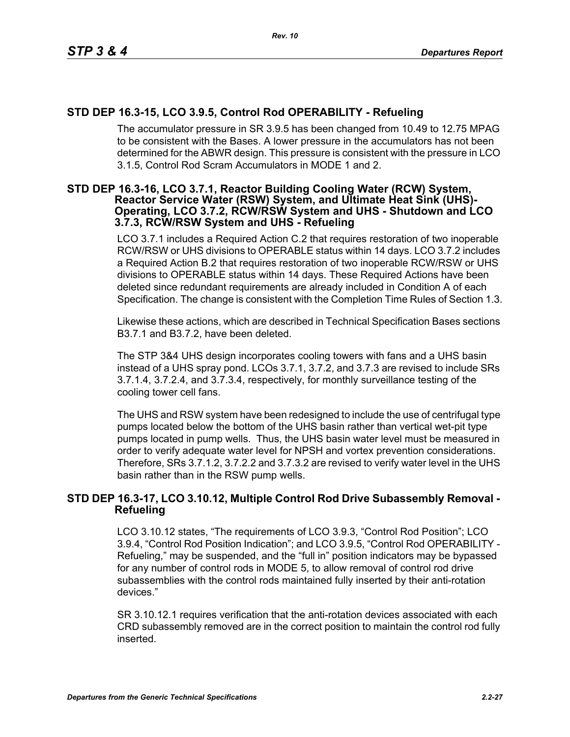## STD DEP 16.3-15, LCO 3.9.5, Control Rod OPERABILITY - Refueling

The accumulator pressure in SR 3.9.5 has been changed from 10.49 to 12.75 MPAG to be consistent with the Bases. A lower pressure in the accumulators has not been determined for the ABWR design. This pressure is consistent with the pressure in LCO 3.1.5, Control Rod Scram Accumulators in MODE 1 and 2.

## STD DEP 16.3-16, LCO 3.7.1, Reactor Building Cooling Water (RCW) System, Reactor Service Water (RSW) System, and Ultimate Heat Sink (UHS)-Operating, LCO 3.7.2, RCW/RSW System and UHS - Shutdown and LCO 3.7.3, RCW/RSW System and UHS - Refueling

LCO 3.7.1 includes a Required Action C.2 that requires restoration of two inoperable RCW/RSW or UHS divisions to OPERABLE status within 14 days. LCO 3.7.2 includes a Required Action B.2 that requires restoration of two inoperable RCW/RSW or UHS divisions to OPERABLE status within 14 days. These Required Actions have been deleted since redundant requirements are already included in Condition A of each Specification. The change is consistent with the Completion Time Rules of Section 1.3.

Likewise these actions, which are described in Technical Specification Bases sections B3.7.1 and B3.7.2, have been deleted.

The STP 3&4 UHS design incorporates cooling towers with fans and a UHS basin instead of a UHS spray pond. LCOs 3.7.1, 3.7.2, and 3.7.3 are revised to include SRs 3.7.1.4, 3.7.2.4, and 3.7.3.4, respectively, for monthly surveillance testing of the cooling tower cell fans.

The UHS and RSW system have been redesigned to include the use of centrifugal type pumps located below the bottom of the UHS basin rather than vertical wet-pit type pumps located in pump wells. Thus, the UHS basin water level must be measured in order to verify adequate water level for NPSH and vortex prevention considerations. Therefore, SRs 3.7.1.2, 3.7.2.2 and 3.7.3.2 are revised to verify water level in the UHS basin rather than in the RSW pump wells.

## STD DEP 16.3-17, LCO 3.10.12, Multiple Control Rod Drive Subassembly Removal - Refueling

LCO 3.10.12 states, "The requirements of LCO 3.9.3, "Control Rod Position"; LCO 3.9.4, "Control Rod Position Indication"; and LCO 3.9.5, "Control Rod OPERABILITY - Refueling," may be suspended, and the "full in" position indicators may be bypassed for any number of control rods in MODE 5, to allow removal of control rod drive subassemblies with the control rods maintained fully inserted by their anti-rotation devices."

SR 3.10.12.1 requires verification that the anti-rotation devices associated with each CRD subassembly removed are in the correct position to maintain the control rod fully inserted.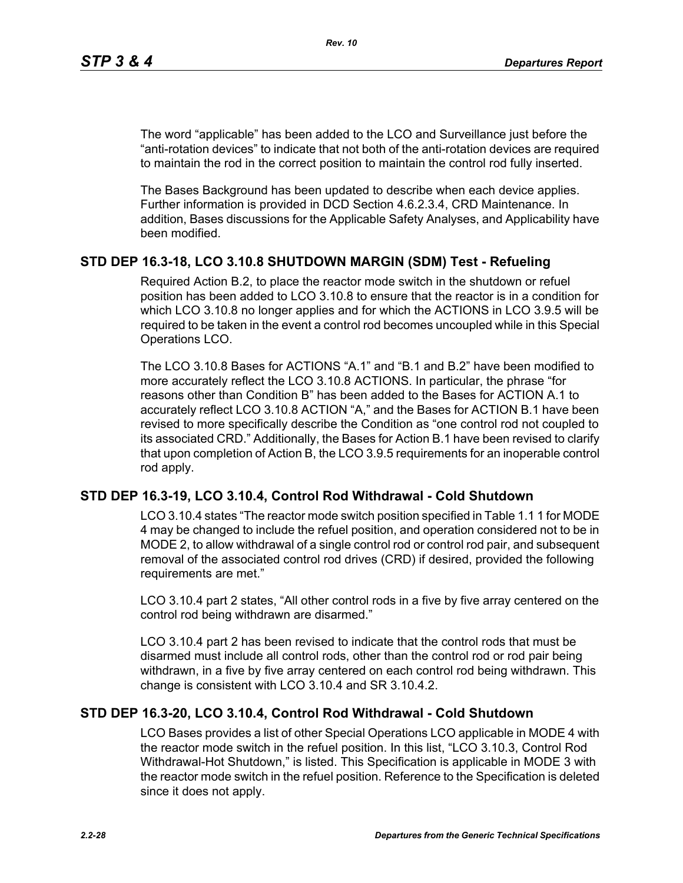The word “applicable” has been added to the LCO and Surveillance just before the “anti-rotation devices” to indicate that not both of the anti-rotation devices are required to maintain the rod in the correct position to maintain the control rod fully inserted.

The Bases Background has been updated to describe when each device applies. Further information is provided in DCD Section 4.6.2.3.4, CRD Maintenance. In addition, Bases discussions for the Applicable Safety Analyses, and Applicability have been modified.

## STD DEP 16.3-18, LCO 3.10.8 SHUTDOWN MARGIN (SDM) Test - Refueling

Required Action B.2, to place the reactor mode switch in the shutdown or refuel position has been added to LCO 3.10.8 to ensure that the reactor is in a condition for which LCO 3.10.8 no longer applies and for which the ACTIONS in LCO 3.9.5 will be required to be taken in the event a control rod becomes uncoupled while in this Special Operations LCO.

The LCO 3.10.8 Bases for ACTIONS “A.1” and “B.1 and B.2” have been modified to more accurately reflect the LCO 3.10.8 ACTIONS. In particular, the phrase “for reasons other than Condition B” has been added to the Bases for ACTION A.1 to accurately reflect LCO 3.10.8 ACTION “A,” and the Bases for ACTION B.1 have been revised to more specifically describe the Condition as “one control rod not coupled to its associated CRD.” Additionally, the Bases for Action B.1 have been revised to clarify that upon completion of Action B, the LCO 3.9.5 requirements for an inoperable control rod apply.

## STD DEP 16.3-19, LCO 3.10.4, Control Rod Withdrawal - Cold Shutdown

LCO 3.10.4 states “The reactor mode switch position specified in Table 1.1 1 for MODE 4 may be changed to include the refuel position, and operation considered not to be in MODE 2, to allow withdrawal of a single control rod or control rod pair, and subsequent removal of the associated control rod drives (CRD) if desired, provided the following requirements are met.”

LCO 3.10.4 part 2 states, “All other control rods in a five by five array centered on the control rod being withdrawn are disarmed.”

LCO 3.10.4 part 2 has been revised to indicate that the control rods that must be disarmed must include all control rods, other than the control rod or rod pair being withdrawn, in a five by five array centered on each control rod being withdrawn. This change is consistent with LCO 3.10.4 and SR 3.10.4.2.

## STD DEP 16.3-20, LCO 3.10.4, Control Rod Withdrawal - Cold Shutdown

LCO Bases provides a list of other Special Operations LCO applicable in MODE 4 with the reactor mode switch in the refuel position. In this list, “LCO 3.10.3, Control Rod Withdrawal-Hot Shutdown,” is listed. This Specification is applicable in MODE 3 with the reactor mode switch in the refuel position. Reference to the Specification is deleted since it does not apply.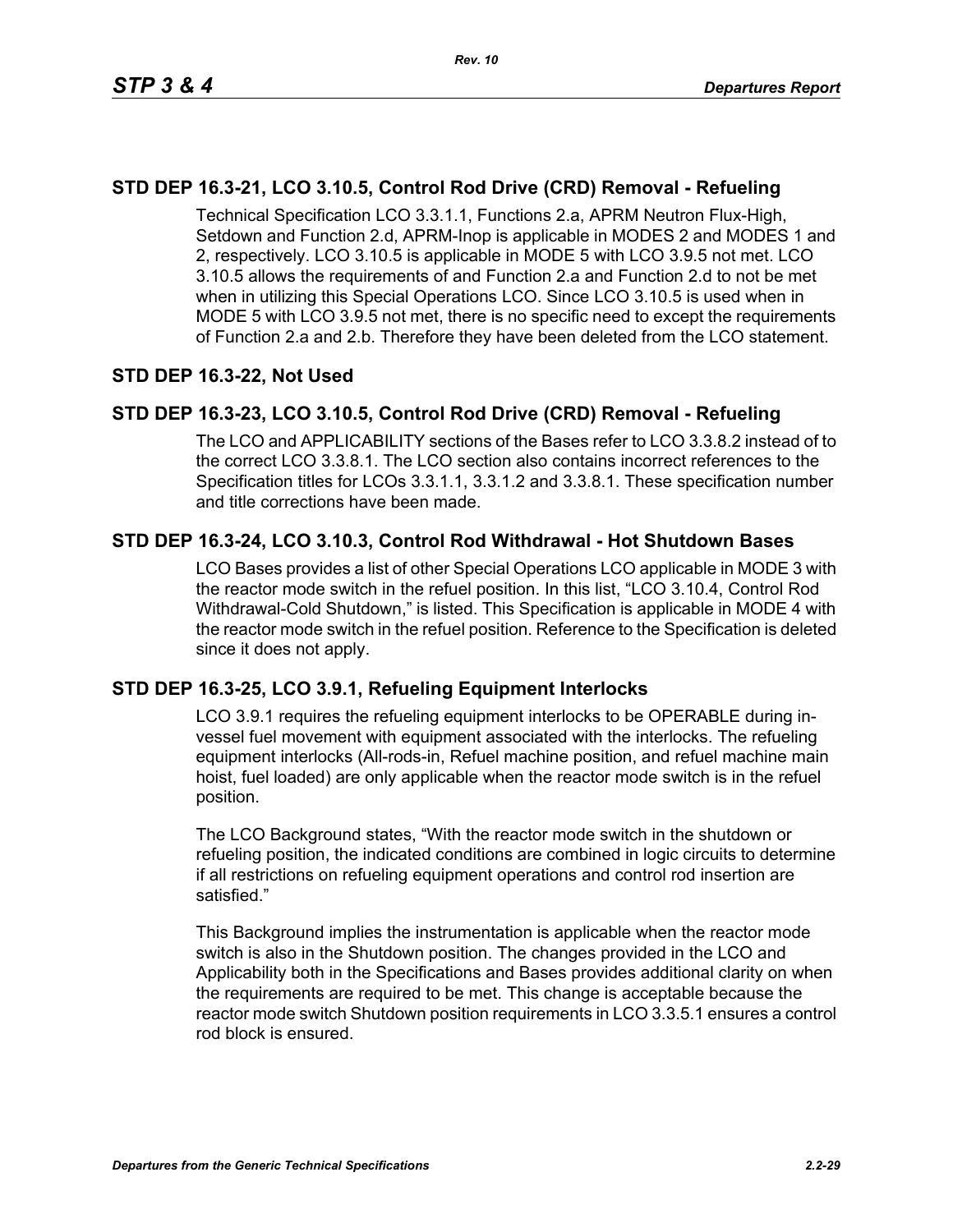## STD DEP 16.3-21, LCO 3.10.5, Control Rod Drive (CRD) Removal - Refueling

Technical Specification LCO 3.3.1.1, Functions 2.a, APRM Neutron Flux-High, Setdown and Function 2.d, APRM-Inop is applicable in MODES 2 and MODES 1 and 2, respectively. LCO 3.10.5 is applicable in MODE 5 with LCO 3.9.5 not met. LCO 3.10.5 allows the requirements of and Function 2.a and Function 2.d to not be met when in utilizing this Special Operations LCO. Since LCO 3.10.5 is used when in MODE 5 with LCO 3.9.5 not met, there is no specific need to except the requirements of Function 2.a and 2.b. Therefore they have been deleted from the LCO statement.

## STD DEP 16.3-22, Not Used

## STD DEP 16.3-23, LCO 3.10.5, Control Rod Drive (CRD) Removal - Refueling

The LCO and APPLICABILITY sections of the Bases refer to LCO 3.3.8.2 instead of to the correct LCO 3.3.8.1. The LCO section also contains incorrect references to the Specification titles for LCOs 3.3.1.1, 3.3.1.2 and 3.3.8.1. These specification number and title corrections have been made.

## STD DEP 16.3-24, LCO 3.10.3, Control Rod Withdrawal - Hot Shutdown Bases

LCO Bases provides a list of other Special Operations LCO applicable in MODE 3 with the reactor mode switch in the refuel position. In this list, "LCO 3.10.4, Control Rod Withdrawal-Cold Shutdown," is listed. This Specification is applicable in MODE 4 with the reactor mode switch in the refuel position. Reference to the Specification is deleted since it does not apply.

## STD DEP 16.3-25, LCO 3.9.1, Refueling Equipment Interlocks

LCO 3.9.1 requires the refueling equipment interlocks to be OPERABLE during in-vessel fuel movement with equipment associated with the interlocks. The refueling equipment interlocks (All-rods-in, Refuel machine position, and refuel machine main hoist, fuel loaded) are only applicable when the reactor mode switch is in the refuel position.

The LCO Background states, "With the reactor mode switch in the shutdown or refueling position, the indicated conditions are combined in logic circuits to determine if all restrictions on refueling equipment operations and control rod insertion are satisfied."

This Background implies the instrumentation is applicable when the reactor mode switch is also in the Shutdown position. The changes provided in the LCO and Applicability both in the Specifications and Bases provides additional clarity on when the requirements are required to be met. This change is acceptable because the reactor mode switch Shutdown position requirements in LCO 3.3.5.1 ensures a control rod block is ensured.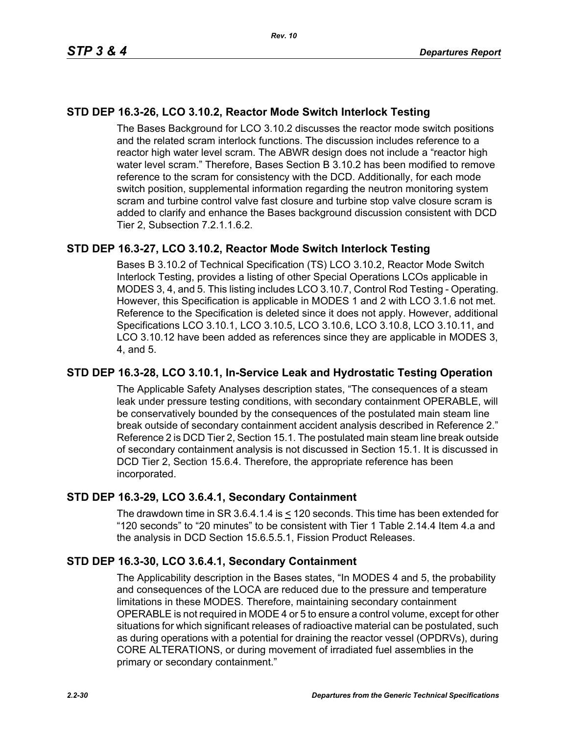## STD DEP 16.3-26, LCO 3.10.2, Reactor Mode Switch Interlock Testing

The Bases Background for LCO 3.10.2 discusses the reactor mode switch positions and the related scram interlock functions. The discussion includes reference to a reactor high water level scram. The ABWR design does not include a "reactor high water level scram." Therefore, Bases Section B 3.10.2 has been modified to remove reference to the scram for consistency with the DCD. Additionally, for each mode switch position, supplemental information regarding the neutron monitoring system scram and turbine control valve fast closure and turbine stop valve closure scram is added to clarify and enhance the Bases background discussion consistent with DCD Tier 2, Subsection 7.2.1.1.6.2.

## STD DEP 16.3-27, LCO 3.10.2, Reactor Mode Switch Interlock Testing

Bases B 3.10.2 of Technical Specification (TS) LCO 3.10.2, Reactor Mode Switch Interlock Testing, provides a listing of other Special Operations LCOs applicable in MODES 3, 4, and 5. This listing includes LCO 3.10.7, Control Rod Testing - Operating. However, this Specification is applicable in MODES 1 and 2 with LCO 3.1.6 not met. Reference to the Specification is deleted since it does not apply. However, additional Specifications LCO 3.10.1, LCO 3.10.5, LCO 3.10.6, LCO 3.10.8, LCO 3.10.11, and LCO 3.10.12 have been added as references since they are applicable in MODES 3, 4, and 5.

## STD DEP 16.3-28, LCO 3.10.1, In-Service Leak and Hydrostatic Testing Operation

The Applicable Safety Analyses description states, "The consequences of a steam leak under pressure testing conditions, with secondary containment OPERABLE, will be conservatively bounded by the consequences of the postulated main steam line break outside of secondary containment accident analysis described in Reference 2." Reference 2 is DCD Tier 2, Section 15.1. The postulated main steam line break outside of secondary containment analysis is not discussed in Section 15.1. It is discussed in DCD Tier 2, Section 15.6.4. Therefore, the appropriate reference has been incorporated.

## STD DEP 16.3-29, LCO 3.6.4.1, Secondary Containment

The drawdown time in SR 3.6.4.1.4 is ≤ 120 seconds. This time has been extended for "120 seconds" to "20 minutes" to be consistent with Tier 1 Table 2.14.4 Item 4.a and the analysis in DCD Section 15.6.5.5.1, Fission Product Releases.

## STD DEP 16.3-30, LCO 3.6.4.1, Secondary Containment

The Applicability description in the Bases states, "In MODES 4 and 5, the probability and consequences of the LOCA are reduced due to the pressure and temperature limitations in these MODES. Therefore, maintaining secondary containment OPERABLE is not required in MODE 4 or 5 to ensure a control volume, except for other situations for which significant releases of radioactive material can be postulated, such as during operations with a potential for draining the reactor vessel (OPDRVs), during CORE ALTERATIONS, or during movement of irradiated fuel assemblies in the primary or secondary containment."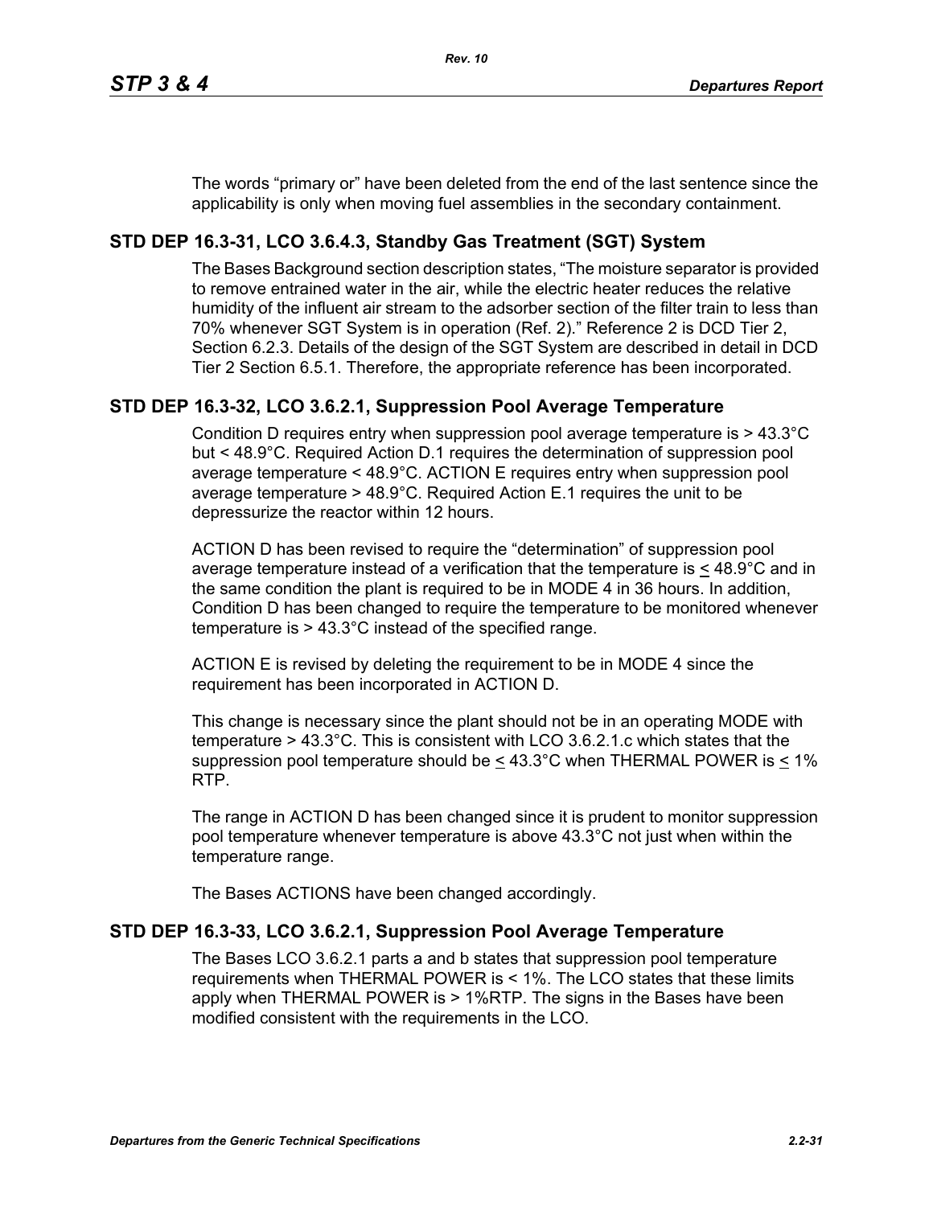The words “primary or” have been deleted from the end of the last sentence since the applicability is only when moving fuel assemblies in the secondary containment.

## STD DEP 16.3-31, LCO 3.6.4.3, Standby Gas Treatment (SGT) System

The Bases Background section description states, “The moisture separator is provided to remove entrained water in the air, while the electric heater reduces the relative humidity of the influent air stream to the adsorber section of the filter train to less than 70% whenever SGT System is in operation (Ref. 2).” Reference 2 is DCD Tier 2, Section 6.2.3. Details of the design of the SGT System are described in detail in DCD Tier 2 Section 6.5.1. Therefore, the appropriate reference has been incorporated.

## STD DEP 16.3-32, LCO 3.6.2.1, Suppression Pool Average Temperature

Condition D requires entry when suppression pool average temperature is > 43.3°C but < 48.9°C. Required Action D.1 requires the determination of suppression pool average temperature < 48.9°C. ACTION E requires entry when suppression pool average temperature > 48.9°C. Required Action E.1 requires the unit to be depressurize the reactor within 12 hours.

ACTION D has been revised to require the “determination” of suppression pool average temperature instead of a verification that the temperature is ≤ 48.9°C and in the same condition the plant is required to be in MODE 4 in 36 hours. In addition, Condition D has been changed to require the temperature to be monitored whenever temperature is > 43.3°C instead of the specified range.

ACTION E is revised by deleting the requirement to be in MODE 4 since the requirement has been incorporated in ACTION D.

This change is necessary since the plant should not be in an operating MODE with temperature > 43.3°C. This is consistent with LCO 3.6.2.1.c which states that the suppression pool temperature should be ≤ 43.3°C when THERMAL POWER is ≤ 1% RTP.

The range in ACTION D has been changed since it is prudent to monitor suppression pool temperature whenever temperature is above 43.3°C not just when within the temperature range.

The Bases ACTIONS have been changed accordingly.

## STD DEP 16.3-33, LCO 3.6.2.1, Suppression Pool Average Temperature

The Bases LCO 3.6.2.1 parts a and b states that suppression pool temperature requirements when THERMAL POWER is < 1%. The LCO states that these limits apply when THERMAL POWER is > 1%RTP. The signs in the Bases have been modified consistent with the requirements in the LCO.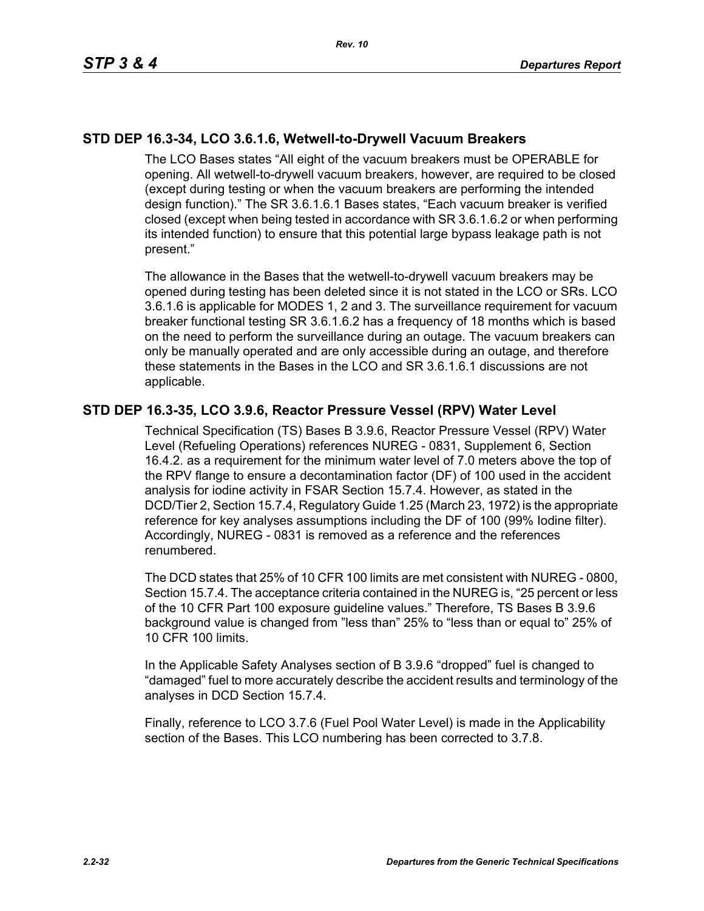## STD DEP 16.3-34, LCO 3.6.1.6, Wetwell-to-Drywell Vacuum Breakers

The LCO Bases states "All eight of the vacuum breakers must be OPERABLE for opening. All wetwell-to-drywell vacuum breakers, however, are required to be closed (except during testing or when the vacuum breakers are performing the intended design function)." The SR 3.6.1.6.1 Bases states, "Each vacuum breaker is verified closed (except when being tested in accordance with SR 3.6.1.6.2 or when performing its intended function) to ensure that this potential large bypass leakage path is not present."

The allowance in the Bases that the wetwell-to-drywell vacuum breakers may be opened during testing has been deleted since it is not stated in the LCO or SRs. LCO 3.6.1.6 is applicable for MODES 1, 2 and 3. The surveillance requirement for vacuum breaker functional testing SR 3.6.1.6.2 has a frequency of 18 months which is based on the need to perform the surveillance during an outage. The vacuum breakers can only be manually operated and are only accessible during an outage, and therefore these statements in the Bases in the LCO and SR 3.6.1.6.1 discussions are not applicable.

## STD DEP 16.3-35, LCO 3.9.6, Reactor Pressure Vessel (RPV) Water Level

Technical Specification (TS) Bases B 3.9.6, Reactor Pressure Vessel (RPV) Water Level (Refueling Operations) references NUREG - 0831, Supplement 6, Section 16.4.2. as a requirement for the minimum water level of 7.0 meters above the top of the RPV flange to ensure a decontamination factor (DF) of 100 used in the accident analysis for iodine activity in FSAR Section 15.7.4. However, as stated in the DCD/Tier 2, Section 15.7.4, Regulatory Guide 1.25 (March 23, 1972) is the appropriate reference for key analyses assumptions including the DF of 100 (99% Iodine filter). Accordingly, NUREG - 0831 is removed as a reference and the references renumbered.

The DCD states that 25% of 10 CFR 100 limits are met consistent with NUREG - 0800, Section 15.7.4. The acceptance criteria contained in the NUREG is, "25 percent or less of the 10 CFR Part 100 exposure guideline values." Therefore, TS Bases B 3.9.6 background value is changed from "less than" 25% to "less than or equal to" 25% of 10 CFR 100 limits.

In the Applicable Safety Analyses section of B 3.9.6 "dropped" fuel is changed to "damaged" fuel to more accurately describe the accident results and terminology of the analyses in DCD Section 15.7.4.

Finally, reference to LCO 3.7.6 (Fuel Pool Water Level) is made in the Applicability section of the Bases. This LCO numbering has been corrected to 3.7.8.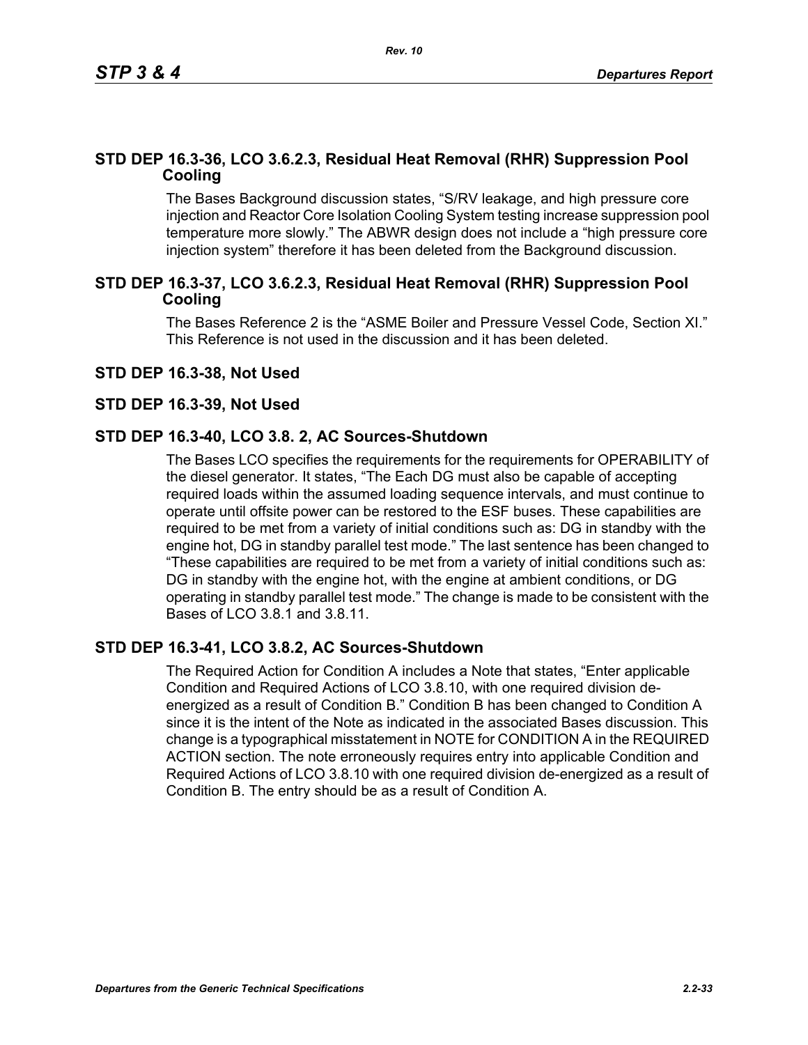## STD DEP 16.3-36, LCO 3.6.2.3, Residual Heat Removal (RHR) Suppression Pool Cooling

The Bases Background discussion states, “S/RV leakage, and high pressure core injection and Reactor Core Isolation Cooling System testing increase suppression pool temperature more slowly.” The ABWR design does not include a “high pressure core injection system” therefore it has been deleted from the Background discussion.

## STD DEP 16.3-37, LCO 3.6.2.3, Residual Heat Removal (RHR) Suppression Pool Cooling

The Bases Reference 2 is the “ASME Boiler and Pressure Vessel Code, Section XI.” This Reference is not used in the discussion and it has been deleted.

## STD DEP 16.3-38, Not Used

## STD DEP 16.3-39, Not Used

## STD DEP 16.3-40, LCO 3.8. 2, AC Sources-Shutdown

The Bases LCO specifies the requirements for the requirements for OPERABILITY of the diesel generator. It states, “The Each DG must also be capable of accepting required loads within the assumed loading sequence intervals, and must continue to operate until offsite power can be restored to the ESF buses. These capabilities are required to be met from a variety of initial conditions such as: DG in standby with the engine hot, DG in standby parallel test mode.” The last sentence has been changed to “These capabilities are required to be met from a variety of initial conditions such as: DG in standby with the engine hot, with the engine at ambient conditions, or DG operating in standby parallel test mode.” The change is made to be consistent with the Bases of LCO 3.8.1 and 3.8.11.

## STD DEP 16.3-41, LCO 3.8.2, AC Sources-Shutdown

The Required Action for Condition A includes a Note that states, “Enter applicable Condition and Required Actions of LCO 3.8.10, with one required division de-energized as a result of Condition B.” Condition B has been changed to Condition A since it is the intent of the Note as indicated in the associated Bases discussion. This change is a typographical misstatement in NOTE for CONDITION A in the REQUIRED ACTION section. The note erroneously requires entry into applicable Condition and Required Actions of LCO 3.8.10 with one required division de-energized as a result of Condition B. The entry should be as a result of Condition A.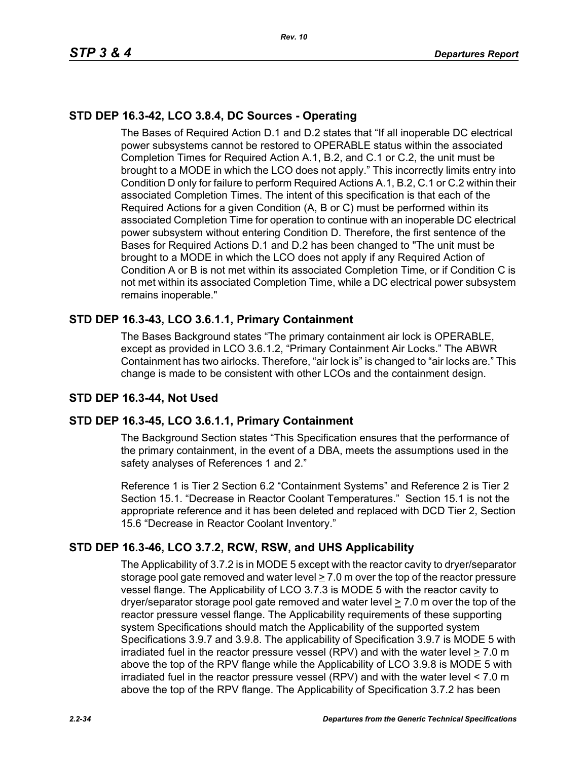## STD DEP 16.3-42, LCO 3.8.4, DC Sources - Operating

The Bases of Required Action D.1 and D.2 states that “If all inoperable DC electrical power subsystems cannot be restored to OPERABLE status within the associated Completion Times for Required Action A.1, B.2, and C.1 or C.2, the unit must be brought to a MODE in which the LCO does not apply.” This incorrectly limits entry into Condition D only for failure to perform Required Actions A.1, B.2, C.1 or C.2 within their associated Completion Times. The intent of this specification is that each of the Required Actions for a given Condition (A, B or C) must be performed within its associated Completion Time for operation to continue with an inoperable DC electrical power subsystem without entering Condition D. Therefore, the first sentence of the Bases for Required Actions D.1 and D.2 has been changed to "The unit must be brought to a MODE in which the LCO does not apply if any Required Action of Condition A or B is not met within its associated Completion Time, or if Condition C is not met within its associated Completion Time, while a DC electrical power subsystem remains inoperable."

## STD DEP 16.3-43, LCO 3.6.1.1, Primary Containment

The Bases Background states “The primary containment air lock is OPERABLE, except as provided in LCO 3.6.1.2, “Primary Containment Air Locks.” The ABWR Containment has two airlocks. Therefore, “air lock is” is changed to “air locks are.” This change is made to be consistent with other LCOs and the containment design.

## STD DEP 16.3-44, Not Used

## STD DEP 16.3-45, LCO 3.6.1.1, Primary Containment

The Background Section states “This Specification ensures that the performance of the primary containment, in the event of a DBA, meets the assumptions used in the safety analyses of References 1 and 2.”

Reference 1 is Tier 2 Section 6.2 “Containment Systems” and Reference 2 is Tier 2 Section 15.1. “Decrease in Reactor Coolant Temperatures.” Section 15.1 is not the appropriate reference and it has been deleted and replaced with DCD Tier 2, Section 15.6 “Decrease in Reactor Coolant Inventory.”

## STD DEP 16.3-46, LCO 3.7.2, RCW, RSW, and UHS Applicability

The Applicability of 3.7.2 is in MODE 5 except with the reactor cavity to dryer/separator storage pool gate removed and water level ≥ 7.0 m over the top of the reactor pressure vessel flange. The Applicability of LCO 3.7.3 is MODE 5 with the reactor cavity to dryer/separator storage pool gate removed and water level ≥ 7.0 m over the top of the reactor pressure vessel flange. The Applicability requirements of these supporting system Specifications should match the Applicability of the supported system Specifications 3.9.7 and 3.9.8. The applicability of Specification 3.9.7 is MODE 5 with irradiated fuel in the reactor pressure vessel (RPV) and with the water level ≥ 7.0 m above the top of the RPV flange while the Applicability of LCO 3.9.8 is MODE 5 with irradiated fuel in the reactor pressure vessel (RPV) and with the water level < 7.0 m above the top of the RPV flange. The Applicability of Specification 3.7.2 has been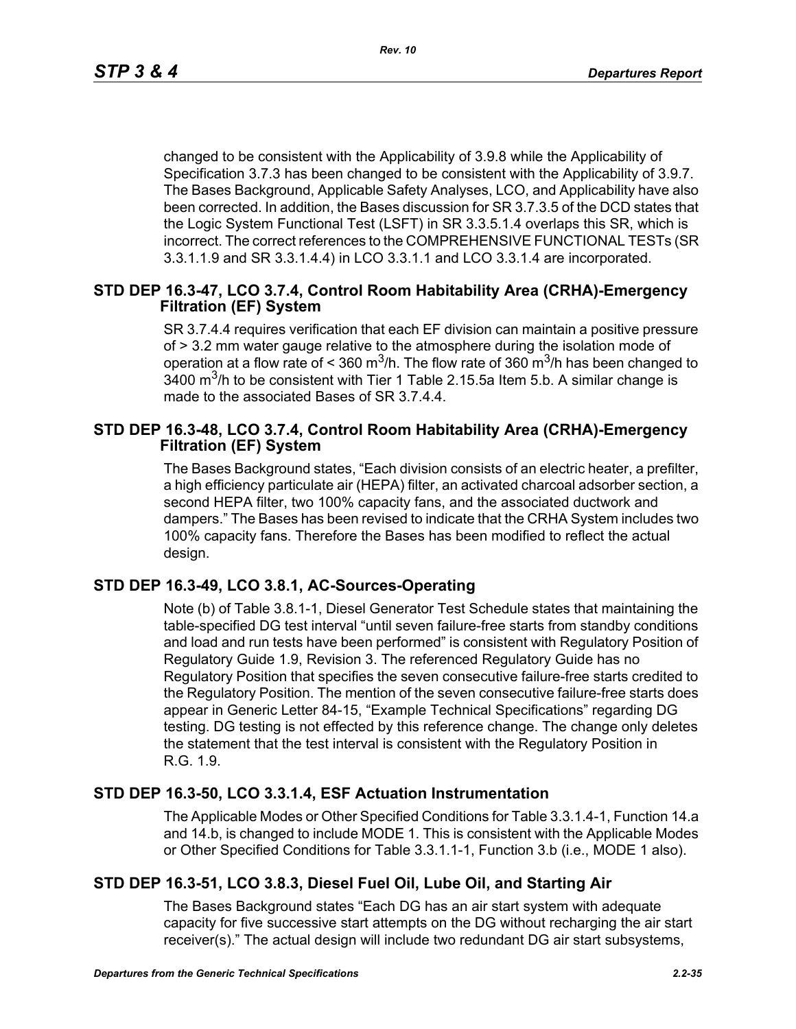changed to be consistent with the Applicability of 3.9.8 while the Applicability of Specification 3.7.3 has been changed to be consistent with the Applicability of 3.9.7. The Bases Background, Applicable Safety Analyses, LCO, and Applicability have also been corrected. In addition, the Bases discussion for SR 3.7.3.5 of the DCD states that the Logic System Functional Test (LSFT) in SR 3.3.5.1.4 overlaps this SR, which is incorrect. The correct references to the COMPREHENSIVE FUNCTIONAL TESTs (SR 3.3.1.1.9 and SR 3.3.1.4.4) in LCO 3.3.1.1 and LCO 3.3.1.4 are incorporated.

## STD DEP 16.3-47, LCO 3.7.4, Control Room Habitability Area (CRHA)-Emergency Filtration (EF) System

SR 3.7.4.4 requires verification that each EF division can maintain a positive pressure of > 3.2 mm water gauge relative to the atmosphere during the isolation mode of operation at a flow rate of < 360 $m^3$/h. The flow rate of 360 $m^3$/h has been changed to 3400 $m^3$/h to be consistent with Tier 1 Table 2.15.5a Item 5.b. A similar change is made to the associated Bases of SR 3.7.4.4.

## STD DEP 16.3-48, LCO 3.7.4, Control Room Habitability Area (CRHA)-Emergency Filtration (EF) System

The Bases Background states, "Each division consists of an electric heater, a prefilter, a high efficiency particulate air (HEPA) filter, an activated charcoal adsorber section, a second HEPA filter, two 100% capacity fans, and the associated ductwork and dampers." The Bases has been revised to indicate that the CRHA System includes two 100% capacity fans. Therefore the Bases has been modified to reflect the actual design.

## STD DEP 16.3-49, LCO 3.8.1, AC-Sources-Operating

Note (b) of Table 3.8.1-1, Diesel Generator Test Schedule states that maintaining the table-specified DG test interval "until seven failure-free starts from standby conditions and load and run tests have been performed" is consistent with Regulatory Position of Regulatory Guide 1.9, Revision 3. The referenced Regulatory Guide has no Regulatory Position that specifies the seven consecutive failure-free starts credited to the Regulatory Position. The mention of the seven consecutive failure-free starts does appear in Generic Letter 84-15, "Example Technical Specifications" regarding DG testing. DG testing is not effected by this reference change. The change only deletes the statement that the test interval is consistent with the Regulatory Position in R.G. 1.9.

## STD DEP 16.3-50, LCO 3.3.1.4, ESF Actuation Instrumentation

The Applicable Modes or Other Specified Conditions for Table 3.3.1.4-1, Function 14.a and 14.b, is changed to include MODE 1. This is consistent with the Applicable Modes or Other Specified Conditions for Table 3.3.1.1-1, Function 3.b (i.e., MODE 1 also).

## STD DEP 16.3-51, LCO 3.8.3, Diesel Fuel Oil, Lube Oil, and Starting Air

The Bases Background states "Each DG has an air start system with adequate capacity for five successive start attempts on the DG without recharging the air start receiver(s)." The actual design will include two redundant DG air start subsystems,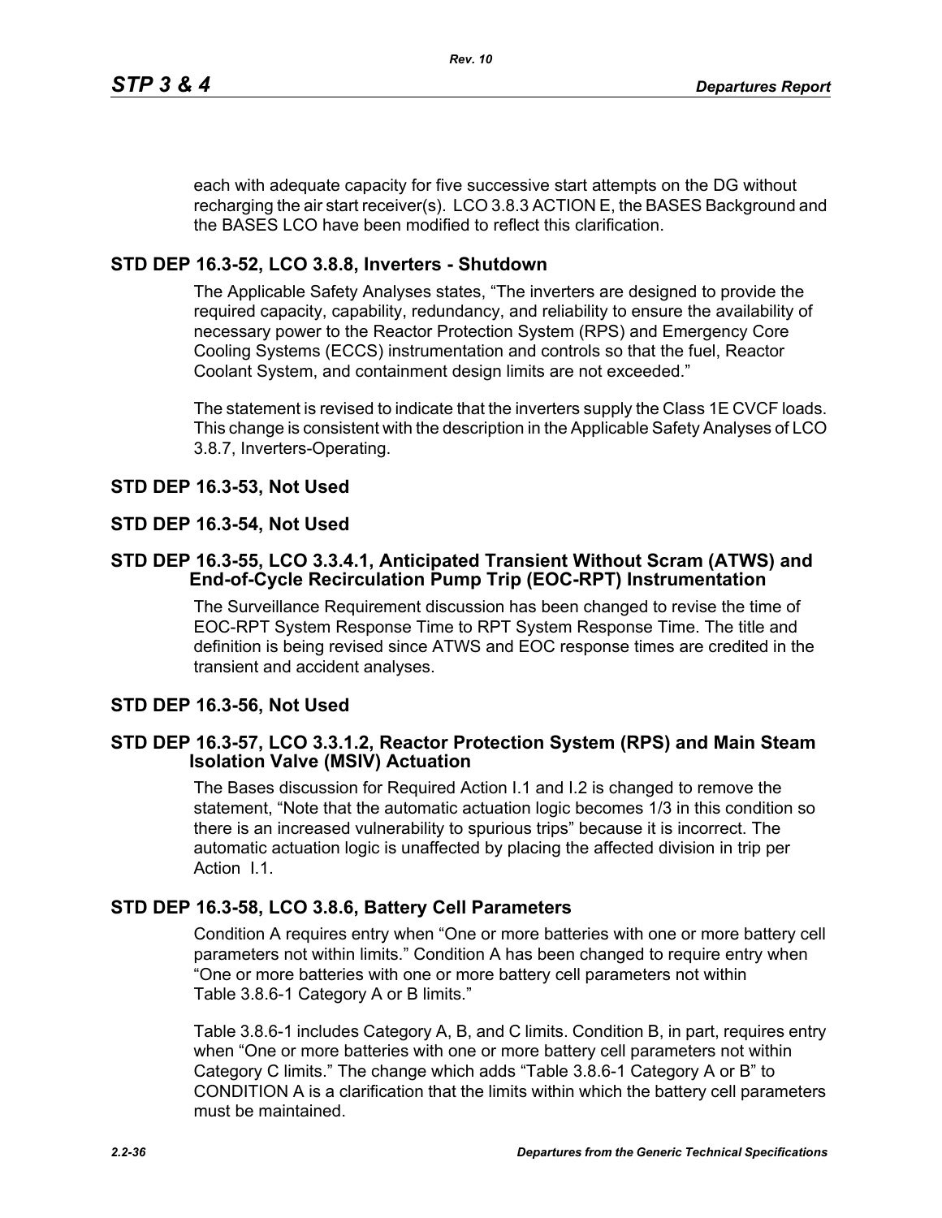each with adequate capacity for five successive start attempts on the DG without recharging the air start receiver(s). LCO 3.8.3 ACTION E, the BASES Background and the BASES LCO have been modified to reflect this clarification.

## STD DEP 16.3-52, LCO 3.8.8, Inverters - Shutdown

The Applicable Safety Analyses states, "The inverters are designed to provide the required capacity, capability, redundancy, and reliability to ensure the availability of necessary power to the Reactor Protection System (RPS) and Emergency Core Cooling Systems (ECCS) instrumentation and controls so that the fuel, Reactor Coolant System, and containment design limits are not exceeded."

The statement is revised to indicate that the inverters supply the Class 1E CVCF loads. This change is consistent with the description in the Applicable Safety Analyses of LCO 3.8.7, Inverters-Operating.

## STD DEP 16.3-53, Not Used

## STD DEP 16.3-54, Not Used

## STD DEP 16.3-55, LCO 3.3.4.1, Anticipated Transient Without Scram (ATWS) and End-of-Cycle Recirculation Pump Trip (EOC-RPT) Instrumentation

The Surveillance Requirement discussion has been changed to revise the time of EOC-RPT System Response Time to RPT System Response Time. The title and definition is being revised since ATWS and EOC response times are credited in the transient and accident analyses.

## STD DEP 16.3-56, Not Used

## STD DEP 16.3-57, LCO 3.3.1.2, Reactor Protection System (RPS) and Main Steam Isolation Valve (MSIV) Actuation

The Bases discussion for Required Action I.1 and I.2 is changed to remove the statement, "Note that the automatic actuation logic becomes 1/3 in this condition so there is an increased vulnerability to spurious trips" because it is incorrect. The automatic actuation logic is unaffected by placing the affected division in trip per Action I.1.

## STD DEP 16.3-58, LCO 3.8.6, Battery Cell Parameters

Condition A requires entry when "One or more batteries with one or more battery cell parameters not within limits." Condition A has been changed to require entry when "One or more batteries with one or more battery cell parameters not within Table 3.8.6-1 Category A or B limits."

Table 3.8.6-1 includes Category A, B, and C limits. Condition B, in part, requires entry when "One or more batteries with one or more battery cell parameters not within Category C limits." The change which adds "Table 3.8.6-1 Category A or B" to CONDITION A is a clarification that the limits within which the battery cell parameters must be maintained.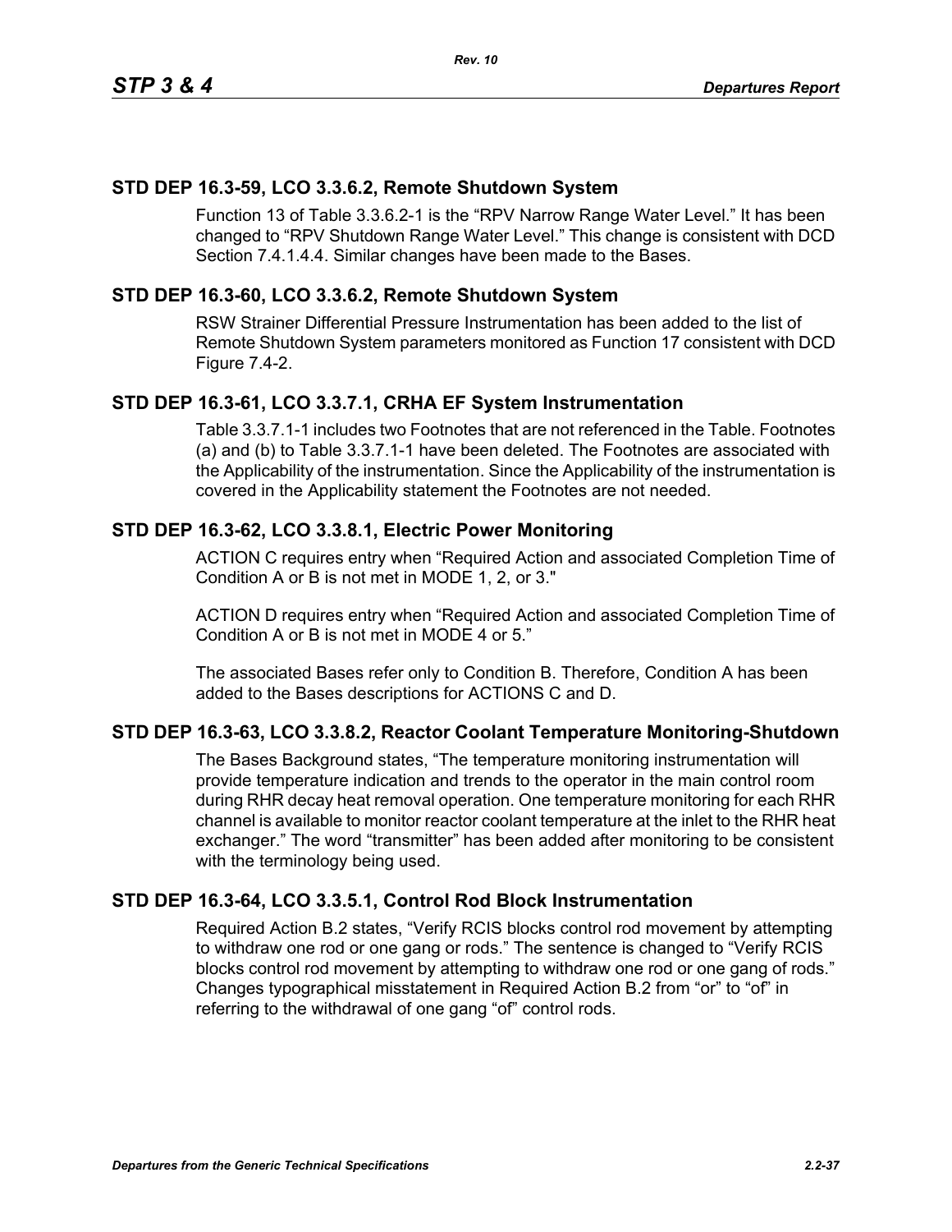## STD DEP 16.3-59, LCO 3.3.6.2, Remote Shutdown System

Function 13 of Table 3.3.6.2-1 is the "RPV Narrow Range Water Level." It has been changed to "RPV Shutdown Range Water Level." This change is consistent with DCD Section 7.4.1.4.4. Similar changes have been made to the Bases.

## STD DEP 16.3-60, LCO 3.3.6.2, Remote Shutdown System

RSW Strainer Differential Pressure Instrumentation has been added to the list of Remote Shutdown System parameters monitored as Function 17 consistent with DCD Figure 7.4-2.

## STD DEP 16.3-61, LCO 3.3.7.1, CRHA EF System Instrumentation

Table 3.3.7.1-1 includes two Footnotes that are not referenced in the Table. Footnotes (a) and (b) to Table 3.3.7.1-1 have been deleted. The Footnotes are associated with the Applicability of the instrumentation. Since the Applicability of the instrumentation is covered in the Applicability statement the Footnotes are not needed.

## STD DEP 16.3-62, LCO 3.3.8.1, Electric Power Monitoring

ACTION C requires entry when "Required Action and associated Completion Time of Condition A or B is not met in MODE 1, 2, or 3."

ACTION D requires entry when "Required Action and associated Completion Time of Condition A or B is not met in MODE 4 or 5."

The associated Bases refer only to Condition B. Therefore, Condition A has been added to the Bases descriptions for ACTIONS C and D.

## STD DEP 16.3-63, LCO 3.3.8.2, Reactor Coolant Temperature Monitoring-Shutdown

The Bases Background states, "The temperature monitoring instrumentation will provide temperature indication and trends to the operator in the main control room during RHR decay heat removal operation. One temperature monitoring for each RHR channel is available to monitor reactor coolant temperature at the inlet to the RHR heat exchanger." The word "transmitter" has been added after monitoring to be consistent with the terminology being used.

## STD DEP 16.3-64, LCO 3.3.5.1, Control Rod Block Instrumentation

Required Action B.2 states, "Verify RCIS blocks control rod movement by attempting to withdraw one rod or one gang or rods." The sentence is changed to "Verify RCIS blocks control rod movement by attempting to withdraw one rod or one gang of rods." Changes typographical misstatement in Required Action B.2 from "or" to "of" in referring to the withdrawal of one gang "of" control rods.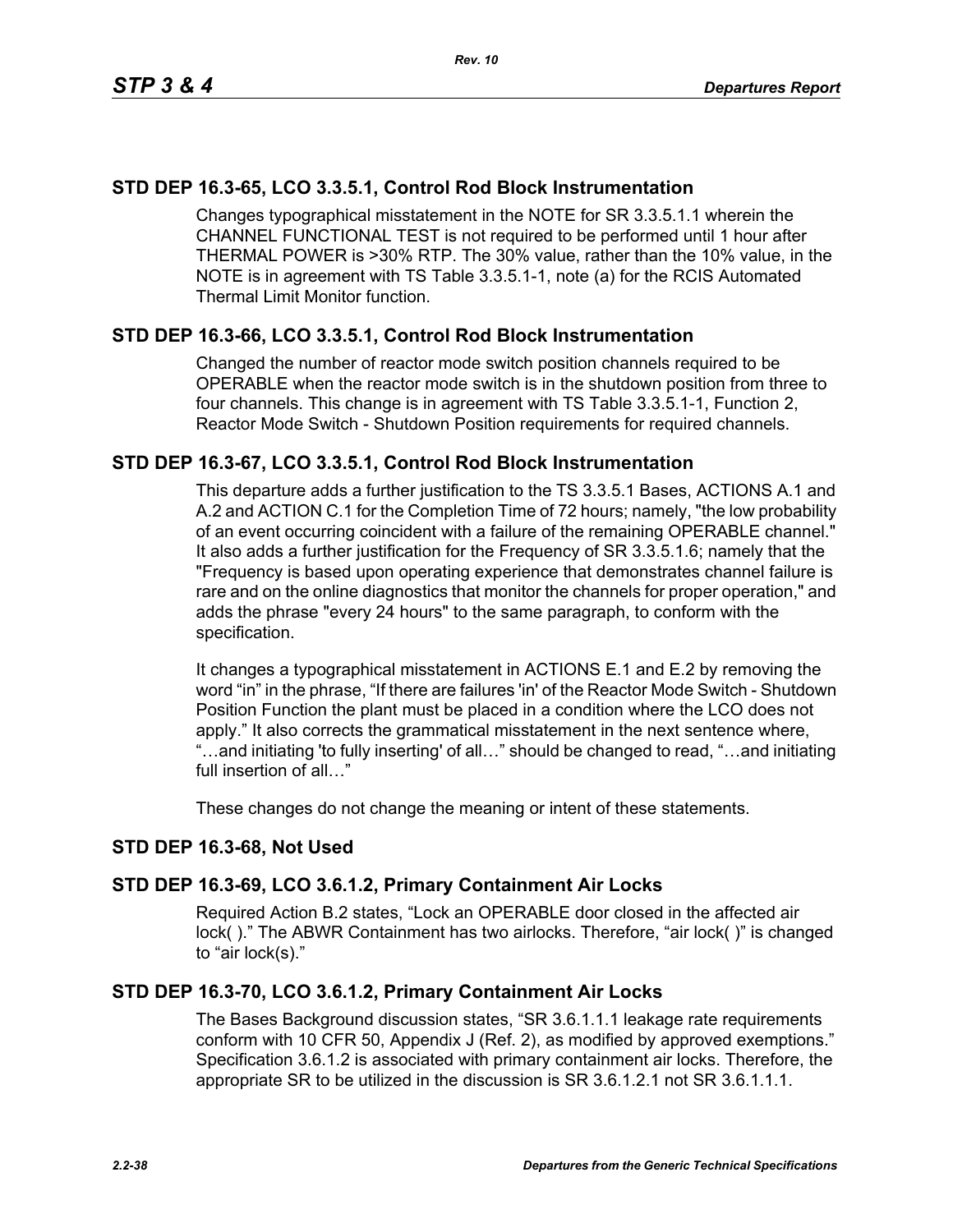## STD DEP 16.3-65, LCO 3.3.5.1, Control Rod Block Instrumentation

Changes typographical misstatement in the NOTE for SR 3.3.5.1.1 wherein the CHANNEL FUNCTIONAL TEST is not required to be performed until 1 hour after THERMAL POWER is >30% RTP. The 30% value, rather than the 10% value, in the NOTE is in agreement with TS Table 3.3.5.1-1, note (a) for the RCIS Automated Thermal Limit Monitor function.

## STD DEP 16.3-66, LCO 3.3.5.1, Control Rod Block Instrumentation

Changed the number of reactor mode switch position channels required to be OPERABLE when the reactor mode switch is in the shutdown position from three to four channels. This change is in agreement with TS Table 3.3.5.1-1, Function 2, Reactor Mode Switch - Shutdown Position requirements for required channels.

## STD DEP 16.3-67, LCO 3.3.5.1, Control Rod Block Instrumentation

This departure adds a further justification to the TS 3.3.5.1 Bases, ACTIONS A.1 and A.2 and ACTION C.1 for the Completion Time of 72 hours; namely, "the low probability of an event occurring coincident with a failure of the remaining OPERABLE channel." It also adds a further justification for the Frequency of SR 3.3.5.1.6; namely that the "Frequency is based upon operating experience that demonstrates channel failure is rare and on the online diagnostics that monitor the channels for proper operation," and adds the phrase "every 24 hours" to the same paragraph, to conform with the specification.

It changes a typographical misstatement in ACTIONS E.1 and E.2 by removing the word "in" in the phrase, "If there are failures 'in' of the Reactor Mode Switch - Shutdown Position Function the plant must be placed in a condition where the LCO does not apply." It also corrects the grammatical misstatement in the next sentence where, "…and initiating 'to fully inserting' of all…" should be changed to read, "…and initiating full insertion of all…"

These changes do not change the meaning or intent of these statements.

## STD DEP 16.3-68, Not Used

## STD DEP 16.3-69, LCO 3.6.1.2, Primary Containment Air Locks

Required Action B.2 states, "Lock an OPERABLE door closed in the affected air lock( )." The ABWR Containment has two airlocks. Therefore, "air lock( )" is changed to "air lock(s)."

## STD DEP 16.3-70, LCO 3.6.1.2, Primary Containment Air Locks

The Bases Background discussion states, "SR 3.6.1.1.1 leakage rate requirements conform with 10 CFR 50, Appendix J (Ref. 2), as modified by approved exemptions." Specification 3.6.1.2 is associated with primary containment air locks. Therefore, the appropriate SR to be utilized in the discussion is SR 3.6.1.2.1 not SR 3.6.1.1.1.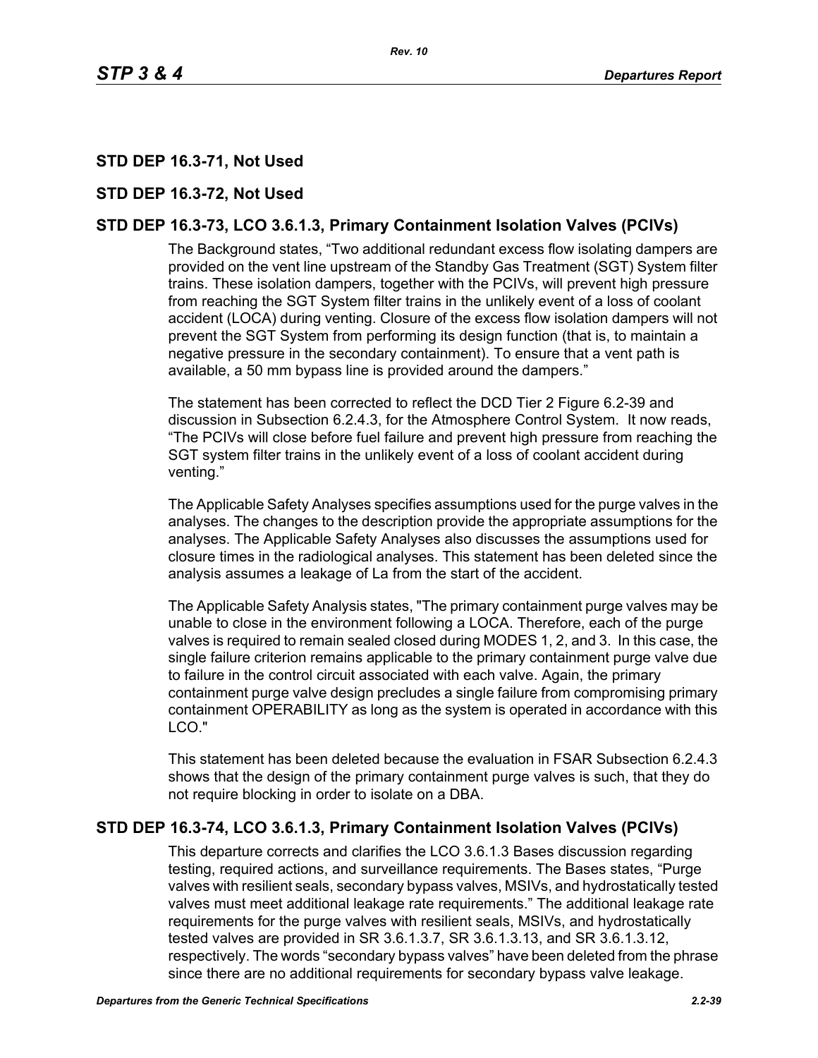## STD DEP 16.3-71, Not Used

## STD DEP 16.3-72, Not Used

## STD DEP 16.3-73, LCO 3.6.1.3, Primary Containment Isolation Valves (PCIVs)

The Background states, "Two additional redundant excess flow isolating dampers are provided on the vent line upstream of the Standby Gas Treatment (SGT) System filter trains. These isolation dampers, together with the PCIVs, will prevent high pressure from reaching the SGT System filter trains in the unlikely event of a loss of coolant accident (LOCA) during venting. Closure of the excess flow isolation dampers will not prevent the SGT System from performing its design function (that is, to maintain a negative pressure in the secondary containment). To ensure that a vent path is available, a 50 mm bypass line is provided around the dampers."

The statement has been corrected to reflect the DCD Tier 2 Figure 6.2-39 and discussion in Subsection 6.2.4.3, for the Atmosphere Control System. It now reads, "The PCIVs will close before fuel failure and prevent high pressure from reaching the SGT system filter trains in the unlikely event of a loss of coolant accident during venting."

The Applicable Safety Analyses specifies assumptions used for the purge valves in the analyses. The changes to the description provide the appropriate assumptions for the analyses. The Applicable Safety Analyses also discusses the assumptions used for closure times in the radiological analyses. This statement has been deleted since the analysis assumes a leakage of La from the start of the accident.

The Applicable Safety Analysis states, "The primary containment purge valves may be unable to close in the environment following a LOCA. Therefore, each of the purge valves is required to remain sealed closed during MODES 1, 2, and 3. In this case, the single failure criterion remains applicable to the primary containment purge valve due to failure in the control circuit associated with each valve. Again, the primary containment purge valve design precludes a single failure from compromising primary containment OPERABILITY as long as the system is operated in accordance with this LCO."

This statement has been deleted because the evaluation in FSAR Subsection 6.2.4.3 shows that the design of the primary containment purge valves is such, that they do not require blocking in order to isolate on a DBA.

## STD DEP 16.3-74, LCO 3.6.1.3, Primary Containment Isolation Valves (PCIVs)

This departure corrects and clarifies the LCO 3.6.1.3 Bases discussion regarding testing, required actions, and surveillance requirements. The Bases states, "Purge valves with resilient seals, secondary bypass valves, MSIVs, and hydrostatically tested valves must meet additional leakage rate requirements." The additional leakage rate requirements for the purge valves with resilient seals, MSIVs, and hydrostatically tested valves are provided in SR 3.6.1.3.7, SR 3.6.1.3.13, and SR 3.6.1.3.12, respectively. The words "secondary bypass valves" have been deleted from the phrase since there are no additional requirements for secondary bypass valve leakage.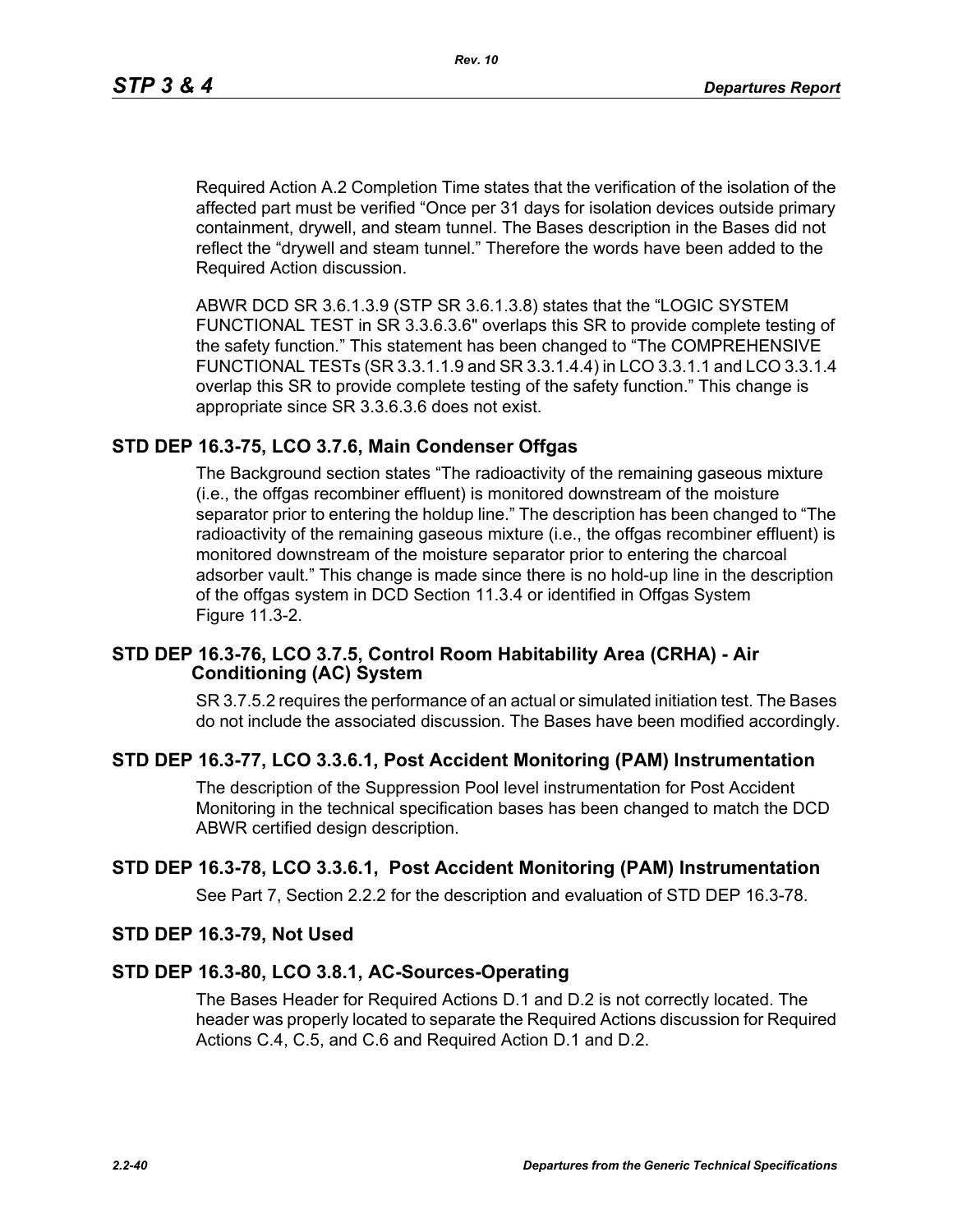Required Action A.2 Completion Time states that the verification of the isolation of the affected part must be verified "Once per 31 days for isolation devices outside primary containment, drywell, and steam tunnel. The Bases description in the Bases did not reflect the "drywell and steam tunnel." Therefore the words have been added to the Required Action discussion.

ABWR DCD SR 3.6.1.3.9 (STP SR 3.6.1.3.8) states that the "LOGIC SYSTEM FUNCTIONAL TEST in SR 3.3.6.3.6" overlaps this SR to provide complete testing of the safety function." This statement has been changed to "The COMPREHENSIVE FUNCTIONAL TESTs (SR 3.3.1.1.9 and SR 3.3.1.4.4) in LCO 3.3.1.1 and LCO 3.3.1.4 overlap this SR to provide complete testing of the safety function." This change is appropriate since SR 3.3.6.3.6 does not exist.

## STD DEP 16.3-75, LCO 3.7.6, Main Condenser Offgas

The Background section states "The radioactivity of the remaining gaseous mixture (i.e., the offgas recombiner effluent) is monitored downstream of the moisture separator prior to entering the holdup line." The description has been changed to "The radioactivity of the remaining gaseous mixture (i.e., the offgas recombiner effluent) is monitored downstream of the moisture separator prior to entering the charcoal adsorber vault." This change is made since there is no hold-up line in the description of the offgas system in DCD Section 11.3.4 or identified in Offgas System Figure 11.3-2.

## STD DEP 16.3-76, LCO 3.7.5, Control Room Habitability Area (CRHA) - Air Conditioning (AC) System

SR 3.7.5.2 requires the performance of an actual or simulated initiation test. The Bases do not include the associated discussion. The Bases have been modified accordingly.

## STD DEP 16.3-77, LCO 3.3.6.1, Post Accident Monitoring (PAM) Instrumentation

The description of the Suppression Pool level instrumentation for Post Accident Monitoring in the technical specification bases has been changed to match the DCD ABWR certified design description.

## STD DEP 16.3-78, LCO 3.3.6.1, Post Accident Monitoring (PAM) Instrumentation

See Part 7, Section 2.2.2 for the description and evaluation of STD DEP 16.3-78.

## STD DEP 16.3-79, Not Used

## STD DEP 16.3-80, LCO 3.8.1, AC-Sources-Operating

The Bases Header for Required Actions D.1 and D.2 is not correctly located. The header was properly located to separate the Required Actions discussion for Required Actions C.4, C.5, and C.6 and Required Action D.1 and D.2.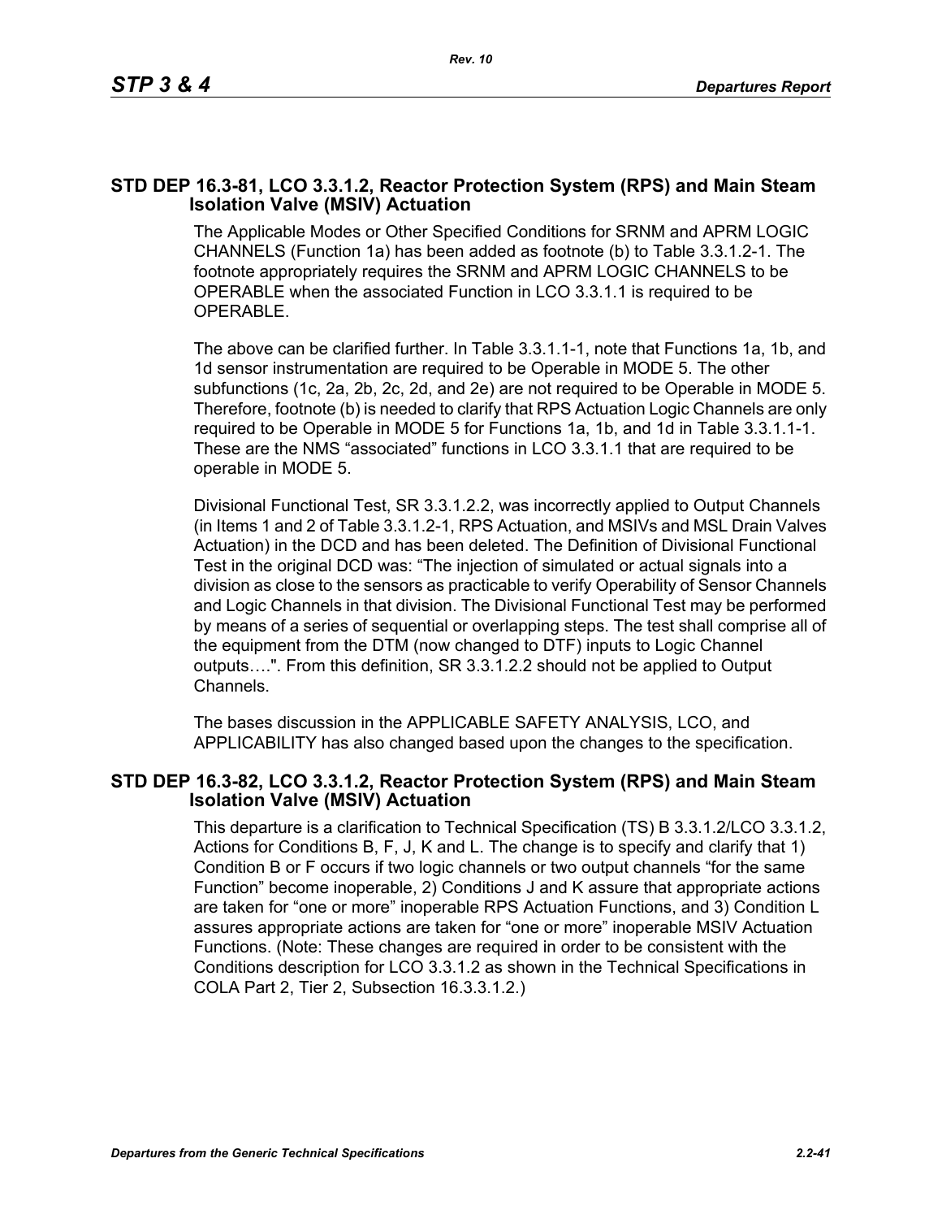## STD DEP 16.3-81, LCO 3.3.1.2, Reactor Protection System (RPS) and Main Steam Isolation Valve (MSIV) Actuation

The Applicable Modes or Other Specified Conditions for SRNM and APRM LOGIC CHANNELS (Function 1a) has been added as footnote (b) to Table 3.3.1.2-1. The footnote appropriately requires the SRNM and APRM LOGIC CHANNELS to be OPERABLE when the associated Function in LCO 3.3.1.1 is required to be OPERABLE.

The above can be clarified further. In Table 3.3.1.1-1, note that Functions 1a, 1b, and 1d sensor instrumentation are required to be Operable in MODE 5. The other subfunctions (1c, 2a, 2b, 2c, 2d, and 2e) are not required to be Operable in MODE 5. Therefore, footnote (b) is needed to clarify that RPS Actuation Logic Channels are only required to be Operable in MODE 5 for Functions 1a, 1b, and 1d in Table 3.3.1.1-1. These are the NMS "associated" functions in LCO 3.3.1.1 that are required to be operable in MODE 5.

Divisional Functional Test, SR 3.3.1.2.2, was incorrectly applied to Output Channels (in Items 1 and 2 of Table 3.3.1.2-1, RPS Actuation, and MSIVs and MSL Drain Valves Actuation) in the DCD and has been deleted. The Definition of Divisional Functional Test in the original DCD was: "The injection of simulated or actual signals into a division as close to the sensors as practicable to verify Operability of Sensor Channels and Logic Channels in that division. The Divisional Functional Test may be performed by means of a series of sequential or overlapping steps. The test shall comprise all of the equipment from the DTM (now changed to DTF) inputs to Logic Channel outputs….". From this definition, SR 3.3.1.2.2 should not be applied to Output Channels.

The bases discussion in the APPLICABLE SAFETY ANALYSIS, LCO, and APPLICABILITY has also changed based upon the changes to the specification.

## STD DEP 16.3-82, LCO 3.3.1.2, Reactor Protection System (RPS) and Main Steam Isolation Valve (MSIV) Actuation

This departure is a clarification to Technical Specification (TS) B 3.3.1.2/LCO 3.3.1.2, Actions for Conditions B, F, J, K and L. The change is to specify and clarify that 1) Condition B or F occurs if two logic channels or two output channels "for the same Function" become inoperable, 2) Conditions J and K assure that appropriate actions are taken for "one or more" inoperable RPS Actuation Functions, and 3) Condition L assures appropriate actions are taken for "one or more" inoperable MSIV Actuation Functions. (Note: These changes are required in order to be consistent with the Conditions description for LCO 3.3.1.2 as shown in the Technical Specifications in COLA Part 2, Tier 2, Subsection 16.3.3.1.2.)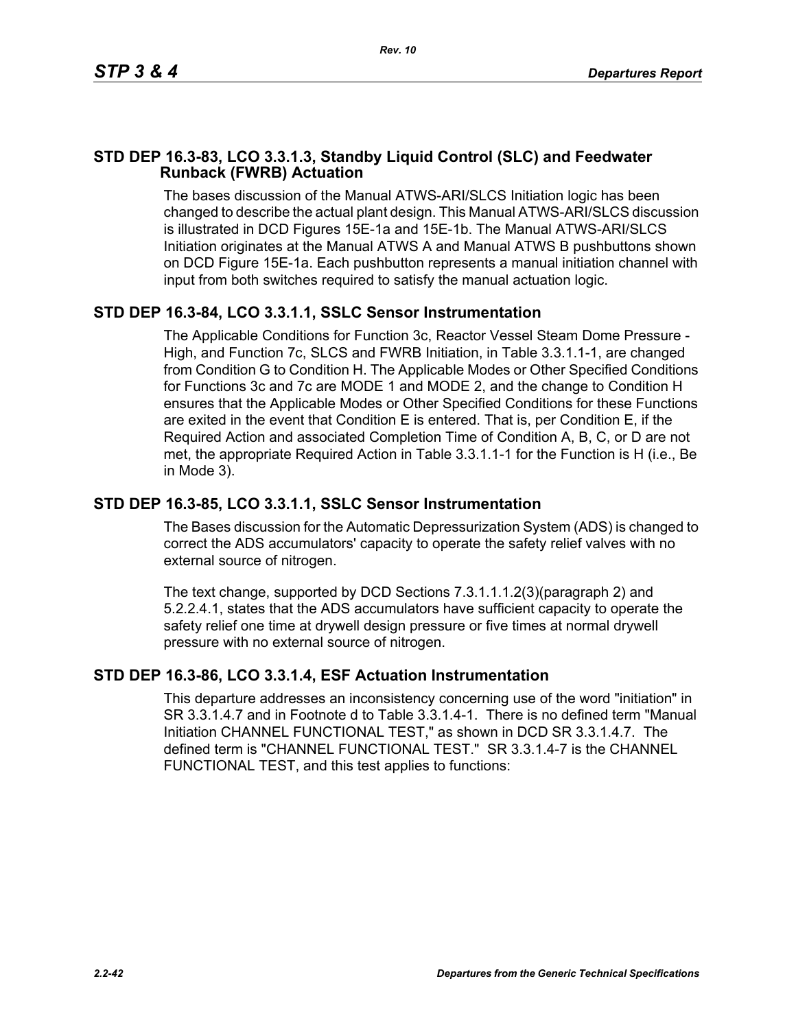## STD DEP 16.3-83, LCO 3.3.1.3, Standby Liquid Control (SLC) and Feedwater Runback (FWRB) Actuation

The bases discussion of the Manual ATWS-ARI/SLCS Initiation logic has been changed to describe the actual plant design. This Manual ATWS-ARI/SLCS discussion is illustrated in DCD Figures 15E-1a and 15E-1b. The Manual ATWS-ARI/SLCS Initiation originates at the Manual ATWS A and Manual ATWS B pushbuttons shown on DCD Figure 15E-1a. Each pushbutton represents a manual initiation channel with input from both switches required to satisfy the manual actuation logic.

## STD DEP 16.3-84, LCO 3.3.1.1, SSLC Sensor Instrumentation

The Applicable Conditions for Function 3c, Reactor Vessel Steam Dome Pressure - High, and Function 7c, SLCS and FWRB Initiation, in Table 3.3.1.1-1, are changed from Condition G to Condition H. The Applicable Modes or Other Specified Conditions for Functions 3c and 7c are MODE 1 and MODE 2, and the change to Condition H ensures that the Applicable Modes or Other Specified Conditions for these Functions are exited in the event that Condition E is entered. That is, per Condition E, if the Required Action and associated Completion Time of Condition A, B, C, or D are not met, the appropriate Required Action in Table 3.3.1.1-1 for the Function is H (i.e., Be in Mode 3).

## STD DEP 16.3-85, LCO 3.3.1.1, SSLC Sensor Instrumentation

The Bases discussion for the Automatic Depressurization System (ADS) is changed to correct the ADS accumulators' capacity to operate the safety relief valves with no external source of nitrogen.

The text change, supported by DCD Sections 7.3.1.1.1.2(3)(paragraph 2) and 5.2.2.4.1, states that the ADS accumulators have sufficient capacity to operate the safety relief one time at drywell design pressure or five times at normal drywell pressure with no external source of nitrogen.

## STD DEP 16.3-86, LCO 3.3.1.4, ESF Actuation Instrumentation

This departure addresses an inconsistency concerning use of the word "initiation" in SR 3.3.1.4.7 and in Footnote d to Table 3.3.1.4-1. There is no defined term "Manual Initiation CHANNEL FUNCTIONAL TEST," as shown in DCD SR 3.3.1.4.7. The defined term is "CHANNEL FUNCTIONAL TEST." SR 3.3.1.4-7 is the CHANNEL FUNCTIONAL TEST, and this test applies to functions: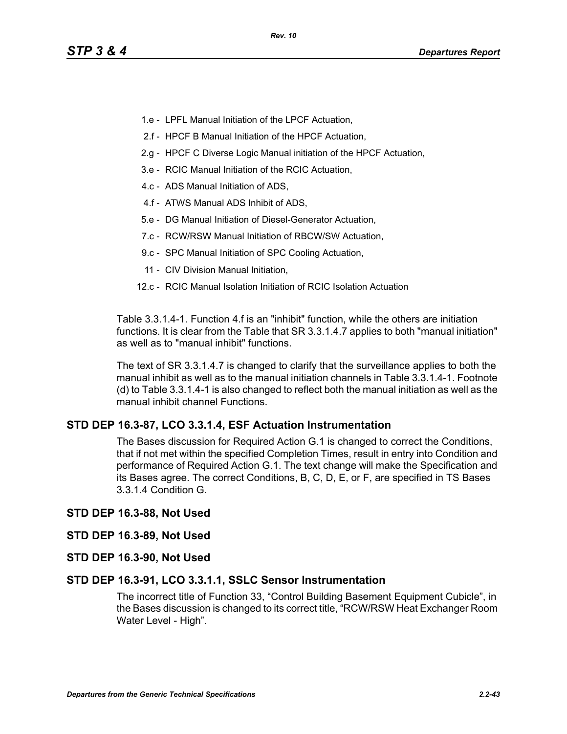- 1.e - LPFL Manual Initiation of the LPCF Actuation,
- 2.f - HPCF B Manual Initiation of the HPCF Actuation,
- 2.g - HPCF C Diverse Logic Manual initiation of the HPCF Actuation,
- 3.e - RCIC Manual Initiation of the RCIC Actuation,
- 4.c - ADS Manual Initiation of ADS,
- 4.f - ATWS Manual ADS Inhibit of ADS,
- 5.e - DG Manual Initiation of Diesel-Generator Actuation,
- 7.c - RCW/RSW Manual Initiation of RBCW/SW Actuation,
- 9.c - SPC Manual Initiation of SPC Cooling Actuation,
- 11 - CIV Division Manual Initiation,
- 12.c - RCIC Manual Isolation Initiation of RCIC Isolation Actuation

Table 3.3.1.4-1. Function 4.f is an "inhibit" function, while the others are initiation functions. It is clear from the Table that SR 3.3.1.4.7 applies to both "manual initiation" as well as to "manual inhibit" functions.

The text of SR 3.3.1.4.7 is changed to clarify that the surveillance applies to both the manual inhibit as well as to the manual initiation channels in Table 3.3.1.4-1. Footnote (d) to Table 3.3.1.4-1 is also changed to reflect both the manual initiation as well as the manual inhibit channel Functions.

## STD DEP 16.3-87, LCO 3.3.1.4, ESF Actuation Instrumentation

The Bases discussion for Required Action G.1 is changed to correct the Conditions, that if not met within the specified Completion Times, result in entry into Condition and performance of Required Action G.1. The text change will make the Specification and its Bases agree. The correct Conditions, B, C, D, E, or F, are specified in TS Bases 3.3.1.4 Condition G.

## STD DEP 16.3-88, Not Used

## STD DEP 16.3-89, Not Used

## STD DEP 16.3-90, Not Used

## STD DEP 16.3-91, LCO 3.3.1.1, SSLC Sensor Instrumentation

The incorrect title of Function 33, “Control Building Basement Equipment Cubicle”, in the Bases discussion is changed to its correct title, “RCW/RSW Heat Exchanger Room Water Level - High”.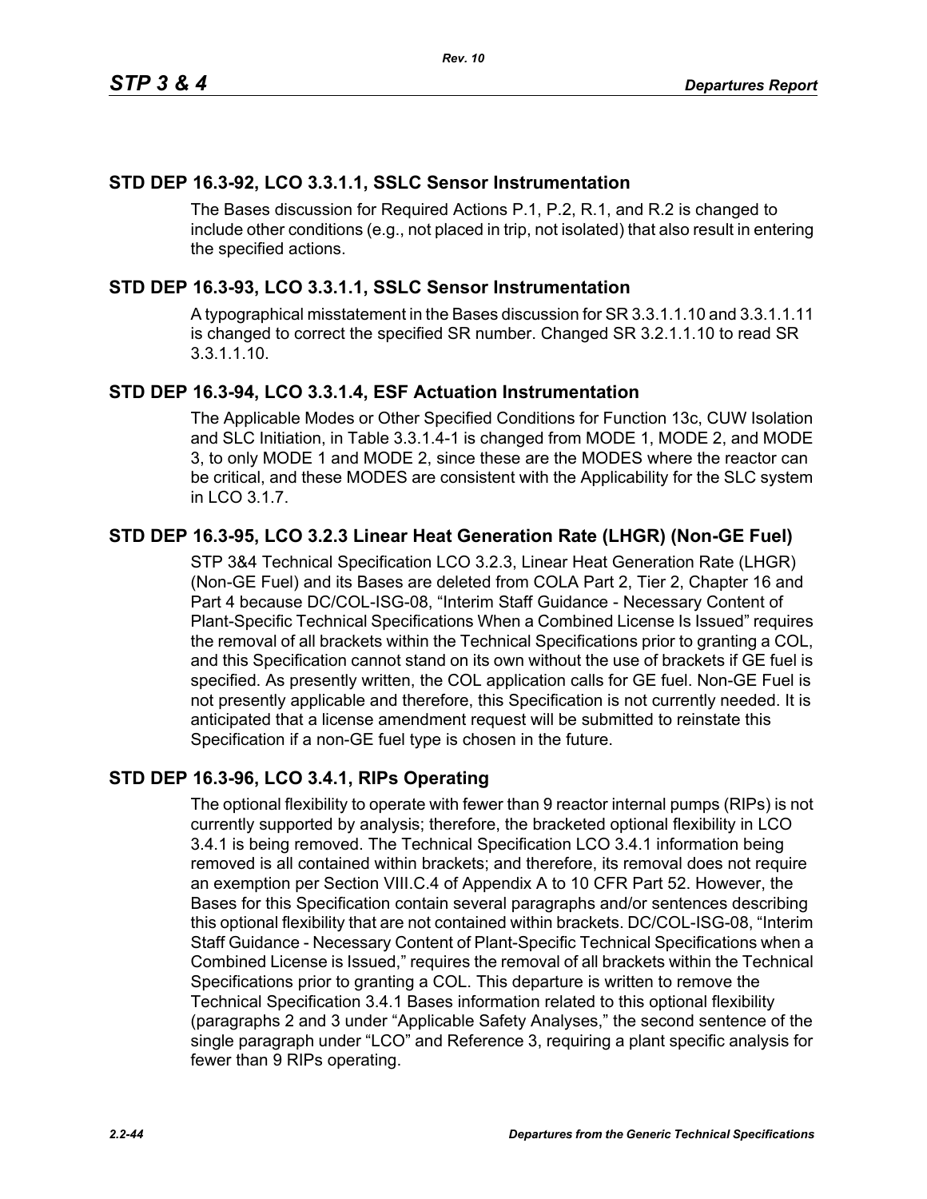## STD DEP 16.3-92, LCO 3.3.1.1, SSLC Sensor Instrumentation

The Bases discussion for Required Actions P.1, P.2, R.1, and R.2 is changed to include other conditions (e.g., not placed in trip, not isolated) that also result in entering the specified actions.

## STD DEP 16.3-93, LCO 3.3.1.1, SSLC Sensor Instrumentation

A typographical misstatement in the Bases discussion for SR 3.3.1.1.10 and 3.3.1.1.11 is changed to correct the specified SR number. Changed SR 3.2.1.1.10 to read SR 3.3.1.1.10.

## STD DEP 16.3-94, LCO 3.3.1.4, ESF Actuation Instrumentation

The Applicable Modes or Other Specified Conditions for Function 13c, CUW Isolation and SLC Initiation, in Table 3.3.1.4-1 is changed from MODE 1, MODE 2, and MODE 3, to only MODE 1 and MODE 2, since these are the MODES where the reactor can be critical, and these MODES are consistent with the Applicability for the SLC system in LCO 3.1.7.

## STD DEP 16.3-95, LCO 3.2.3 Linear Heat Generation Rate (LHGR) (Non-GE Fuel)

STP 3&4 Technical Specification LCO 3.2.3, Linear Heat Generation Rate (LHGR) (Non-GE Fuel) and its Bases are deleted from COLA Part 2, Tier 2, Chapter 16 and Part 4 because DC/COL-ISG-08, "Interim Staff Guidance - Necessary Content of Plant-Specific Technical Specifications When a Combined License Is Issued" requires the removal of all brackets within the Technical Specifications prior to granting a COL, and this Specification cannot stand on its own without the use of brackets if GE fuel is specified. As presently written, the COL application calls for GE fuel. Non-GE Fuel is not presently applicable and therefore, this Specification is not currently needed. It is anticipated that a license amendment request will be submitted to reinstate this Specification if a non-GE fuel type is chosen in the future.

## STD DEP 16.3-96, LCO 3.4.1, RIPs Operating

The optional flexibility to operate with fewer than 9 reactor internal pumps (RIPs) is not currently supported by analysis; therefore, the bracketed optional flexibility in LCO 3.4.1 is being removed. The Technical Specification LCO 3.4.1 information being removed is all contained within brackets; and therefore, its removal does not require an exemption per Section VIII.C.4 of Appendix A to 10 CFR Part 52. However, the Bases for this Specification contain several paragraphs and/or sentences describing this optional flexibility that are not contained within brackets. DC/COL-ISG-08, "Interim Staff Guidance - Necessary Content of Plant-Specific Technical Specifications when a Combined License is Issued," requires the removal of all brackets within the Technical Specifications prior to granting a COL. This departure is written to remove the Technical Specification 3.4.1 Bases information related to this optional flexibility (paragraphs 2 and 3 under "Applicable Safety Analyses," the second sentence of the single paragraph under "LCO" and Reference 3, requiring a plant specific analysis for fewer than 9 RIPs operating.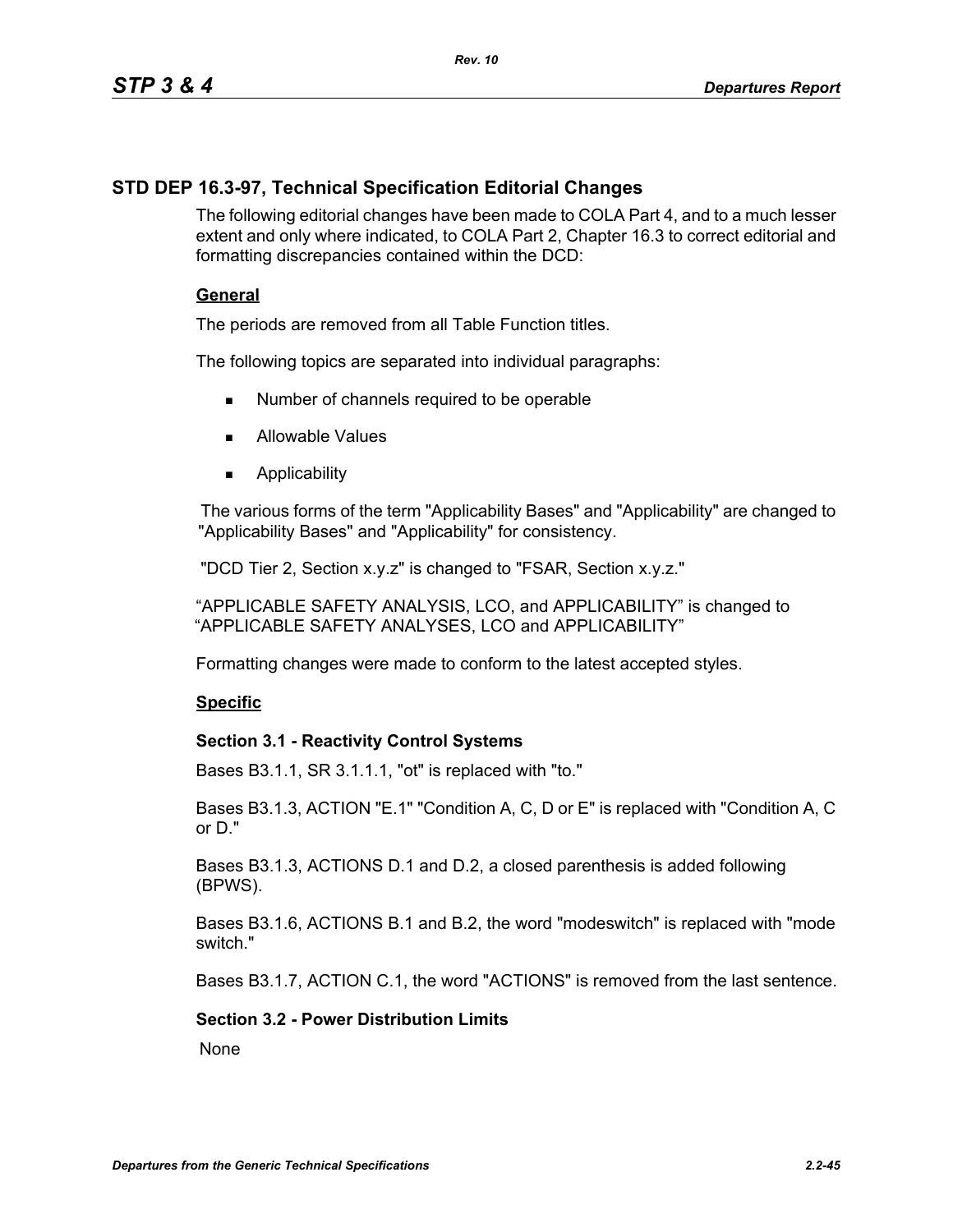## STD DEP 16.3-97, Technical Specification Editorial Changes

The following editorial changes have been made to COLA Part 4, and to a much lesser extent and only where indicated, to COLA Part 2, Chapter 16.3 to correct editorial and formatting discrepancies contained within the DCD:

### General

The periods are removed from all Table Function titles.

The following topics are separated into individual paragraphs:

- Number of channels required to be operable
- Allowable Values
- Applicability

The various forms of the term "Applicability Bases" and "Applicability" are changed to "Applicability Bases" and "Applicability" for consistency.

"DCD Tier 2, Section x.y.z" is changed to "FSAR, Section x.y.z."

“APPLICABLE SAFETY ANALYSIS, LCO, and APPLICABILITY” is changed to “APPLICABLE SAFETY ANALYSES, LCO and APPLICABILITY”

Formatting changes were made to conform to the latest accepted styles.

### Specific

#### Section 3.1 - Reactivity Control Systems

Bases B3.1.1, SR 3.1.1.1, "ot" is replaced with "to."

Bases B3.1.3, ACTION "E.1" "Condition A, C, D or E" is replaced with "Condition A, C or D."

Bases B3.1.3, ACTIONS D.1 and D.2, a closed parenthesis is added following (BPWS).

Bases B3.1.6, ACTIONS B.1 and B.2, the word "modeswitch" is replaced with "mode switch."

Bases B3.1.7, ACTION C.1, the word "ACTIONS" is removed from the last sentence.

#### Section 3.2 - Power Distribution Limits

None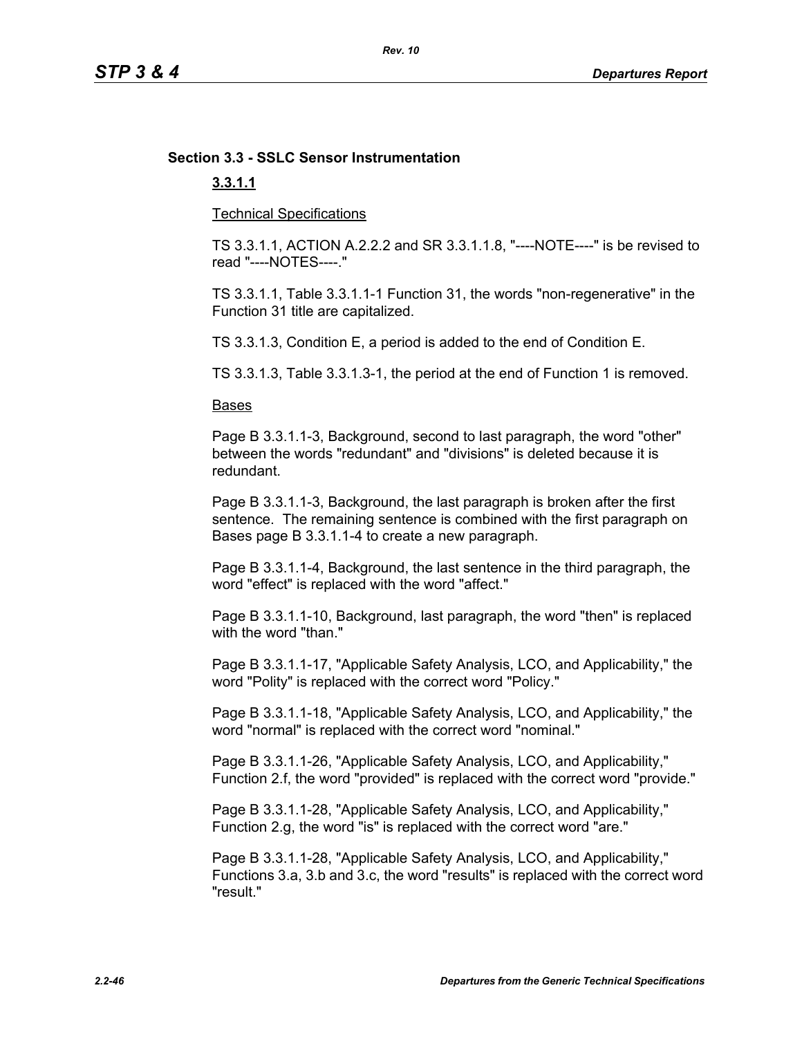## Section 3.3 - SSLC Sensor Instrumentation

### 3.3.1.1

Technical Specifications

TS 3.3.1.1, ACTION A.2.2.2 and SR 3.3.1.1.8, "----NOTE----" is be revised to read "----NOTES----."

TS 3.3.1.1, Table 3.3.1.1-1 Function 31, the words "non-regenerative" in the Function 31 title are capitalized.

TS 3.3.1.3, Condition E, a period is added to the end of Condition E.

TS 3.3.1.3, Table 3.3.1.3-1, the period at the end of Function 1 is removed.

Bases

Page B 3.3.1.1-3, Background, second to last paragraph, the word "other" between the words "redundant" and "divisions" is deleted because it is redundant.

Page B 3.3.1.1-3, Background, the last paragraph is broken after the first sentence. The remaining sentence is combined with the first paragraph on Bases page B 3.3.1.1-4 to create a new paragraph.

Page B 3.3.1.1-4, Background, the last sentence in the third paragraph, the word "effect" is replaced with the word "affect."

Page B 3.3.1.1-10, Background, last paragraph, the word "then" is replaced with the word "than."

Page B 3.3.1.1-17, "Applicable Safety Analysis, LCO, and Applicability," the word "Polity" is replaced with the correct word "Policy."

Page B 3.3.1.1-18, "Applicable Safety Analysis, LCO, and Applicability," the word "normal" is replaced with the correct word "nominal."

Page B 3.3.1.1-26, "Applicable Safety Analysis, LCO, and Applicability," Function 2.f, the word "provided" is replaced with the correct word "provide."

Page B 3.3.1.1-28, "Applicable Safety Analysis, LCO, and Applicability," Function 2.g, the word "is" is replaced with the correct word "are."

Page B 3.3.1.1-28, "Applicable Safety Analysis, LCO, and Applicability," Functions 3.a, 3.b and 3.c, the word "results" is replaced with the correct word "result."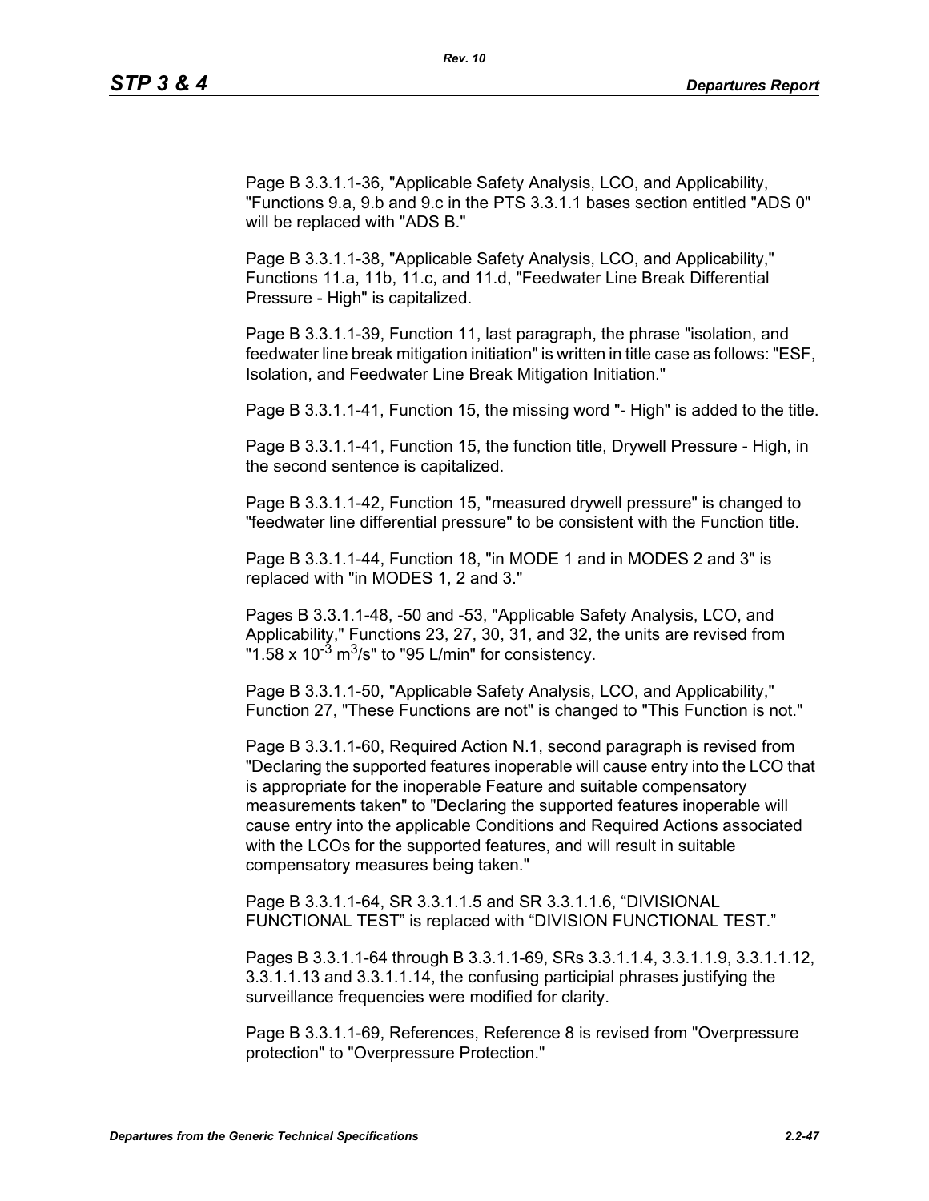Page B 3.3.1.1-36, "Applicable Safety Analysis, LCO, and Applicability, "Functions 9.a, 9.b and 9.c in the PTS 3.3.1.1 bases section entitled "ADS 0" will be replaced with "ADS B."

Page B 3.3.1.1-38, "Applicable Safety Analysis, LCO, and Applicability," Functions 11.a, 11b, 11.c, and 11.d, "Feedwater Line Break Differential Pressure - High" is capitalized.

Page B 3.3.1.1-39, Function 11, last paragraph, the phrase "isolation, and feedwater line break mitigation initiation" is written in title case as follows: "ESF, Isolation, and Feedwater Line Break Mitigation Initiation."

Page B 3.3.1.1-41, Function 15, the missing word "- High" is added to the title.

Page B 3.3.1.1-41, Function 15, the function title, Drywell Pressure - High, in the second sentence is capitalized.

Page B 3.3.1.1-42, Function 15, "measured drywell pressure" is changed to "feedwater line differential pressure" to be consistent with the Function title.

Page B 3.3.1.1-44, Function 18, "in MODE 1 and in MODES 2 and 3" is replaced with "in MODES 1, 2 and 3."

Pages B 3.3.1.1-48, -50 and -53, "Applicable Safety Analysis, LCO, and Applicability," Functions 23, 27, 30, 31, and 32, the units are revised from "$1.58 \times 10^{-3}$ $m^3/s$" to "95 L/min" for consistency.

Page B 3.3.1.1-50, "Applicable Safety Analysis, LCO, and Applicability," Function 27, "These Functions are not" is changed to "This Function is not."

Page B 3.3.1.1-60, Required Action N.1, second paragraph is revised from "Declaring the supported features inoperable will cause entry into the LCO that is appropriate for the inoperable Feature and suitable compensatory measurements taken" to "Declaring the supported features inoperable will cause entry into the applicable Conditions and Required Actions associated with the LCOs for the supported features, and will result in suitable compensatory measures being taken."

Page B 3.3.1.1-64, SR 3.3.1.1.5 and SR 3.3.1.1.6, "DIVISIONAL FUNCTIONAL TEST" is replaced with "DIVISION FUNCTIONAL TEST."

Pages B 3.3.1.1-64 through B 3.3.1.1-69, SRs 3.3.1.1.4, 3.3.1.1.9, 3.3.1.1.12, 3.3.1.1.13 and 3.3.1.1.14, the confusing participial phrases justifying the surveillance frequencies were modified for clarity.

Page B 3.3.1.1-69, References, Reference 8 is revised from "Overpressure protection" to "Overpressure Protection."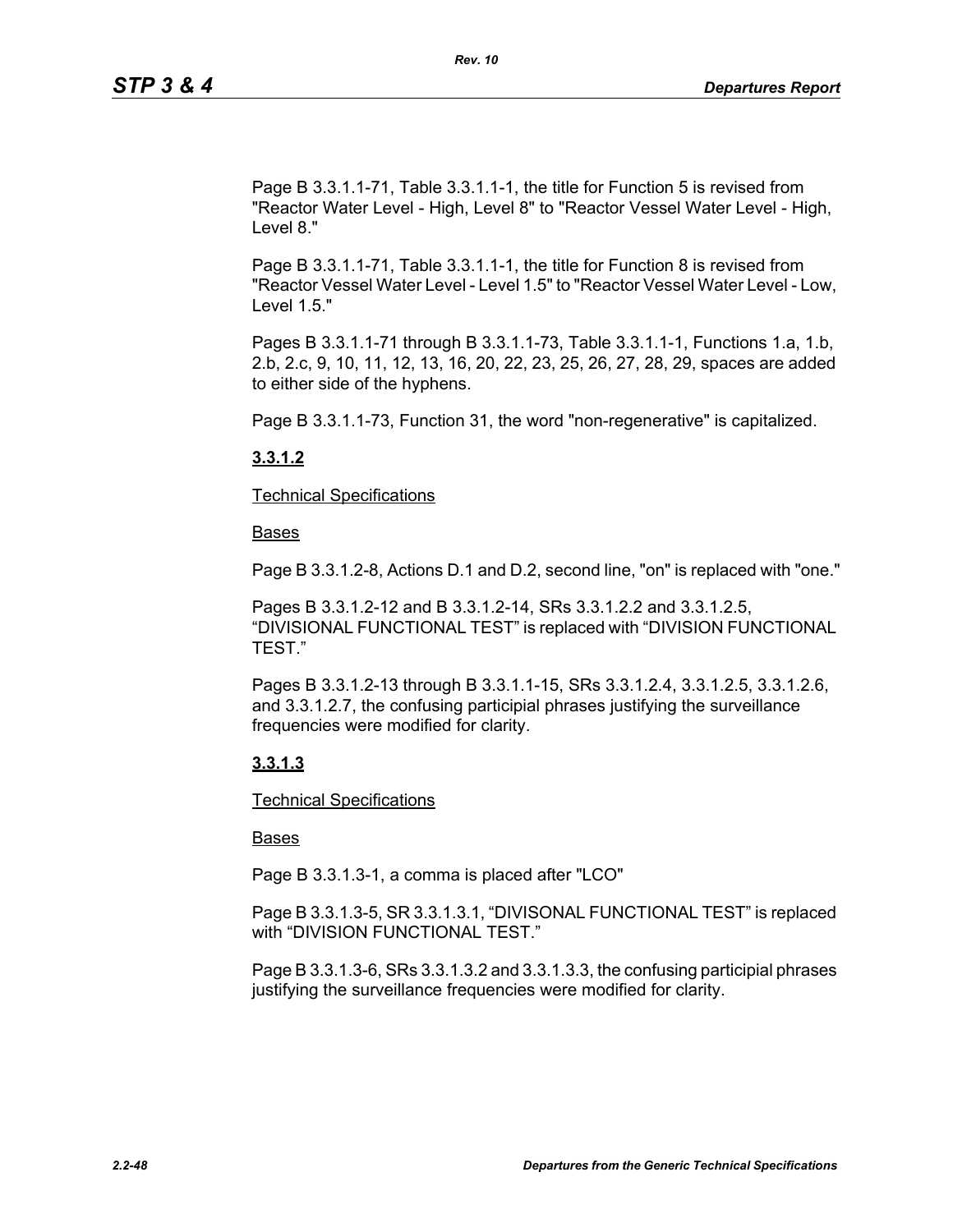Page B 3.3.1.1-71, Table 3.3.1.1-1, the title for Function 5 is revised from "Reactor Water Level - High, Level 8" to "Reactor Vessel Water Level - High, Level 8."

Page B 3.3.1.1-71, Table 3.3.1.1-1, the title for Function 8 is revised from "Reactor Vessel Water Level - Level 1.5" to "Reactor Vessel Water Level - Low, Level 1.5."

Pages B 3.3.1.1-71 through B 3.3.1.1-73, Table 3.3.1.1-1, Functions 1.a, 1.b, 2.b, 2.c, 9, 10, 11, 12, 13, 16, 20, 22, 23, 25, 26, 27, 28, 29, spaces are added to either side of the hyphens.

Page B 3.3.1.1-73, Function 31, the word "non-regenerative" is capitalized.

**3.3.1.2**

Technical Specifications

Bases

Page B 3.3.1.2-8, Actions D.1 and D.2, second line, "on" is replaced with "one."

Pages B 3.3.1.2-12 and B 3.3.1.2-14, SRs 3.3.1.2.2 and 3.3.1.2.5, "DIVISIONAL FUNCTIONAL TEST" is replaced with "DIVISION FUNCTIONAL TEST."

Pages B 3.3.1.2-13 through B 3.3.1.1-15, SRs 3.3.1.2.4, 3.3.1.2.5, 3.3.1.2.6, and 3.3.1.2.7, the confusing participial phrases justifying the surveillance frequencies were modified for clarity.

**3.3.1.3**

Technical Specifications

Bases

Page B 3.3.1.3-1, a comma is placed after "LCO"

Page B 3.3.1.3-5, SR 3.3.1.3.1, "DIVISONAL FUNCTIONAL TEST" is replaced with "DIVISION FUNCTIONAL TEST."

Page B 3.3.1.3-6, SRs 3.3.1.3.2 and 3.3.1.3.3, the confusing participial phrases justifying the surveillance frequencies were modified for clarity.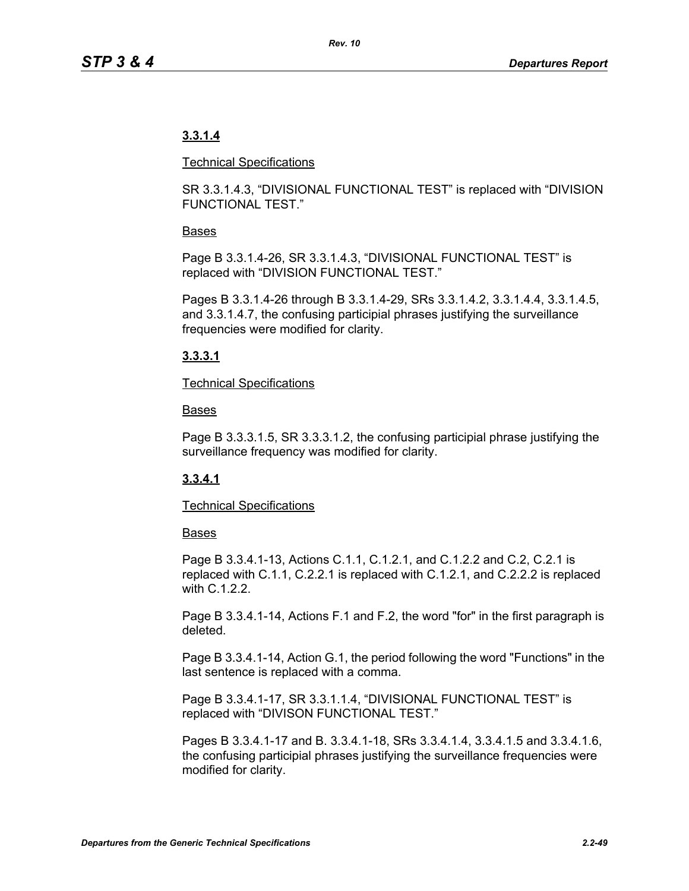**3.3.1.4**

Technical Specifications

SR 3.3.1.4.3, “DIVISIONAL FUNCTIONAL TEST” is replaced with “DIVISION FUNCTIONAL TEST.”

Bases

Page B 3.3.1.4-26, SR 3.3.1.4.3, “DIVISIONAL FUNCTIONAL TEST” is replaced with “DIVISION FUNCTIONAL TEST.”

Pages B 3.3.1.4-26 through B 3.3.1.4-29, SRs 3.3.1.4.2, 3.3.1.4.4, 3.3.1.4.5, and 3.3.1.4.7, the confusing participial phrases justifying the surveillance frequencies were modified for clarity.

**3.3.3.1**

Technical Specifications

Bases

Page B 3.3.3.1.5, SR 3.3.3.1.2, the confusing participial phrase justifying the surveillance frequency was modified for clarity.

**3.3.4.1**

Technical Specifications

Bases

Page B 3.3.4.1-13, Actions C.1.1, C.1.2.1, and C.1.2.2 and C.2, C.2.1 is replaced with C.1.1, C.2.2.1 is replaced with C.1.2.1, and C.2.2.2 is replaced with C.1.2.2.

Page B 3.3.4.1-14, Actions F.1 and F.2, the word "for" in the first paragraph is deleted.

Page B 3.3.4.1-14, Action G.1, the period following the word "Functions" in the last sentence is replaced with a comma.

Page B 3.3.4.1-17, SR 3.3.1.1.4, “DIVISIONAL FUNCTIONAL TEST” is replaced with “DIVISON FUNCTIONAL TEST.”

Pages B 3.3.4.1-17 and B. 3.3.4.1-18, SRs 3.3.4.1.4, 3.3.4.1.5 and 3.3.4.1.6, the confusing participial phrases justifying the surveillance frequencies were modified for clarity.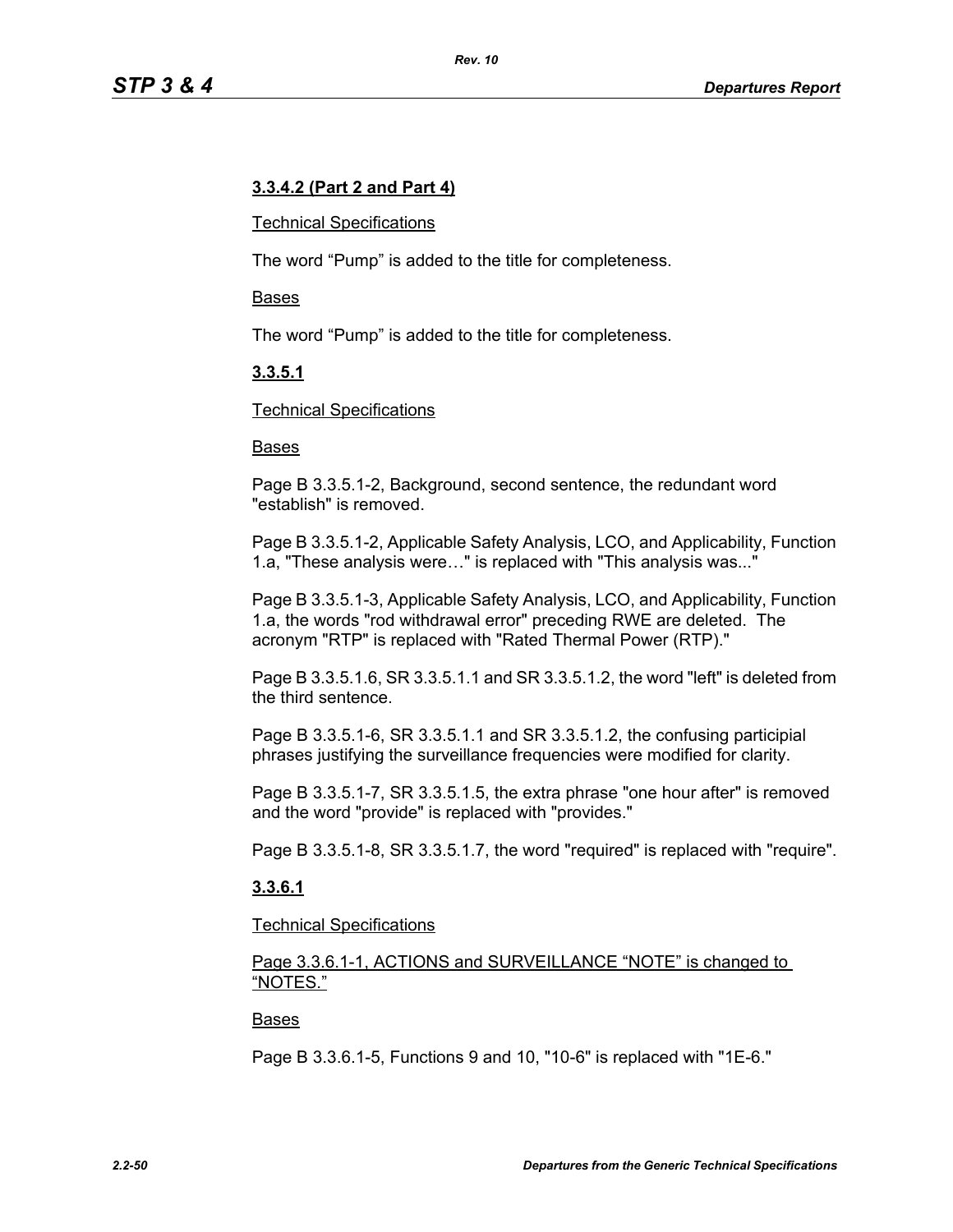**3.3.4.2 (Part 2 and Part 4)**

Technical Specifications

The word “Pump” is added to the title for completeness.

Bases

The word “Pump” is added to the title for completeness.

**3.3.5.1**

Technical Specifications

Bases

Page B 3.3.5.1-2, Background, second sentence, the redundant word "establish" is removed.

Page B 3.3.5.1-2, Applicable Safety Analysis, LCO, and Applicability, Function 1.a, "These analysis were…" is replaced with "This analysis was..."

Page B 3.3.5.1-3, Applicable Safety Analysis, LCO, and Applicability, Function 1.a, the words "rod withdrawal error" preceding RWE are deleted. The acronym "RTP" is replaced with "Rated Thermal Power (RTP)."

Page B 3.3.5.1.6, SR 3.3.5.1.1 and SR 3.3.5.1.2, the word "left" is deleted from the third sentence.

Page B 3.3.5.1-6, SR 3.3.5.1.1 and SR 3.3.5.1.2, the confusing participial phrases justifying the surveillance frequencies were modified for clarity.

Page B 3.3.5.1-7, SR 3.3.5.1.5, the extra phrase "one hour after" is removed and the word "provide" is replaced with "provides."

Page B 3.3.5.1-8, SR 3.3.5.1.7, the word "required" is replaced with "require".

**3.3.6.1**

Technical Specifications

Page 3.3.6.1-1, ACTIONS and SURVEILLANCE “NOTE” is changed to “NOTES.”

Bases

Page B 3.3.6.1-5, Functions 9 and 10, "10-6" is replaced with "1E-6."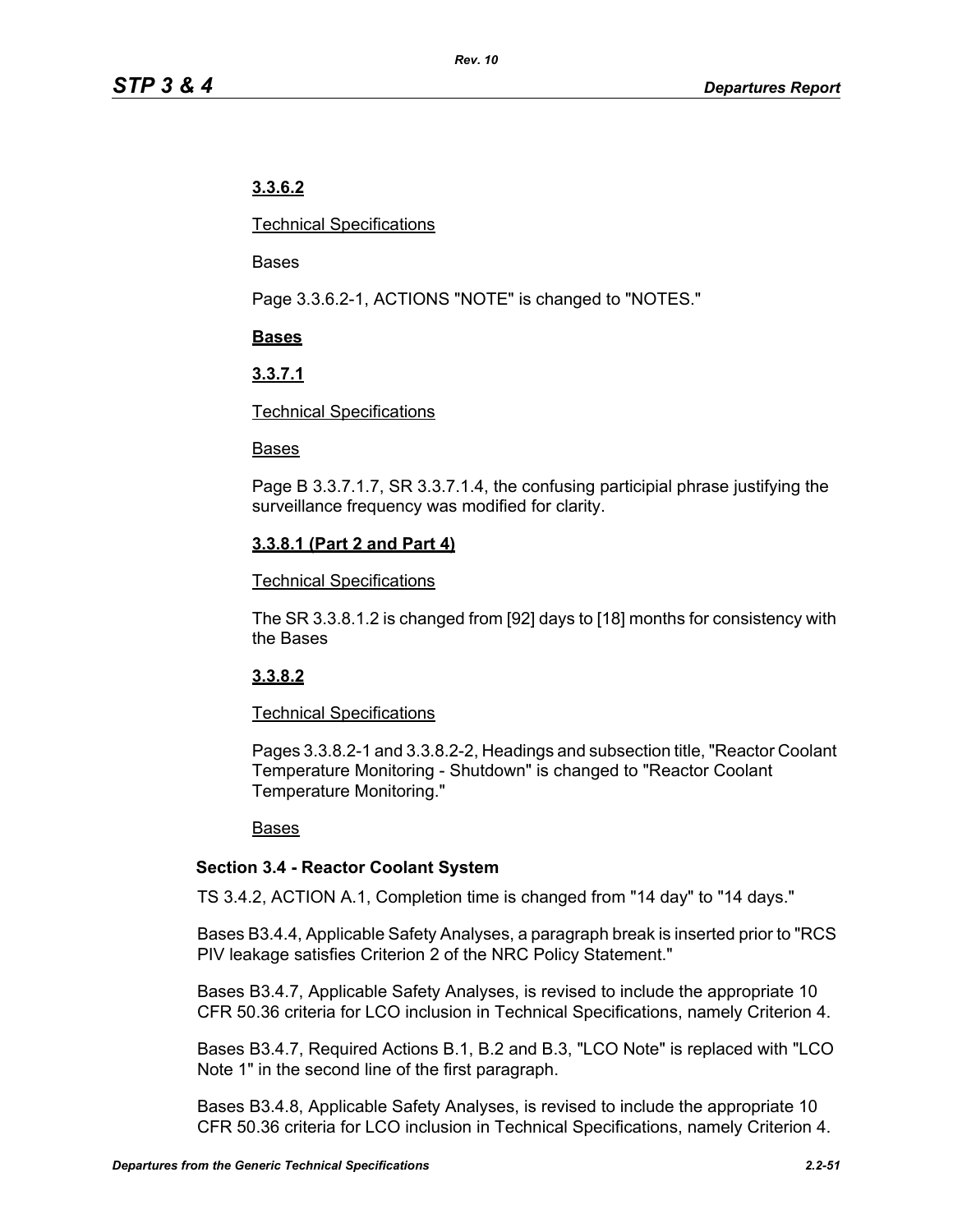**3.3.6.2**

Technical Specifications

Bases

Page 3.3.6.2-1, ACTIONS "NOTE" is changed to "NOTES."

**Bases**

**3.3.7.1**

Technical Specifications

Bases

Page B 3.3.7.1.7, SR 3.3.7.1.4, the confusing participial phrase justifying the surveillance frequency was modified for clarity.

**3.3.8.1 (Part 2 and Part 4)**

Technical Specifications

The SR 3.3.8.1.2 is changed from [92] days to [18] months for consistency with the Bases

**3.3.8.2**

Technical Specifications

Pages 3.3.8.2-1 and 3.3.8.2-2, Headings and subsection title, "Reactor Coolant Temperature Monitoring - Shutdown" is changed to "Reactor Coolant Temperature Monitoring."

Bases

### Section 3.4 - Reactor Coolant System

TS 3.4.2, ACTION A.1, Completion time is changed from "14 day" to "14 days."

Bases B3.4.4, Applicable Safety Analyses, a paragraph break is inserted prior to "RCS PIV leakage satisfies Criterion 2 of the NRC Policy Statement."

Bases B3.4.7, Applicable Safety Analyses, is revised to include the appropriate 10 CFR 50.36 criteria for LCO inclusion in Technical Specifications, namely Criterion 4.

Bases B3.4.7, Required Actions B.1, B.2 and B.3, "LCO Note" is replaced with "LCO Note 1" in the second line of the first paragraph.

Bases B3.4.8, Applicable Safety Analyses, is revised to include the appropriate 10 CFR 50.36 criteria for LCO inclusion in Technical Specifications, namely Criterion 4.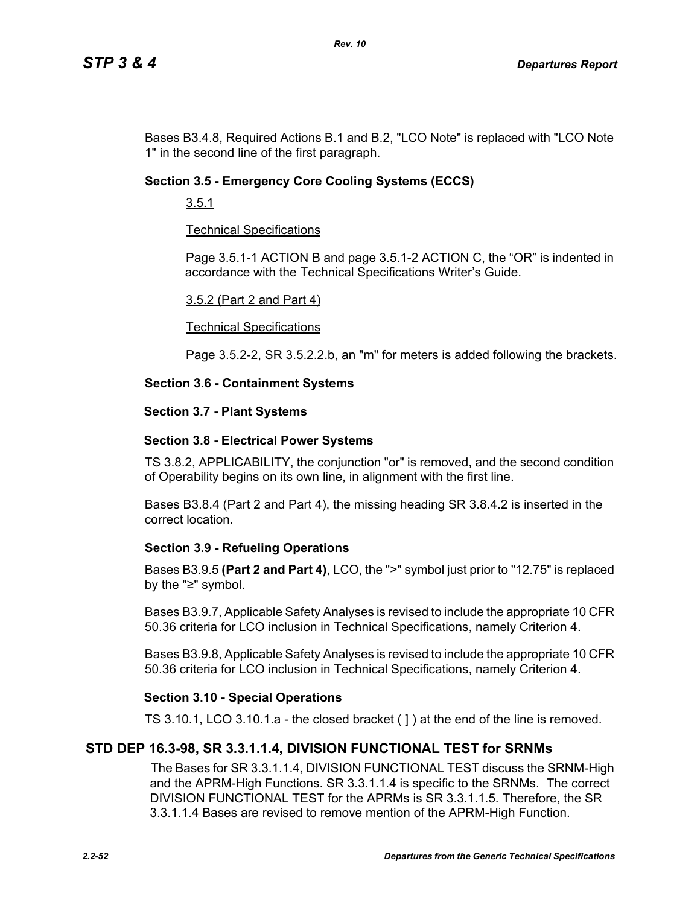Bases B3.4.8, Required Actions B.1 and B.2, "LCO Note" is replaced with "LCO Note 1" in the second line of the first paragraph.

**Section 3.5 - Emergency Core Cooling Systems (ECCS)**

3.5.1

Technical Specifications

Page 3.5.1-1 ACTION B and page 3.5.1-2 ACTION C, the “OR” is indented in accordance with the Technical Specifications Writer’s Guide.

3.5.2 (Part 2 and Part 4)

Technical Specifications

Page 3.5.2-2, SR 3.5.2.2.b, an "m" for meters is added following the brackets.

**Section 3.6 - Containment Systems**

**Section 3.7 - Plant Systems**

**Section 3.8 - Electrical Power Systems**

TS 3.8.2, APPLICABILITY, the conjunction "or" is removed, and the second condition of Operability begins on its own line, in alignment with the first line.

Bases B3.8.4 (Part 2 and Part 4), the missing heading SR 3.8.4.2 is inserted in the correct location.

**Section 3.9 - Refueling Operations**

Bases B3.9.5 **(Part 2 and Part 4)**, LCO, the ">" symbol just prior to "12.75" is replaced by the "≥" symbol.

Bases B3.9.7, Applicable Safety Analyses is revised to include the appropriate 10 CFR 50.36 criteria for LCO inclusion in Technical Specifications, namely Criterion 4.

Bases B3.9.8, Applicable Safety Analyses is revised to include the appropriate 10 CFR 50.36 criteria for LCO inclusion in Technical Specifications, namely Criterion 4.

**Section 3.10 - Special Operations**

TS 3.10.1, LCO 3.10.1.a - the closed bracket ( ] ) at the end of the line is removed.

## STD DEP 16.3-98, SR 3.3.1.1.4, DIVISION FUNCTIONAL TEST for SRNMs

The Bases for SR 3.3.1.1.4, DIVISION FUNCTIONAL TEST discuss the SRNM-High and the APRM-High Functions. SR 3.3.1.1.4 is specific to the SRNMs. The correct DIVISION FUNCTIONAL TEST for the APRMs is SR 3.3.1.1.5. Therefore, the SR 3.3.1.1.4 Bases are revised to remove mention of the APRM-High Function.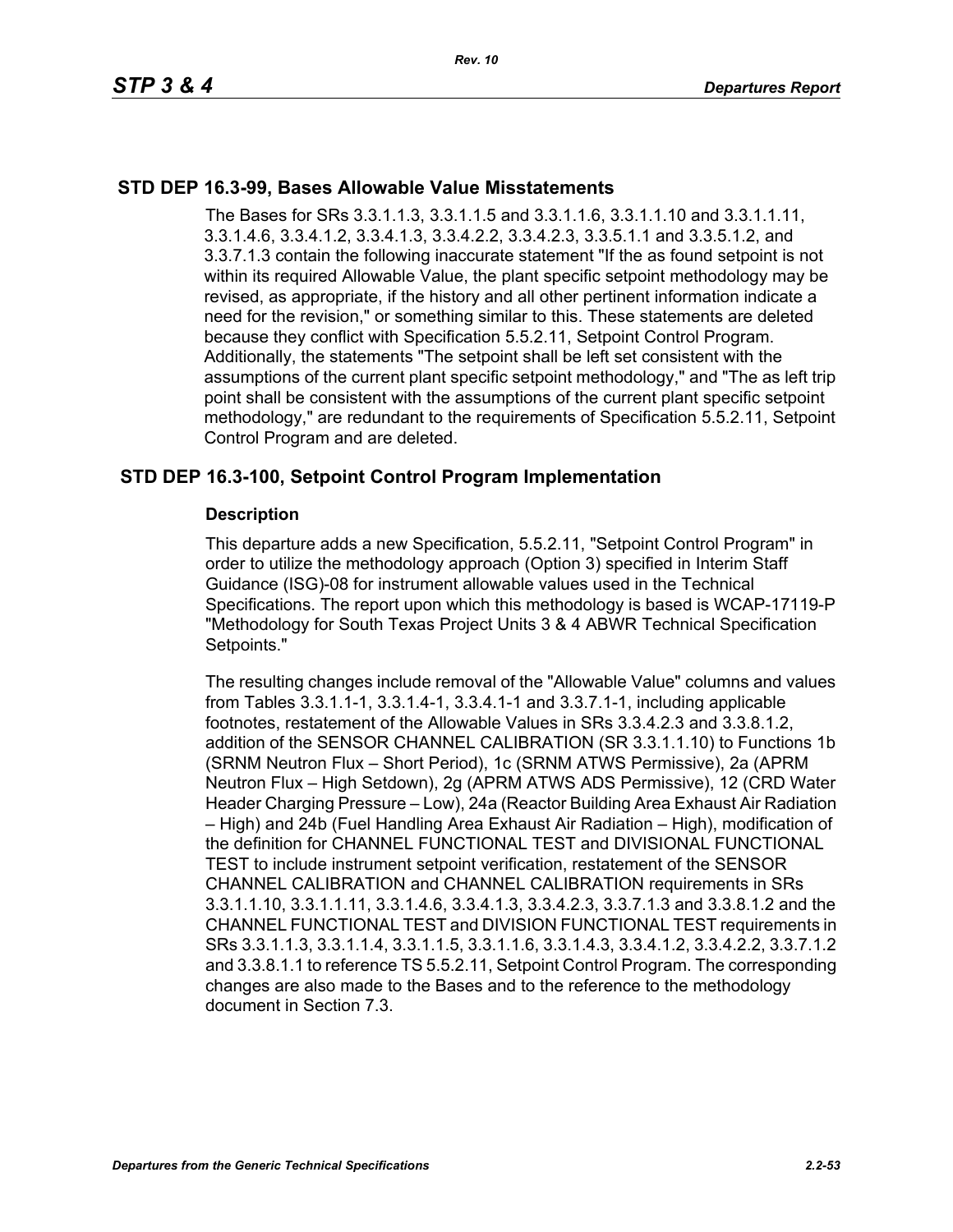## STD DEP 16.3-99, Bases Allowable Value Misstatements

The Bases for SRs 3.3.1.1.3, 3.3.1.1.5 and 3.3.1.1.6, 3.3.1.1.10 and 3.3.1.1.11, 3.3.1.4.6, 3.3.4.1.2, 3.3.4.1.3, 3.3.4.2.2, 3.3.4.2.3, 3.3.5.1.1 and 3.3.5.1.2, and 3.3.7.1.3 contain the following inaccurate statement "If the as found setpoint is not within its required Allowable Value, the plant specific setpoint methodology may be revised, as appropriate, if the history and all other pertinent information indicate a need for the revision," or something similar to this. These statements are deleted because they conflict with Specification 5.5.2.11, Setpoint Control Program. Additionally, the statements "The setpoint shall be left set consistent with the assumptions of the current plant specific setpoint methodology," and "The as left trip point shall be consistent with the assumptions of the current plant specific setpoint methodology," are redundant to the requirements of Specification 5.5.2.11, Setpoint Control Program and are deleted.

## STD DEP 16.3-100, Setpoint Control Program Implementation

### Description

This departure adds a new Specification, 5.5.2.11, "Setpoint Control Program" in order to utilize the methodology approach (Option 3) specified in Interim Staff Guidance (ISG)-08 for instrument allowable values used in the Technical Specifications. The report upon which this methodology is based is WCAP-17119-P "Methodology for South Texas Project Units 3 & 4 ABWR Technical Specification Setpoints."

The resulting changes include removal of the "Allowable Value" columns and values from Tables 3.3.1.1-1, 3.3.1.4-1, 3.3.4.1-1 and 3.3.7.1-1, including applicable footnotes, restatement of the Allowable Values in SRs 3.3.4.2.3 and 3.3.8.1.2, addition of the SENSOR CHANNEL CALIBRATION (SR 3.3.1.1.10) to Functions 1b (SRNM Neutron Flux – Short Period), 1c (SRNM ATWS Permissive), 2a (APRM Neutron Flux – High Setdown), 2g (APRM ATWS ADS Permissive), 12 (CRD Water Header Charging Pressure – Low), 24a (Reactor Building Area Exhaust Air Radiation – High) and 24b (Fuel Handling Area Exhaust Air Radiation – High), modification of the definition for CHANNEL FUNCTIONAL TEST and DIVISIONAL FUNCTIONAL TEST to include instrument setpoint verification, restatement of the SENSOR CHANNEL CALIBRATION and CHANNEL CALIBRATION requirements in SRs 3.3.1.1.10, 3.3.1.1.11, 3.3.1.4.6, 3.3.4.1.3, 3.3.4.2.3, 3.3.7.1.3 and 3.3.8.1.2 and the CHANNEL FUNCTIONAL TEST and DIVISION FUNCTIONAL TEST requirements in SRs 3.3.1.1.3, 3.3.1.1.4, 3.3.1.1.5, 3.3.1.1.6, 3.3.1.4.3, 3.3.4.1.2, 3.3.4.2.2, 3.3.7.1.2 and 3.3.8.1.1 to reference TS 5.5.2.11, Setpoint Control Program. The corresponding changes are also made to the Bases and to the reference to the methodology document in Section 7.3.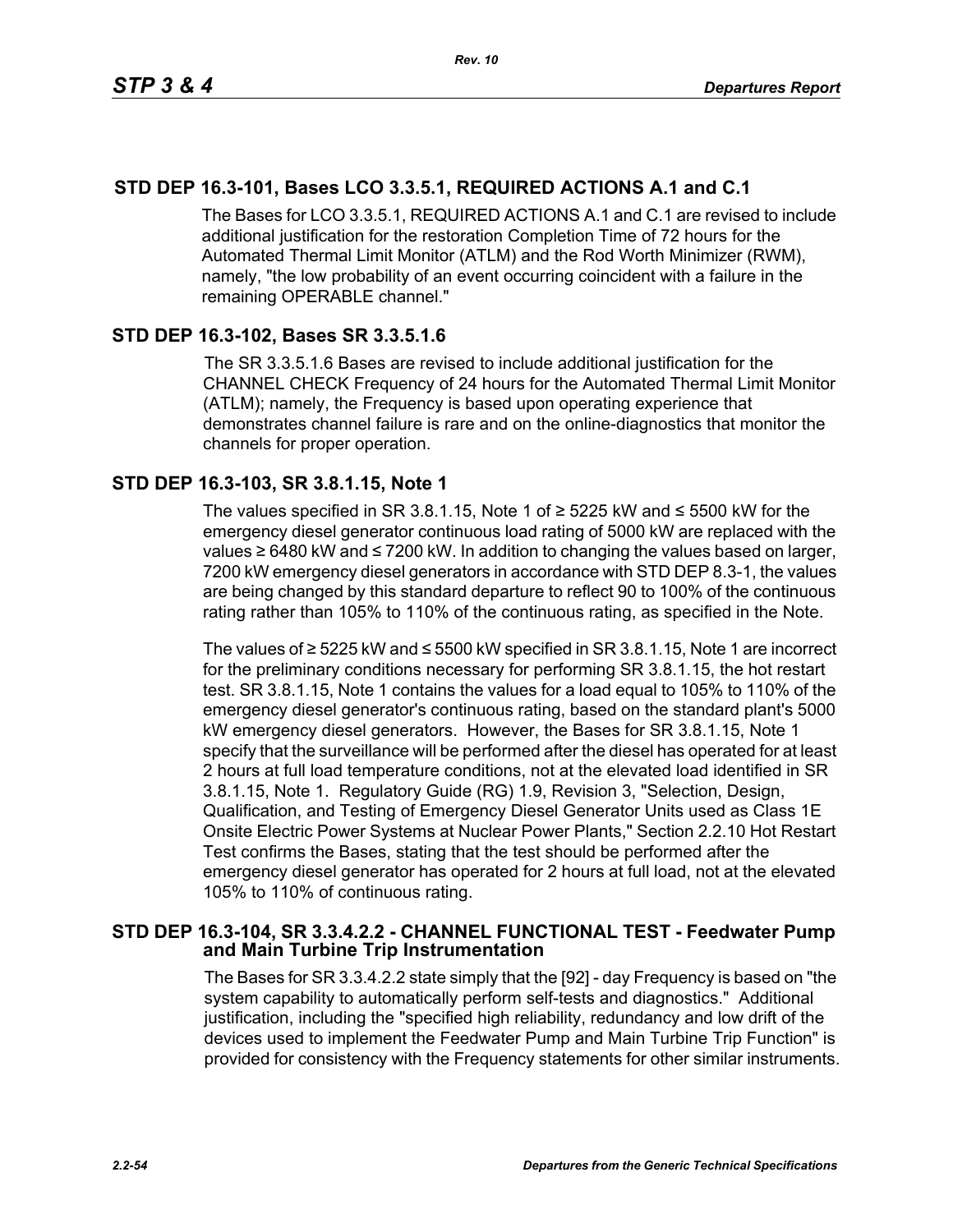## STD DEP 16.3-101, Bases LCO 3.3.5.1, REQUIRED ACTIONS A.1 and C.1

The Bases for LCO 3.3.5.1, REQUIRED ACTIONS A.1 and C.1 are revised to include additional justification for the restoration Completion Time of 72 hours for the Automated Thermal Limit Monitor (ATLM) and the Rod Worth Minimizer (RWM), namely, "the low probability of an event occurring coincident with a failure in the remaining OPERABLE channel."

## STD DEP 16.3-102, Bases SR 3.3.5.1.6

The SR 3.3.5.1.6 Bases are revised to include additional justification for the CHANNEL CHECK Frequency of 24 hours for the Automated Thermal Limit Monitor (ATLM); namely, the Frequency is based upon operating experience that demonstrates channel failure is rare and on the online-diagnostics that monitor the channels for proper operation.

## STD DEP 16.3-103, SR 3.8.1.15, Note 1

The values specified in SR 3.8.1.15, Note 1 of ≥ 5225 kW and ≤ 5500 kW for the emergency diesel generator continuous load rating of 5000 kW are replaced with the values ≥ 6480 kW and ≤ 7200 kW. In addition to changing the values based on larger, 7200 kW emergency diesel generators in accordance with STD DEP 8.3-1, the values are being changed by this standard departure to reflect 90 to 100% of the continuous rating rather than 105% to 110% of the continuous rating, as specified in the Note.

The values of ≥ 5225 kW and ≤ 5500 kW specified in SR 3.8.1.15, Note 1 are incorrect for the preliminary conditions necessary for performing SR 3.8.1.15, the hot restart test. SR 3.8.1.15, Note 1 contains the values for a load equal to 105% to 110% of the emergency diesel generator's continuous rating, based on the standard plant's 5000 kW emergency diesel generators. However, the Bases for SR 3.8.1.15, Note 1 specify that the surveillance will be performed after the diesel has operated for at least 2 hours at full load temperature conditions, not at the elevated load identified in SR 3.8.1.15, Note 1. Regulatory Guide (RG) 1.9, Revision 3, "Selection, Design, Qualification, and Testing of Emergency Diesel Generator Units used as Class 1E Onsite Electric Power Systems at Nuclear Power Plants," Section 2.2.10 Hot Restart Test confirms the Bases, stating that the test should be performed after the emergency diesel generator has operated for 2 hours at full load, not at the elevated 105% to 110% of continuous rating.

## STD DEP 16.3-104, SR 3.3.4.2.2 - CHANNEL FUNCTIONAL TEST - Feedwater Pump and Main Turbine Trip Instrumentation

The Bases for SR 3.3.4.2.2 state simply that the [92] - day Frequency is based on "the system capability to automatically perform self-tests and diagnostics." Additional justification, including the "specified high reliability, redundancy and low drift of the devices used to implement the Feedwater Pump and Main Turbine Trip Function" is provided for consistency with the Frequency statements for other similar instruments.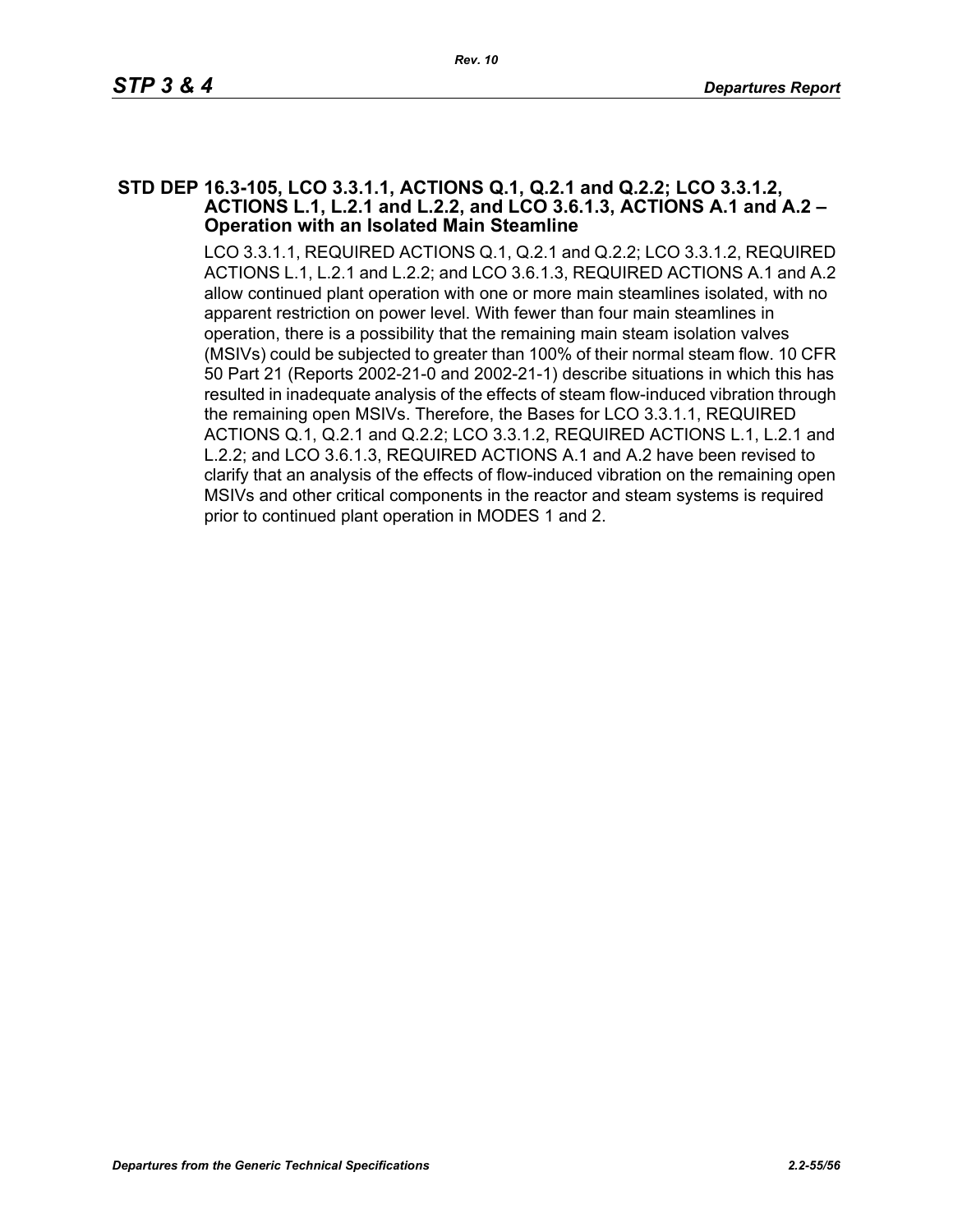### STD DEP 16.3-105, LCO 3.3.1.1, ACTIONS Q.1, Q.2.1 and Q.2.2; LCO 3.3.1.2, ACTIONS L.1, L.2.1 and L.2.2, and LCO 3.6.1.3, ACTIONS A.1 and A.2 – Operation with an Isolated Main Steamline

LCO 3.3.1.1, REQUIRED ACTIONS Q.1, Q.2.1 and Q.2.2; LCO 3.3.1.2, REQUIRED ACTIONS L.1, L.2.1 and L.2.2; and LCO 3.6.1.3, REQUIRED ACTIONS A.1 and A.2 allow continued plant operation with one or more main steamlines isolated, with no apparent restriction on power level. With fewer than four main steamlines in operation, there is a possibility that the remaining main steam isolation valves (MSIVs) could be subjected to greater than 100% of their normal steam flow. 10 CFR 50 Part 21 (Reports 2002-21-0 and 2002-21-1) describe situations in which this has resulted in inadequate analysis of the effects of steam flow-induced vibration through the remaining open MSIVs. Therefore, the Bases for LCO 3.3.1.1, REQUIRED ACTIONS Q.1, Q.2.1 and Q.2.2; LCO 3.3.1.2, REQUIRED ACTIONS L.1, L.2.1 and L.2.2; and LCO 3.6.1.3, REQUIRED ACTIONS A.1 and A.2 have been revised to clarify that an analysis of the effects of flow-induced vibration on the remaining open MSIVs and other critical components in the reactor and steam systems is required prior to continued plant operation in MODES 1 and 2.